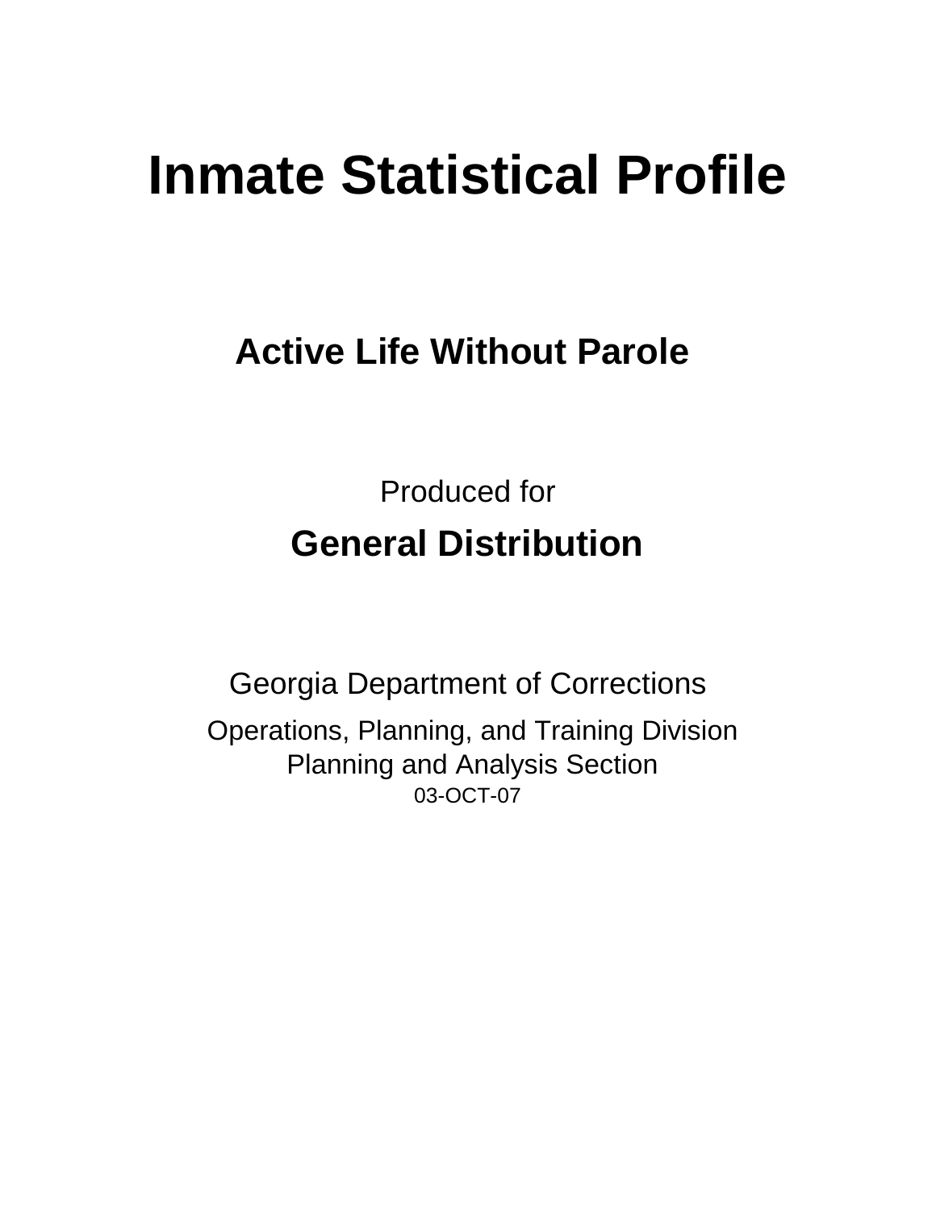# Inmate Statistical Profile

## Active Life Without Parole

Produced for

**General Distribution**

Georgia Department of Corrections

Operations, Planning, and Training Division
Planning and Analysis Section
03-OCT-07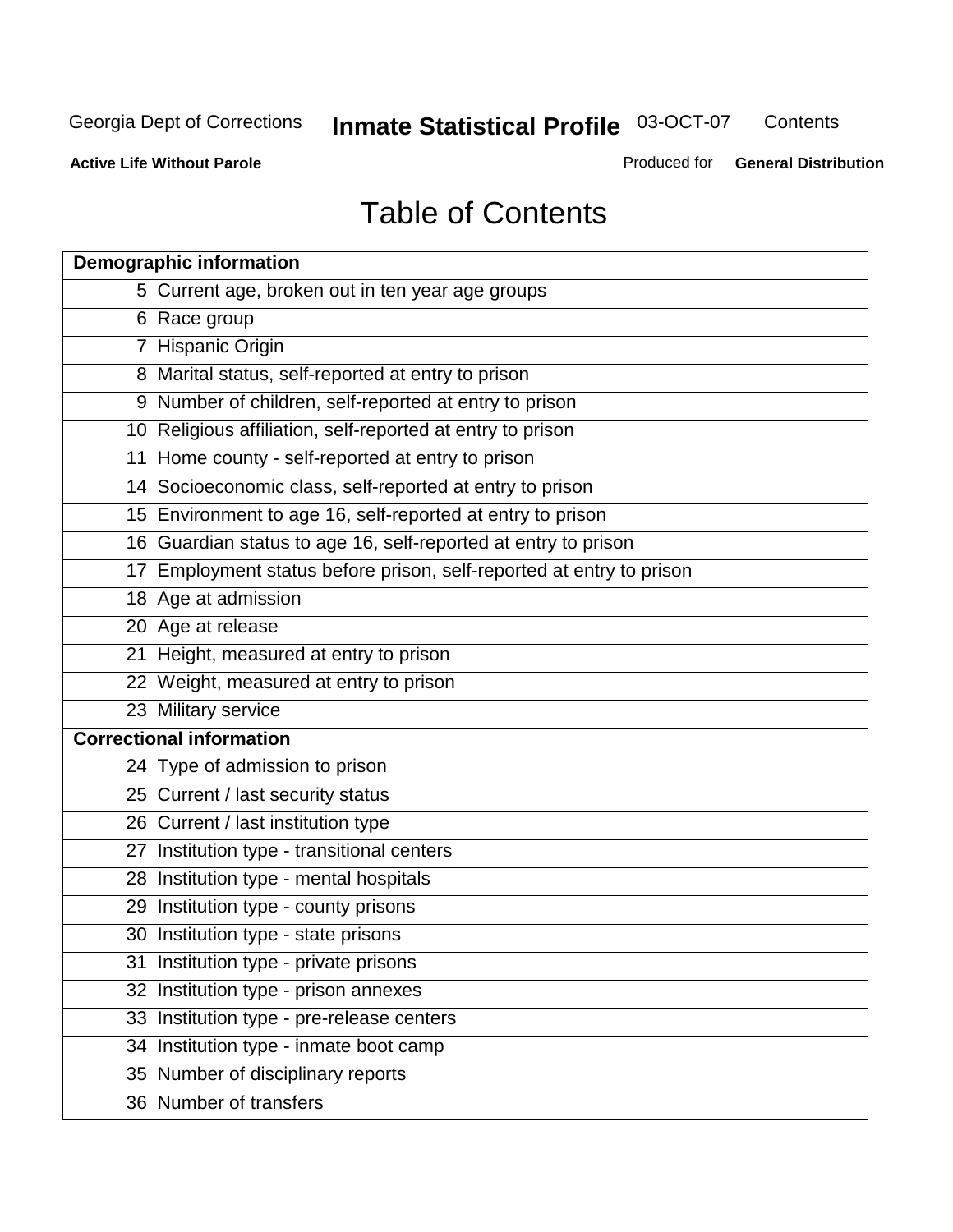# Table of Contents

| Demographic information | |
|---|---|
| 5 | Current age, broken out in ten year age groups |
| 6 | Race group |
| 7 | Hispanic Origin |
| 8 | Marital status, self-reported at entry to prison |
| 9 | Number of children, self-reported at entry to prison |
| 10 | Religious affiliation, self-reported at entry to prison |
| 11 | Home county - self-reported at entry to prison |
| 14 | Socioeconomic class, self-reported at entry to prison |
| 15 | Environment to age 16, self-reported at entry to prison |
| 16 | Guardian status to age 16, self-reported at entry to prison |
| 17 | Employment status before prison, self-reported at entry to prison |
| 18 | Age at admission |
| 20 | Age at release |
| 21 | Height, measured at entry to prison |
| 22 | Weight, measured at entry to prison |
| 23 | Military service |
| **Correctional information** | |
| 24 | Type of admission to prison |
| 25 | Current / last security status |
| 26 | Current / last institution type |
| 27 | Institution type - transitional centers |
| 28 | Institution type - mental hospitals |
| 29 | Institution type - county prisons |
| 30 | Institution type - state prisons |
| 31 | Institution type - private prisons |
| 32 | Institution type - prison annexes |
| 33 | Institution type - pre-release centers |
| 34 | Institution type - inmate boot camp |
| 35 | Number of disciplinary reports |
| 36 | Number of transfers |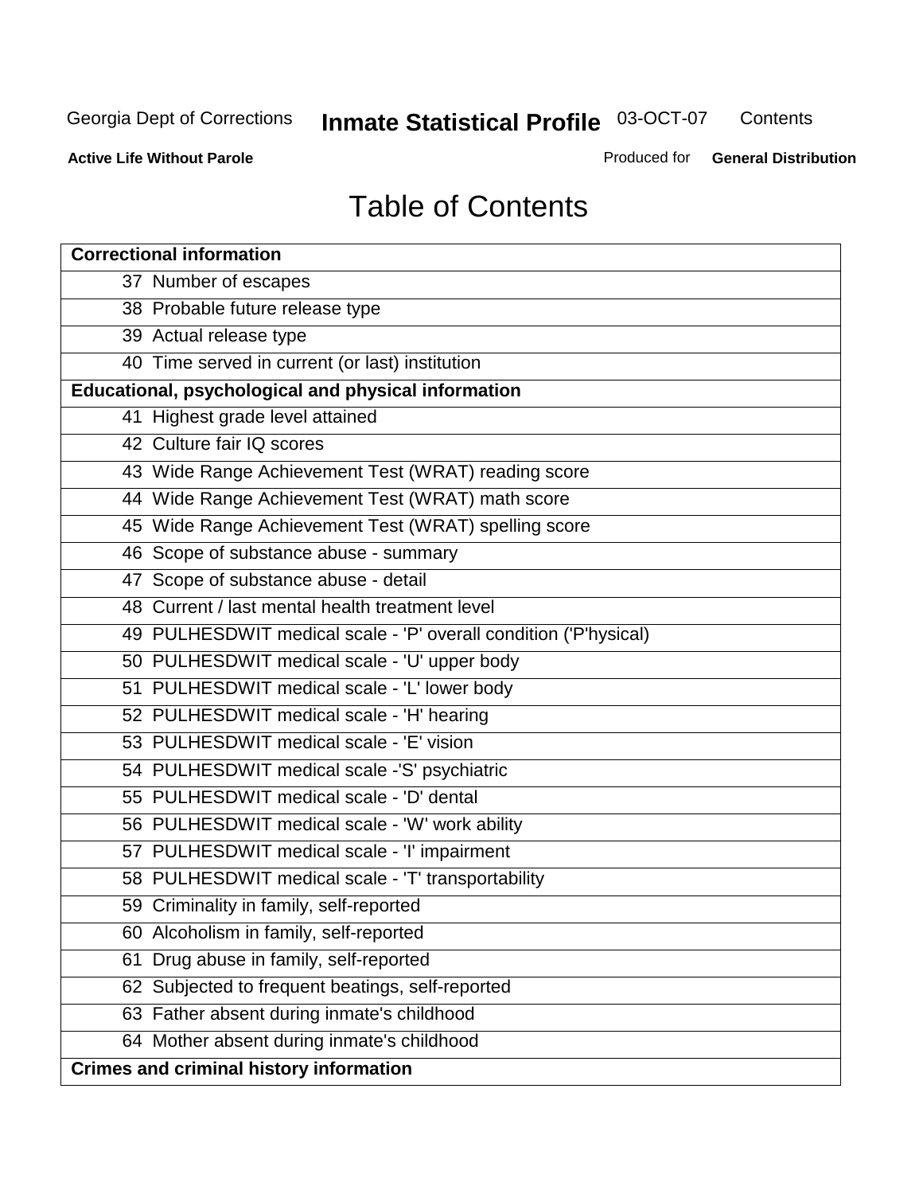# Table of Contents

| Correctional information |
|---|
| 37 Number of escapes |
| 38 Probable future release type |
| 39 Actual release type |
| 40 Time served in current (or last) institution |
| **Educational, psychological and physical information** |
| 41 Highest grade level attained |
| 42 Culture fair IQ scores |
| 43 Wide Range Achievement Test (WRAT) reading score |
| 44 Wide Range Achievement Test (WRAT) math score |
| 45 Wide Range Achievement Test (WRAT) spelling score |
| 46 Scope of substance abuse - summary |
| 47 Scope of substance abuse - detail |
| 48 Current / last mental health treatment level |
| 49 PULHESDWIT medical scale - 'P' overall condition ('P'hysical) |
| 50 PULHESDWIT medical scale - 'U' upper body |
| 51 PULHESDWIT medical scale - 'L' lower body |
| 52 PULHESDWIT medical scale - 'H' hearing |
| 53 PULHESDWIT medical scale - 'E' vision |
| 54 PULHESDWIT medical scale -'S' psychiatric |
| 55 PULHESDWIT medical scale - 'D' dental |
| 56 PULHESDWIT medical scale - 'W' work ability |
| 57 PULHESDWIT medical scale - 'I' impairment |
| 58 PULHESDWIT medical scale - 'T' transportability |
| 59 Criminality in family, self-reported |
| 60 Alcoholism in family, self-reported |
| 61 Drug abuse in family, self-reported |
| 62 Subjected to frequent beatings, self-reported |
| 63 Father absent during inmate's childhood |
| 64 Mother absent during inmate's childhood |
| **Crimes and criminal history information** |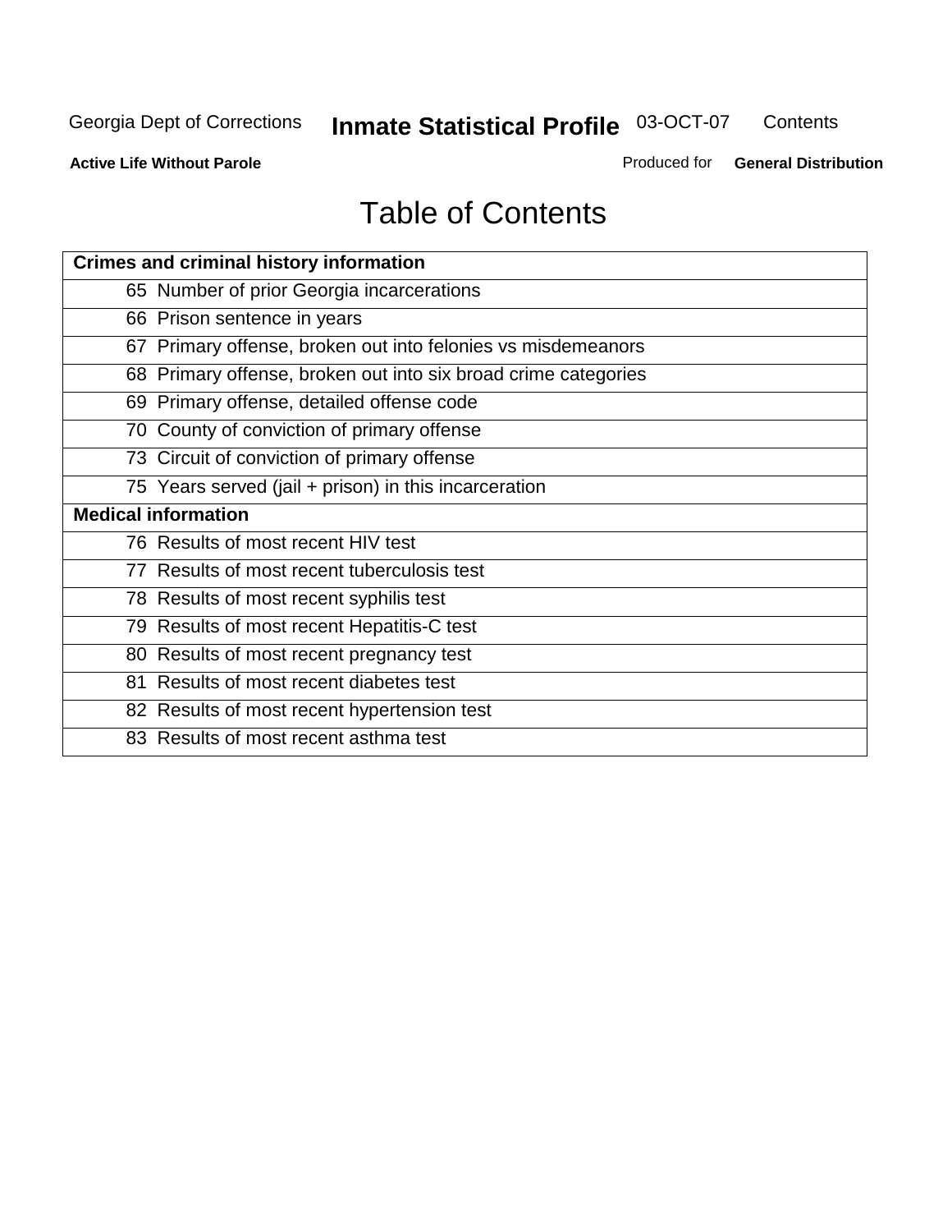# Table of Contents

| Crimes and criminal history information | |
|---|---|
| 65 | Number of prior Georgia incarcerations |
| 66 | Prison sentence in years |
| 67 | Primary offense, broken out into felonies vs misdemeanors |
| 68 | Primary offense, broken out into six broad crime categories |
| 69 | Primary offense, detailed offense code |
| 70 | County of conviction of primary offense |
| 73 | Circuit of conviction of primary offense |
| 75 | Years served (jail + prison) in this incarceration |
| **Medical information** | |
| 76 | Results of most recent HIV test |
| 77 | Results of most recent tuberculosis test |
| 78 | Results of most recent syphilis test |
| 79 | Results of most recent Hepatitis-C test |
| 80 | Results of most recent pregnancy test |
| 81 | Results of most recent diabetes test |
| 82 | Results of most recent hypertension test |
| 83 | Results of most recent asthma test |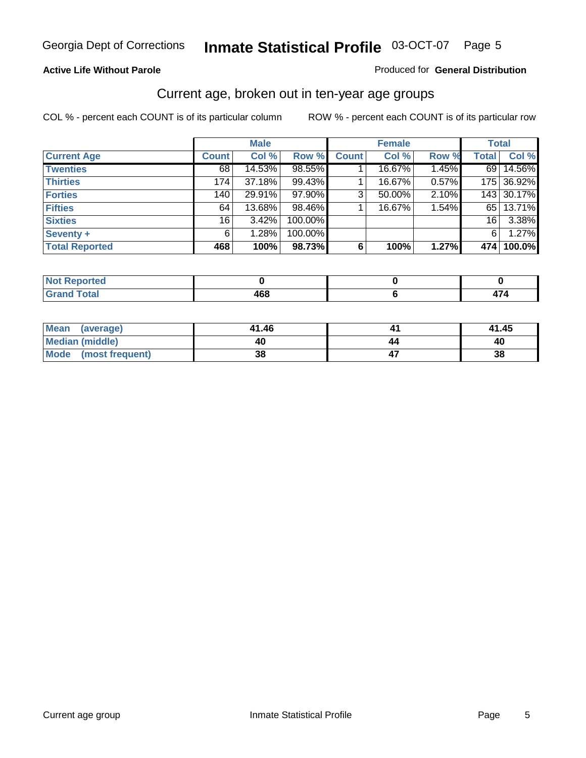Georgia Dept of Corrections **Inmate Statistical Profile** 03-OCT-07

**Active Life Without Parole**

Produced for **General Distribution**

## Current age, broken out in ten-year age groups

COL % - percent each COUNT is of its particular column

ROW % - percent each COUNT is of its particular row

| | Male | | | Female | | | Total | |
|---|---|---|---|---|---|---|---|---|
| **Current Age** | **Count** | **Col %** | **Row %** | **Count** | **Col %** | **Row %** | **Total** | **Col %** |
| **Twenties** | 68 | 14.53% | 98.55% | 1 | 16.67% | 1.45% | 69 | 14.56% |
| **Thirties** | 174 | 37.18% | 99.43% | 1 | 16.67% | 0.57% | 175 | 36.92% |
| **Forties** | 140 | 29.91% | 97.90% | 3 | 50.00% | 2.10% | 143 | 30.17% |
| **Fifties** | 64 | 13.68% | 98.46% | 1 | 16.67% | 1.54% | 65 | 13.71% |
| **Sixties** | 16 | 3.42% | 100.00% | | | | 16 | 3.38% |
| **Seventy +** | 6 | 1.28% | 100.00% | | | | 6 | 1.27% |
| **Total Reported** | **468** | **100%** | **98.73%** | **6** | **100%** | **1.27%** | **474** | **100.0%** |

| | Male | Female | Total |
|---|---|---|---|
| **Not Reported** | **0** | **0** | **0** |
| **Grand Total** | **468** | **6** | **474** |

| | Male | Female | Total |
|---|---|---|---|
| **Mean (average)** | **41.46** | **41** | **41.45** |
| **Median (middle)** | **40** | **44** | **40** |
| **Mode (most frequent)** | **38** | **47** | **38** |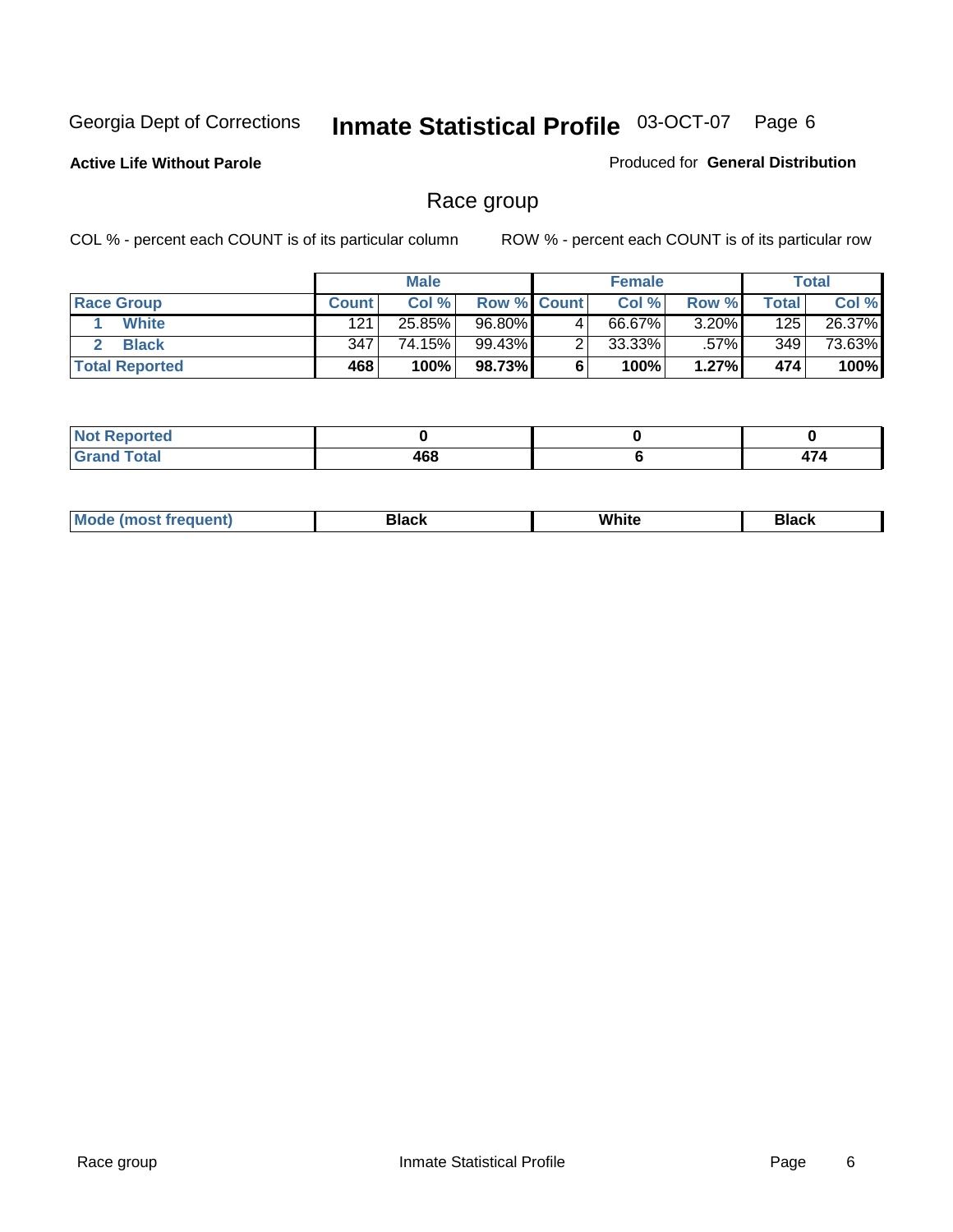# Inmate Statistical Profile

Georgia Dept of Corrections — 03-OCT-07

**Active Life Without Parole**

Produced for **General Distribution**

## Race group

COL % - percent each COUNT is of its particular column

ROW % - percent each COUNT is of its particular row

| | Male | | | Female | | | Total | |
|---|---|---|---|---|---|---|---|---|
| **Race Group** | **Count** | **Col %** | **Row %** | **Count** | **Col %** | **Row %** | **Total** | **Col %** |
| 1 White | 121 | 25.85% | 96.80% | 4 | 66.67% | 3.20% | 125 | 26.37% |
| 2 Black | 347 | 74.15% | 99.43% | 2 | 33.33% | .57% | 349 | 73.63% |
| **Total Reported** | **468** | **100%** | **98.73%** | **6** | **100%** | **1.27%** | **474** | **100%** |

| | Male | Female | Total |
|---|---|---|---|
| **Not Reported** | **0** | **0** | **0** |
| **Grand Total** | **468** | **6** | **474** |

| | Male | Female | Total |
|---|---|---|---|
| **Mode (most frequent)** | **Black** | **White** | **Black** |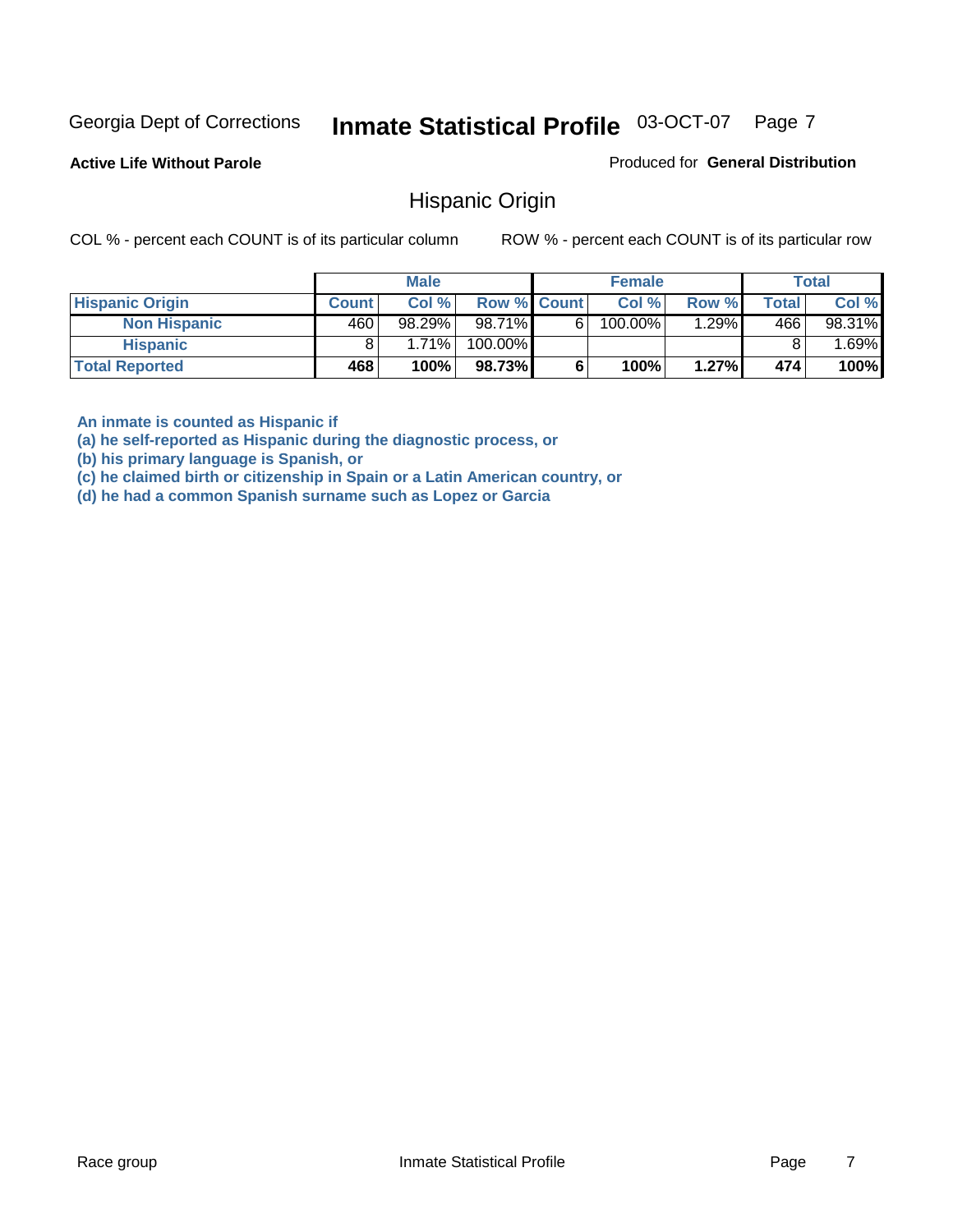Georgia Dept of Corrections **Inmate Statistical Profile** 03-OCT-07

**Active Life Without Parole**

Produced for **General Distribution**

## Hispanic Origin

COL % - percent each COUNT is of its particular column

ROW % - percent each COUNT is of its particular row

| | Male | | | Female | | | Total | |
|---|---|---|---|---|---|---|---|---|
| **Hispanic Origin** | **Count** | **Col %** | **Row %** | **Count** | **Col %** | **Row %** | **Total** | **Col %** |
| **Non Hispanic** | 460 | 98.29% | 98.71% | 6 | 100.00% | 1.29% | 466 | 98.31% |
| **Hispanic** | 8 | 1.71% | 100.00% | | | | 8 | 1.69% |
| **Total Reported** | **468** | **100%** | **98.73%** | **6** | **100%** | **1.27%** | **474** | **100%** |

**An inmate is counted as Hispanic if**
**(a) he self-reported as Hispanic during the diagnostic process, or**
**(b) his primary language is Spanish, or**
**(c) he claimed birth or citizenship in Spain or a Latin American country, or**
**(d) he had a common Spanish surname such as Lopez or Garcia**

Race group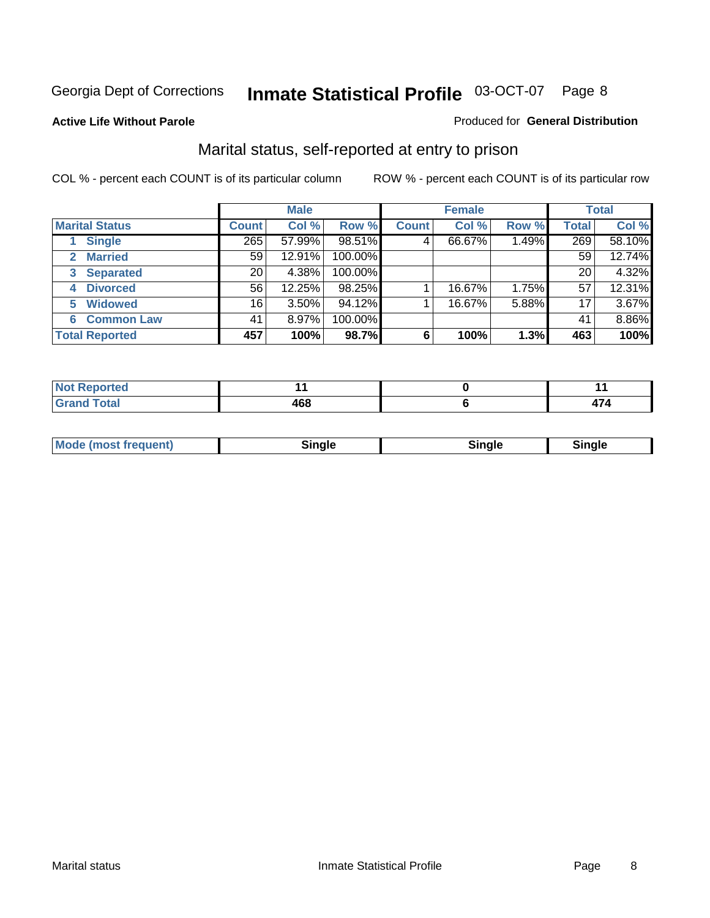# Inmate Statistical Profile

Georgia Dept of Corrections — 03-OCT-07

**Active Life Without Parole**

Produced for **General Distribution**

## Marital status, self-reported at entry to prison

COL % - percent each COUNT is of its particular column

ROW % - percent each COUNT is of its particular row

| Marital Status | Male | | | Female | | | Total | |
|---|---|---|---|---|---|---|---|---|
| | Count | Col % | Row % | Count | Col % | Row % | Total | Col % |
| 1 Single | 265 | 57.99% | 98.51% | 4 | 66.67% | 1.49% | 269 | 58.10% |
| 2 Married | 59 | 12.91% | 100.00% | | | | 59 | 12.74% |
| 3 Separated | 20 | 4.38% | 100.00% | | | | 20 | 4.32% |
| 4 Divorced | 56 | 12.25% | 98.25% | 1 | 16.67% | 1.75% | 57 | 12.31% |
| 5 Widowed | 16 | 3.50% | 94.12% | 1 | 16.67% | 5.88% | 17 | 3.67% |
| 6 Common Law | 41 | 8.97% | 100.00% | | | | 41 | 8.86% |
| **Total Reported** | **457** | **100%** | **98.7%** | **6** | **100%** | **1.3%** | **463** | **100%** |

| | Male | Female | Total |
|---|---|---|---|
| Not Reported | 11 | 0 | 11 |
| Grand Total | 468 | 6 | 474 |

| | Male | Female | Total |
|---|---|---|---|
| Mode (most frequent) | Single | Single | Single |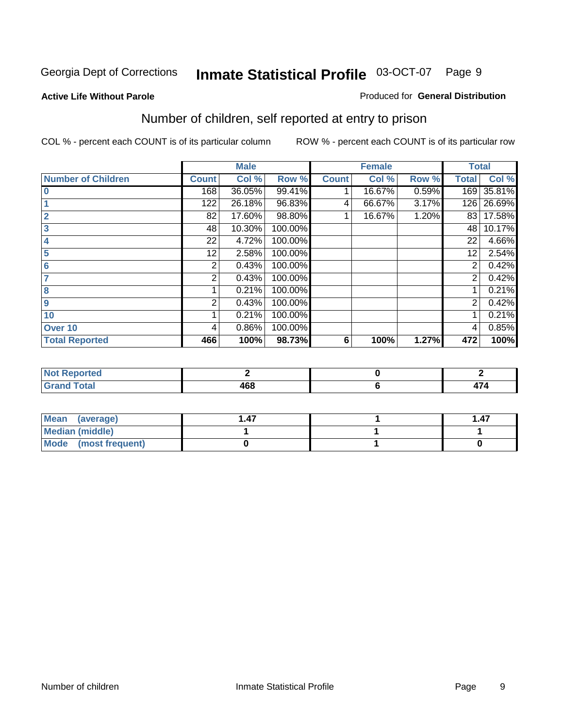Georgia Dept of Corrections **Inmate Statistical Profile** 03-OCT-07

**Active Life Without Parole**

Produced for **General Distribution**

## Number of children, self reported at entry to prison

COL % - percent each COUNT is of its particular column

ROW % - percent each COUNT is of its particular row

| | Male | | | Female | | | Total | |
|---|---|---|---|---|---|---|---|---|
| **Number of Children** | **Count** | **Col %** | **Row %** | **Count** | **Col %** | **Row %** | **Total** | **Col %** |
| **0** | 168 | 36.05% | 99.41% | 1 | 16.67% | 0.59% | 169 | 35.81% |
| **1** | 122 | 26.18% | 96.83% | 4 | 66.67% | 3.17% | 126 | 26.69% |
| **2** | 82 | 17.60% | 98.80% | 1 | 16.67% | 1.20% | 83 | 17.58% |
| **3** | 48 | 10.30% | 100.00% | | | | 48 | 10.17% |
| **4** | 22 | 4.72% | 100.00% | | | | 22 | 4.66% |
| **5** | 12 | 2.58% | 100.00% | | | | 12 | 2.54% |
| **6** | 2 | 0.43% | 100.00% | | | | 2 | 0.42% |
| **7** | 2 | 0.43% | 100.00% | | | | 2 | 0.42% |
| **8** | 1 | 0.21% | 100.00% | | | | 1 | 0.21% |
| **9** | 2 | 0.43% | 100.00% | | | | 2 | 0.42% |
| **10** | 1 | 0.21% | 100.00% | | | | 1 | 0.21% |
| **Over 10** | 4 | 0.86% | 100.00% | | | | 4 | 0.85% |
| **Total Reported** | **466** | **100%** | **98.73%** | **6** | **100%** | **1.27%** | **472** | **100%** |

| | Male | Female | Total |
|---|---|---|---|
| **Not Reported** | **2** | **0** | **2** |
| **Grand Total** | **468** | **6** | **474** |

| | Male | Female | Total |
|---|---|---|---|
| **Mean (average)** | **1.47** | **1** | **1.47** |
| **Median (middle)** | **1** | **1** | **1** |
| **Mode (most frequent)** | **0** | **1** | **0** |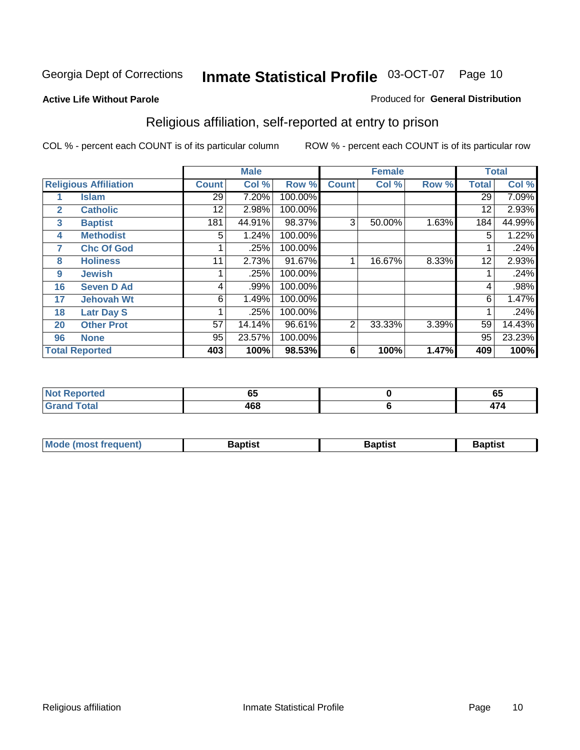Georgia Dept of Corrections **Inmate Statistical Profile** 03-OCT-07

**Active Life Without Parole**

Produced for **General Distribution**

## Religious affiliation, self-reported at entry to prison

COL % - percent each COUNT is of its particular column

ROW % - percent each COUNT is of its particular row

| Religious Affiliation | | Male | | | Female | | | Total | |
|---|---|---|---|---|---|---|---|---|---|
| | | Count | Col % | Row % | Count | Col % | Row % | Total | Col % |
| 1 | Islam | 29 | 7.20% | 100.00% | | | | 29 | 7.09% |
| 2 | Catholic | 12 | 2.98% | 100.00% | | | | 12 | 2.93% |
| 3 | Baptist | 181 | 44.91% | 98.37% | 3 | 50.00% | 1.63% | 184 | 44.99% |
| 4 | Methodist | 5 | 1.24% | 100.00% | | | | 5 | 1.22% |
| 7 | Chc Of God | 1 | .25% | 100.00% | | | | 1 | .24% |
| 8 | Holiness | 11 | 2.73% | 91.67% | 1 | 16.67% | 8.33% | 12 | 2.93% |
| 9 | Jewish | 1 | .25% | 100.00% | | | | 1 | .24% |
| 16 | Seven D Ad | 4 | .99% | 100.00% | | | | 4 | .98% |
| 17 | Jehovah Wt | 6 | 1.49% | 100.00% | | | | 6 | 1.47% |
| 18 | Latr Day S | 1 | .25% | 100.00% | | | | 1 | .24% |
| 20 | Other Prot | 57 | 14.14% | 96.61% | 2 | 33.33% | 3.39% | 59 | 14.43% |
| 96 | None | 95 | 23.57% | 100.00% | | | | 95 | 23.23% |
| **Total Reported** | | **403** | **100%** | **98.53%** | **6** | **100%** | **1.47%** | **409** | **100%** |

| | Male | Female | Total |
|---|---|---|---|
| Not Reported | 65 | 0 | 65 |
| Grand Total | 468 | 6 | 474 |

| | Male | Female | Total |
|---|---|---|---|
| Mode (most frequent) | Baptist | Baptist | Baptist |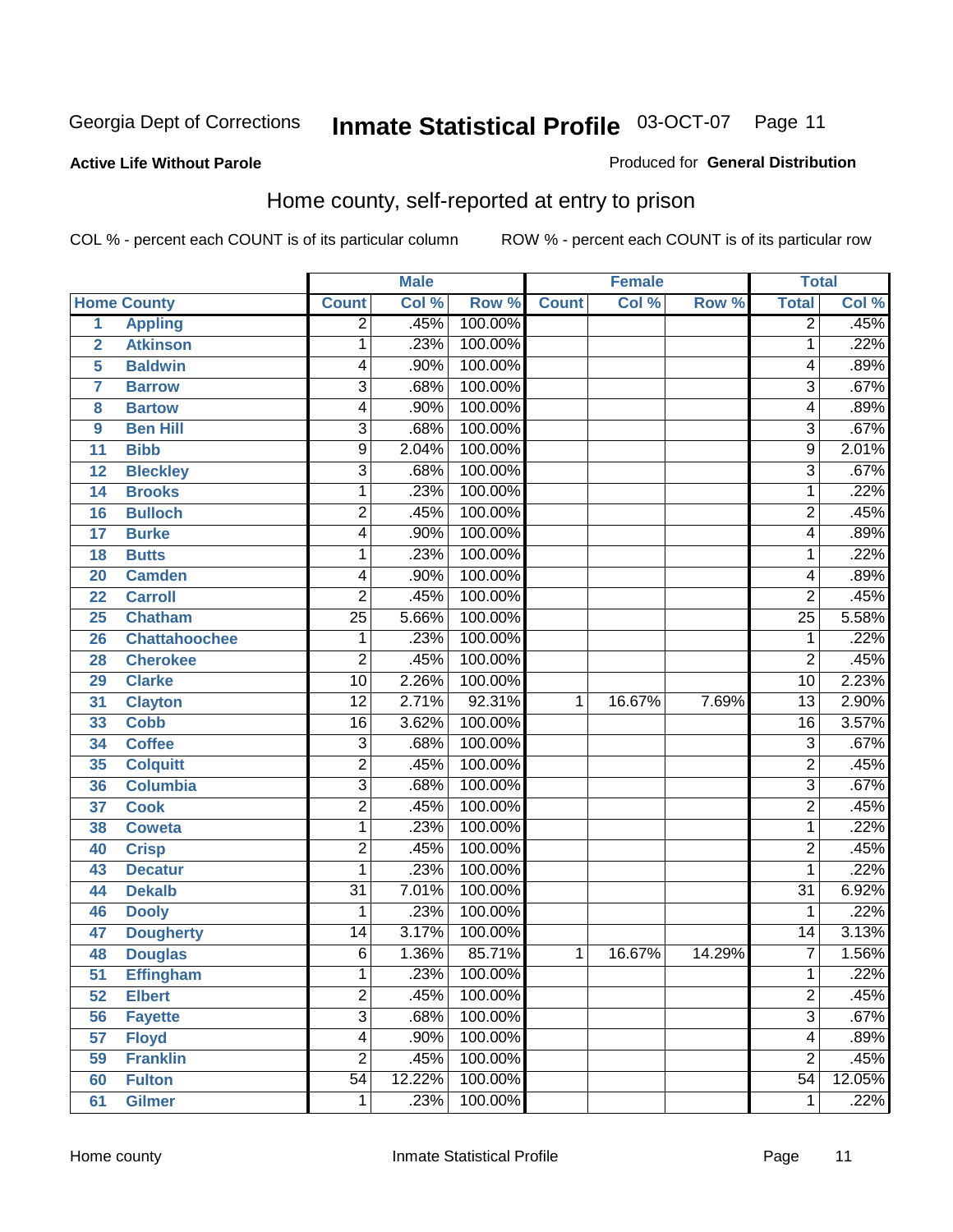Georgia Dept of Corrections **Inmate Statistical Profile** 03-OCT-07

**Active Life Without Parole**

Produced for **General Distribution**

## Home county, self-reported at entry to prison

COL % - percent each COUNT is of its particular column ROW % - percent each COUNT is of its particular row

| Home County | | Male | | | Female | | | Total | |
|---|---|---|---|---|---|---|---|---|---|
| | | Count | Col % | Row % | Count | Col % | Row % | Total | Col % |
| 1 | Appling | 2 | .45% | 100.00% | | | | 2 | .45% |
| 2 | Atkinson | 1 | .23% | 100.00% | | | | 1 | .22% |
| 5 | Baldwin | 4 | .90% | 100.00% | | | | 4 | .89% |
| 7 | Barrow | 3 | .68% | 100.00% | | | | 3 | .67% |
| 8 | Bartow | 4 | .90% | 100.00% | | | | 4 | .89% |
| 9 | Ben Hill | 3 | .68% | 100.00% | | | | 3 | .67% |
| 11 | Bibb | 9 | 2.04% | 100.00% | | | | 9 | 2.01% |
| 12 | Bleckley | 3 | .68% | 100.00% | | | | 3 | .67% |
| 14 | Brooks | 1 | .23% | 100.00% | | | | 1 | .22% |
| 16 | Bulloch | 2 | .45% | 100.00% | | | | 2 | .45% |
| 17 | Burke | 4 | .90% | 100.00% | | | | 4 | .89% |
| 18 | Butts | 1 | .23% | 100.00% | | | | 1 | .22% |
| 20 | Camden | 4 | .90% | 100.00% | | | | 4 | .89% |
| 22 | Carroll | 2 | .45% | 100.00% | | | | 2 | .45% |
| 25 | Chatham | 25 | 5.66% | 100.00% | | | | 25 | 5.58% |
| 26 | Chattahoochee | 1 | .23% | 100.00% | | | | 1 | .22% |
| 28 | Cherokee | 2 | .45% | 100.00% | | | | 2 | .45% |
| 29 | Clarke | 10 | 2.26% | 100.00% | | | | 10 | 2.23% |
| 31 | Clayton | 12 | 2.71% | 92.31% | 1 | 16.67% | 7.69% | 13 | 2.90% |
| 33 | Cobb | 16 | 3.62% | 100.00% | | | | 16 | 3.57% |
| 34 | Coffee | 3 | .68% | 100.00% | | | | 3 | .67% |
| 35 | Colquitt | 2 | .45% | 100.00% | | | | 2 | .45% |
| 36 | Columbia | 3 | .68% | 100.00% | | | | 3 | .67% |
| 37 | Cook | 2 | .45% | 100.00% | | | | 2 | .45% |
| 38 | Coweta | 1 | .23% | 100.00% | | | | 1 | .22% |
| 40 | Crisp | 2 | .45% | 100.00% | | | | 2 | .45% |
| 43 | Decatur | 1 | .23% | 100.00% | | | | 1 | .22% |
| 44 | Dekalb | 31 | 7.01% | 100.00% | | | | 31 | 6.92% |
| 46 | Dooly | 1 | .23% | 100.00% | | | | 1 | .22% |
| 47 | Dougherty | 14 | 3.17% | 100.00% | | | | 14 | 3.13% |
| 48 | Douglas | 6 | 1.36% | 85.71% | 1 | 16.67% | 14.29% | 7 | 1.56% |
| 51 | Effingham | 1 | .23% | 100.00% | | | | 1 | .22% |
| 52 | Elbert | 2 | .45% | 100.00% | | | | 2 | .45% |
| 56 | Fayette | 3 | .68% | 100.00% | | | | 3 | .67% |
| 57 | Floyd | 4 | .90% | 100.00% | | | | 4 | .89% |
| 59 | Franklin | 2 | .45% | 100.00% | | | | 2 | .45% |
| 60 | Fulton | 54 | 12.22% | 100.00% | | | | 54 | 12.05% |
| 61 | Gilmer | 1 | .23% | 100.00% | | | | 1 | .22% |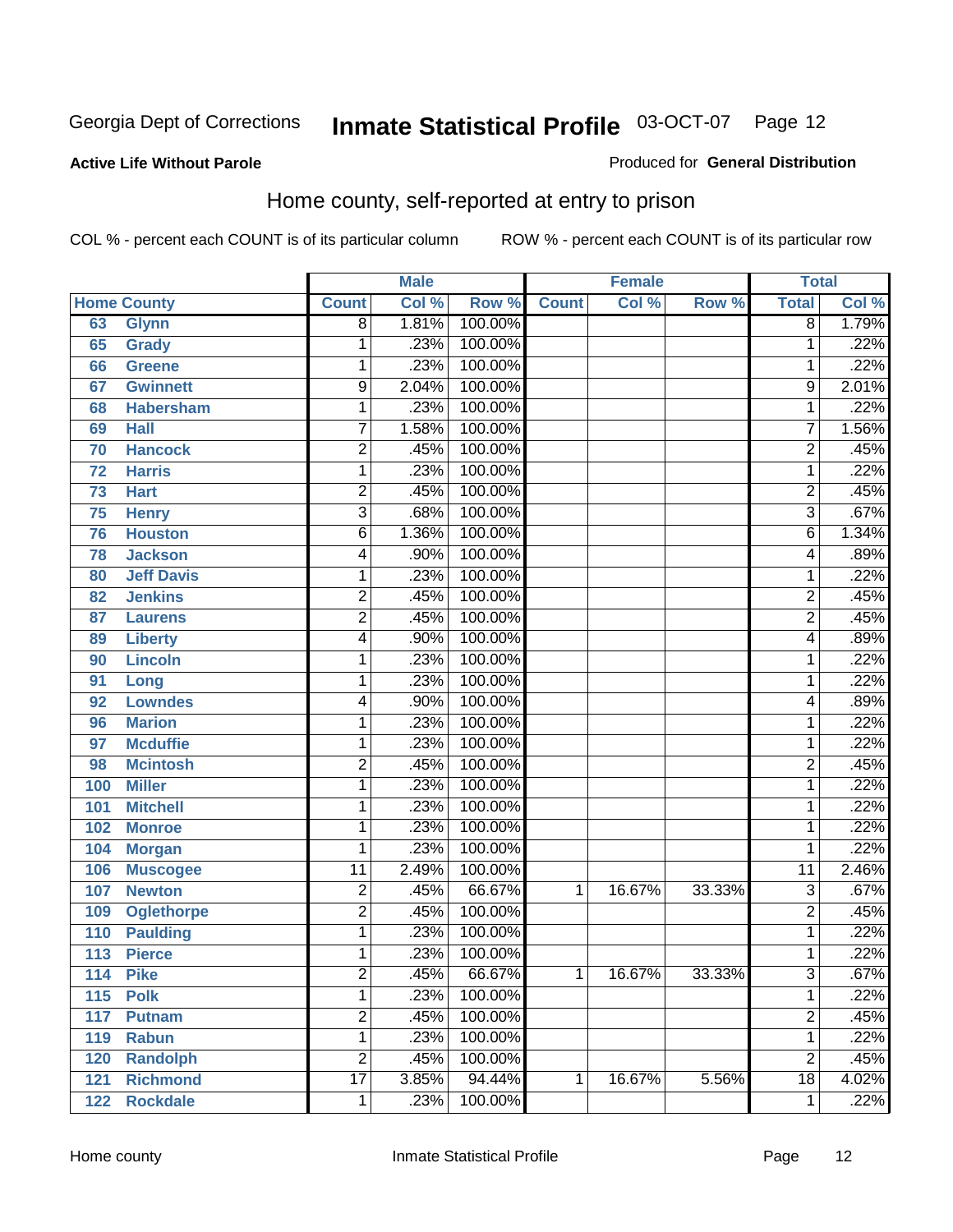Georgia Dept of Corrections **Inmate Statistical Profile** 03-OCT-07

**Active Life Without Parole**

Produced for **General Distribution**

## Home county, self-reported at entry to prison

COL % - percent each COUNT is of its particular column ROW % - percent each COUNT is of its particular row

| Home County | | Male | | | Female | | | Total | |
|---|---|---|---|---|---|---|---|---|---|
| | | Count | Col % | Row % | Count | Col % | Row % | Total | Col % |
| 63 | Glynn | 8 | 1.81% | 100.00% | | | | 8 | 1.79% |
| 65 | Grady | 1 | .23% | 100.00% | | | | 1 | .22% |
| 66 | Greene | 1 | .23% | 100.00% | | | | 1 | .22% |
| 67 | Gwinnett | 9 | 2.04% | 100.00% | | | | 9 | 2.01% |
| 68 | Habersham | 1 | .23% | 100.00% | | | | 1 | .22% |
| 69 | Hall | 7 | 1.58% | 100.00% | | | | 7 | 1.56% |
| 70 | Hancock | 2 | .45% | 100.00% | | | | 2 | .45% |
| 72 | Harris | 1 | .23% | 100.00% | | | | 1 | .22% |
| 73 | Hart | 2 | .45% | 100.00% | | | | 2 | .45% |
| 75 | Henry | 3 | .68% | 100.00% | | | | 3 | .67% |
| 76 | Houston | 6 | 1.36% | 100.00% | | | | 6 | 1.34% |
| 78 | Jackson | 4 | .90% | 100.00% | | | | 4 | .89% |
| 80 | Jeff Davis | 1 | .23% | 100.00% | | | | 1 | .22% |
| 82 | Jenkins | 2 | .45% | 100.00% | | | | 2 | .45% |
| 87 | Laurens | 2 | .45% | 100.00% | | | | 2 | .45% |
| 89 | Liberty | 4 | .90% | 100.00% | | | | 4 | .89% |
| 90 | Lincoln | 1 | .23% | 100.00% | | | | 1 | .22% |
| 91 | Long | 1 | .23% | 100.00% | | | | 1 | .22% |
| 92 | Lowndes | 4 | .90% | 100.00% | | | | 4 | .89% |
| 96 | Marion | 1 | .23% | 100.00% | | | | 1 | .22% |
| 97 | Mcduffie | 1 | .23% | 100.00% | | | | 1 | .22% |
| 98 | Mcintosh | 2 | .45% | 100.00% | | | | 2 | .45% |
| 100 | Miller | 1 | .23% | 100.00% | | | | 1 | .22% |
| 101 | Mitchell | 1 | .23% | 100.00% | | | | 1 | .22% |
| 102 | Monroe | 1 | .23% | 100.00% | | | | 1 | .22% |
| 104 | Morgan | 1 | .23% | 100.00% | | | | 1 | .22% |
| 106 | Muscogee | 11 | 2.49% | 100.00% | | | | 11 | 2.46% |
| 107 | Newton | 2 | .45% | 66.67% | 1 | 16.67% | 33.33% | 3 | .67% |
| 109 | Oglethorpe | 2 | .45% | 100.00% | | | | 2 | .45% |
| 110 | Paulding | 1 | .23% | 100.00% | | | | 1 | .22% |
| 113 | Pierce | 1 | .23% | 100.00% | | | | 1 | .22% |
| 114 | Pike | 2 | .45% | 66.67% | 1 | 16.67% | 33.33% | 3 | .67% |
| 115 | Polk | 1 | .23% | 100.00% | | | | 1 | .22% |
| 117 | Putnam | 2 | .45% | 100.00% | | | | 2 | .45% |
| 119 | Rabun | 1 | .23% | 100.00% | | | | 1 | .22% |
| 120 | Randolph | 2 | .45% | 100.00% | | | | 2 | .45% |
| 121 | Richmond | 17 | 3.85% | 94.44% | 1 | 16.67% | 5.56% | 18 | 4.02% |
| 122 | Rockdale | 1 | .23% | 100.00% | | | | 1 | .22% |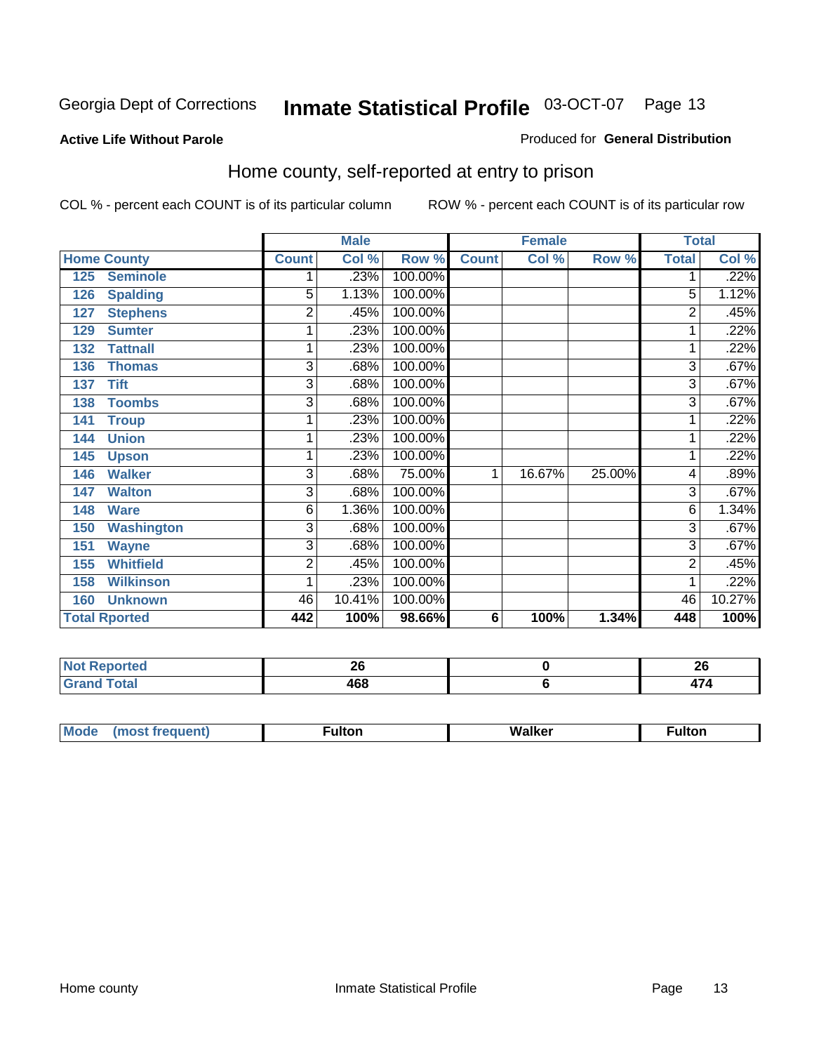Georgia Dept of Corrections **Inmate Statistical Profile** 03-OCT-07

**Active Life Without Parole**

Produced for **General Distribution**

## Home county, self-reported at entry to prison

COL % - percent each COUNT is of its particular column ROW % - percent each COUNT is of its particular row

| Home County | Male | | | Female | | | Total | |
|---|---|---|---|---|---|---|---|---|
| | Count | Col % | Row % | Count | Col % | Row % | Total | Col % |
| 125 Seminole | 1 | .23% | 100.00% | | | | 1 | .22% |
| 126 Spalding | 5 | 1.13% | 100.00% | | | | 5 | 1.12% |
| 127 Stephens | 2 | .45% | 100.00% | | | | 2 | .45% |
| 129 Sumter | 1 | .23% | 100.00% | | | | 1 | .22% |
| 132 Tattnall | 1 | .23% | 100.00% | | | | 1 | .22% |
| 136 Thomas | 3 | .68% | 100.00% | | | | 3 | .67% |
| 137 Tift | 3 | .68% | 100.00% | | | | 3 | .67% |
| 138 Toombs | 3 | .68% | 100.00% | | | | 3 | .67% |
| 141 Troup | 1 | .23% | 100.00% | | | | 1 | .22% |
| 144 Union | 1 | .23% | 100.00% | | | | 1 | .22% |
| 145 Upson | 1 | .23% | 100.00% | | | | 1 | .22% |
| 146 Walker | 3 | .68% | 75.00% | 1 | 16.67% | 25.00% | 4 | .89% |
| 147 Walton | 3 | .68% | 100.00% | | | | 3 | .67% |
| 148 Ware | 6 | 1.36% | 100.00% | | | | 6 | 1.34% |
| 150 Washington | 3 | .68% | 100.00% | | | | 3 | .67% |
| 151 Wayne | 3 | .68% | 100.00% | | | | 3 | .67% |
| 155 Whitfield | 2 | .45% | 100.00% | | | | 2 | .45% |
| 158 Wilkinson | 1 | .23% | 100.00% | | | | 1 | .22% |
| 160 Unknown | 46 | 10.41% | 100.00% | | | | 46 | 10.27% |
| **Total Rported** | **442** | **100%** | **98.66%** | **6** | **100%** | **1.34%** | **448** | **100%** |

| | Male | Female | Total |
|---|---|---|---|
| Not Reported | 26 | 0 | 26 |
| Grand Total | 468 | 6 | 474 |

| | Male | Female | Total |
|---|---|---|---|
| Mode (most frequent) | Fulton | Walker | Fulton |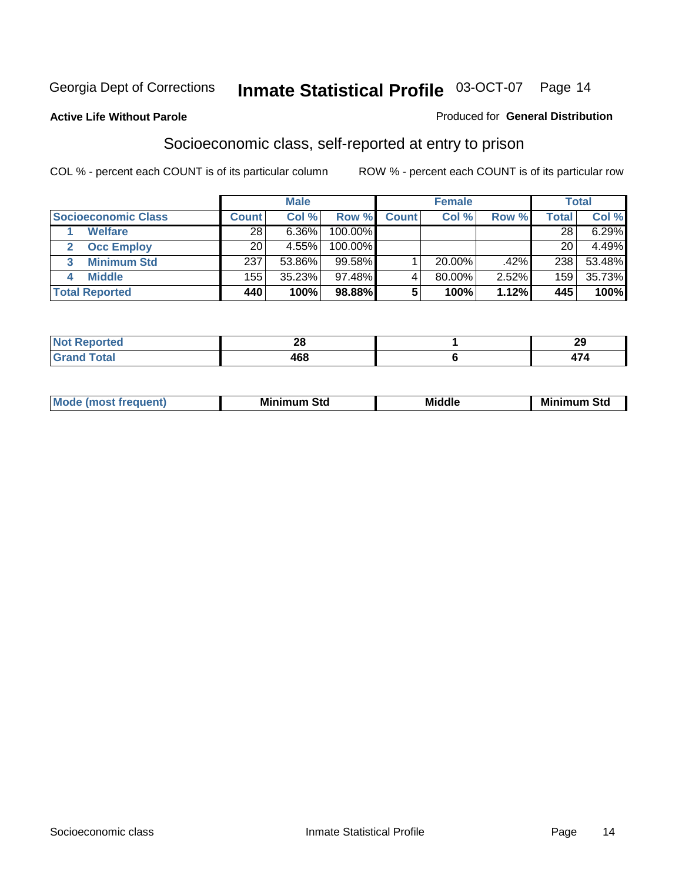Georgia Dept of Corrections **Inmate Statistical Profile** 03-OCT-07

**Active Life Without Parole**

Produced for **General Distribution**

## Socioeconomic class, self-reported at entry to prison

COL % - percent each COUNT is of its particular column

ROW % - percent each COUNT is of its particular row

| | Male | | | Female | | | Total | |
|---|---|---|---|---|---|---|---|---|
| **Socioeconomic Class** | **Count** | **Col %** | **Row %** | **Count** | **Col %** | **Row %** | **Total** | **Col %** |
| 1 **Welfare** | 28 | 6.36% | 100.00% | | | | 28 | 6.29% |
| 2 **Occ Employ** | 20 | 4.55% | 100.00% | | | | 20 | 4.49% |
| 3 **Minimum Std** | 237 | 53.86% | 99.58% | 1 | 20.00% | .42% | 238 | 53.48% |
| 4 **Middle** | 155 | 35.23% | 97.48% | 4 | 80.00% | 2.52% | 159 | 35.73% |
| **Total Reported** | **440** | **100%** | **98.88%** | **5** | **100%** | **1.12%** | **445** | **100%** |

| | Male | Female | Total |
|---|---|---|---|
| **Not Reported** | **28** | **1** | **29** |
| **Grand Total** | **468** | **6** | **474** |

| | Male | Female | Total |
|---|---|---|---|
| **Mode (most frequent)** | **Minimum Std** | **Middle** | **Minimum Std** |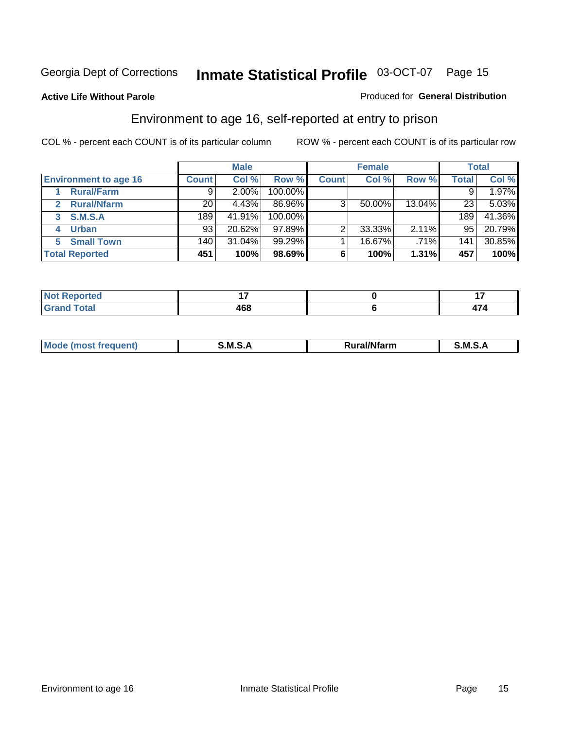Georgia Dept of Corrections **Inmate Statistical Profile** 03-OCT-07

**Active Life Without Parole**

Produced for **General Distribution**

## Environment to age 16, self-reported at entry to prison

COL % - percent each COUNT is of its particular column

ROW % - percent each COUNT is of its particular row

| | Male | | | Female | | | Total | |
|---|---|---|---|---|---|---|---|---|
| **Environment to age 16** | **Count** | **Col %** | **Row %** | **Count** | **Col %** | **Row %** | **Total** | **Col %** |
| 1 Rural/Farm | 9 | 2.00% | 100.00% | | | | 9 | 1.97% |
| 2 Rural/Nfarm | 20 | 4.43% | 86.96% | 3 | 50.00% | 13.04% | 23 | 5.03% |
| 3 S.M.S.A | 189 | 41.91% | 100.00% | | | | 189 | 41.36% |
| 4 Urban | 93 | 20.62% | 97.89% | 2 | 33.33% | 2.11% | 95 | 20.79% |
| 5 Small Town | 140 | 31.04% | 99.29% | 1 | 16.67% | .71% | 141 | 30.85% |
| **Total Reported** | **451** | **100%** | **98.69%** | **6** | **100%** | **1.31%** | **457** | **100%** |

| | Male | Female | Total |
|---|---|---|---|
| Not Reported | 17 | 0 | 17 |
| Grand Total | 468 | 6 | 474 |

| | Male | Female | Total |
|---|---|---|---|
| Mode (most frequent) | S.M.S.A | Rural/Nfarm | S.M.S.A |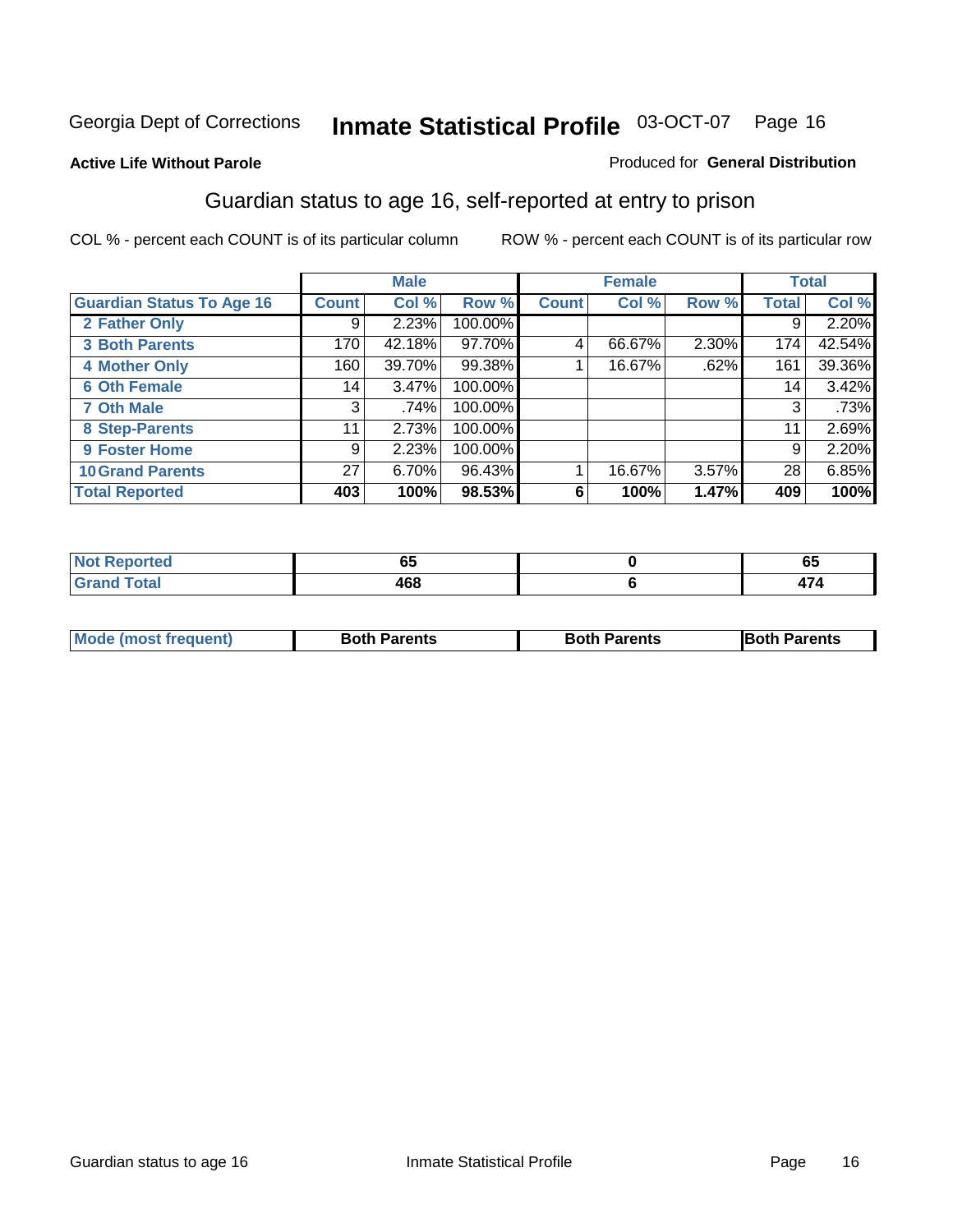Georgia Dept of Corrections **Inmate Statistical Profile** 03-OCT-07 Page 16

**Active Life Without Parole**

Produced for **General Distribution**

## Guardian status to age 16, self-reported at entry to prison

COL % - percent each COUNT is of its particular column ROW % - percent each COUNT is of its particular row

| | Male | | | Female | | | Total | |
|---|---|---|---|---|---|---|---|---|
| **Guardian Status To Age 16** | **Count** | **Col %** | **Row %** | **Count** | **Col %** | **Row %** | **Total** | **Col %** |
| 2 Father Only | 9 | 2.23% | 100.00% | | | | 9 | 2.20% |
| 3 Both Parents | 170 | 42.18% | 97.70% | 4 | 66.67% | 2.30% | 174 | 42.54% |
| 4 Mother Only | 160 | 39.70% | 99.38% | 1 | 16.67% | .62% | 161 | 39.36% |
| 6 Oth Female | 14 | 3.47% | 100.00% | | | | 14 | 3.42% |
| 7 Oth Male | 3 | .74% | 100.00% | | | | 3 | .73% |
| 8 Step-Parents | 11 | 2.73% | 100.00% | | | | 11 | 2.69% |
| 9 Foster Home | 9 | 2.23% | 100.00% | | | | 9 | 2.20% |
| 10 Grand Parents | 27 | 6.70% | 96.43% | 1 | 16.67% | 3.57% | 28 | 6.85% |
| **Total Reported** | **403** | **100%** | **98.53%** | **6** | **100%** | **1.47%** | **409** | **100%** |

| | Male | Female | Total |
|---|---|---|---|
| Not Reported | **65** | **0** | **65** |
| Grand Total | **468** | **6** | **474** |

| | Male | Female | Total |
|---|---|---|---|
| Mode (most frequent) | **Both Parents** | **Both Parents** | **Both Parents** |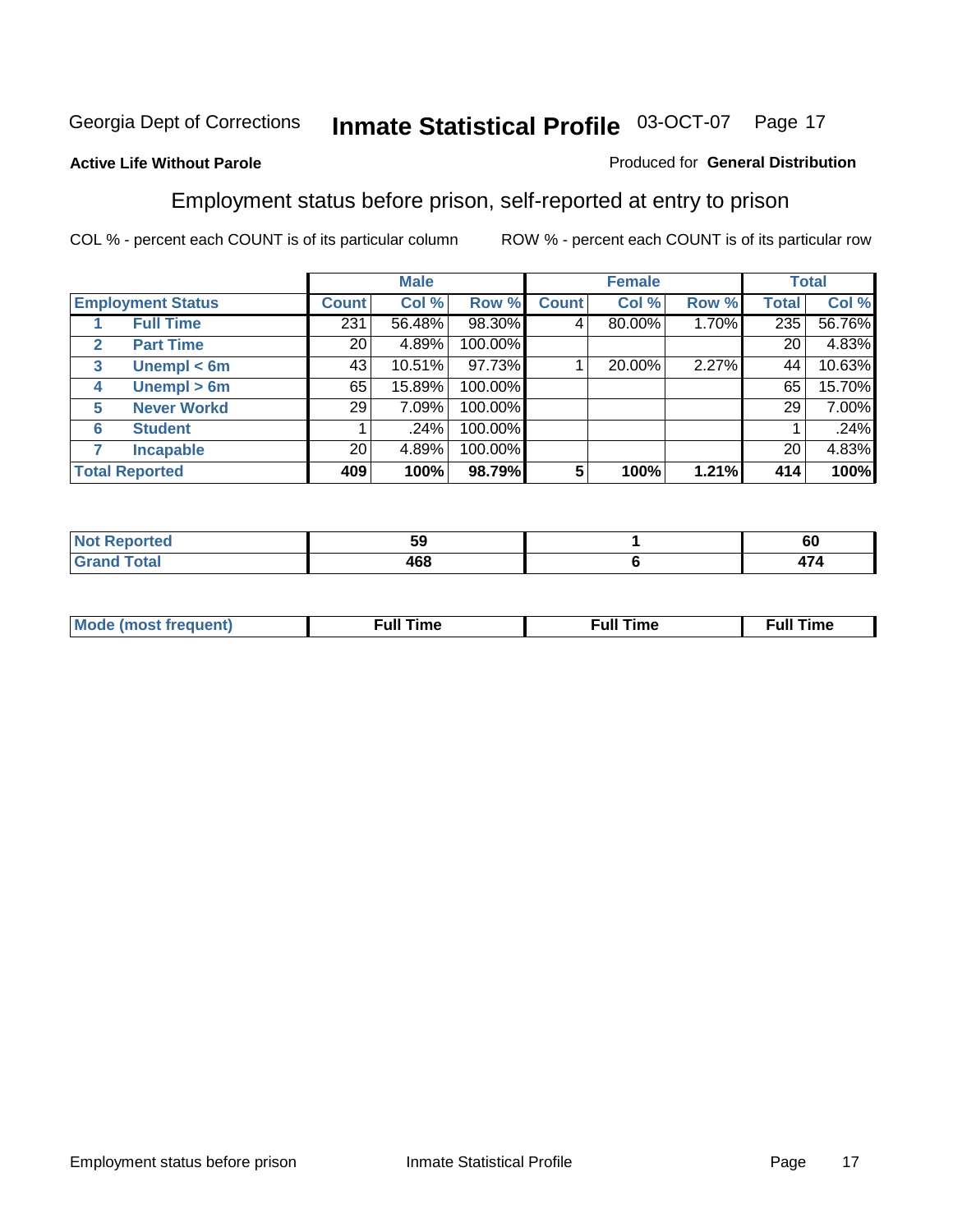Georgia Dept of Corrections **Inmate Statistical Profile** 03-OCT-07

**Active Life Without Parole**

Produced for **General Distribution**

## Employment status before prison, self-reported at entry to prison

COL % - percent each COUNT is of its particular column    ROW % - percent each COUNT is of its particular row

| Employment Status | | Male | | | Female | | | Total | |
|---|---|---|---|---|---|---|---|---|---|
| | | Count | Col % | Row % | Count | Col % | Row % | Total | Col % |
| 1 | Full Time | 231 | 56.48% | 98.30% | 4 | 80.00% | 1.70% | 235 | 56.76% |
| 2 | Part Time | 20 | 4.89% | 100.00% | | | | 20 | 4.83% |
| 3 | Unempl < 6m | 43 | 10.51% | 97.73% | 1 | 20.00% | 2.27% | 44 | 10.63% |
| 4 | Unempl > 6m | 65 | 15.89% | 100.00% | | | | 65 | 15.70% |
| 5 | Never Workd | 29 | 7.09% | 100.00% | | | | 29 | 7.00% |
| 6 | Student | 1 | .24% | 100.00% | | | | 1 | .24% |
| 7 | Incapable | 20 | 4.89% | 100.00% | | | | 20 | 4.83% |
| **Total Reported** | | **409** | **100%** | **98.79%** | **5** | **100%** | **1.21%** | **414** | **100%** |

| | Male | Female | Total |
|---|---|---|---|
| Not Reported | 59 | 1 | 60 |
| Grand Total | 468 | 6 | 474 |

| | Male | Female | Total |
|---|---|---|---|
| Mode (most frequent) | Full Time | Full Time | Full Time |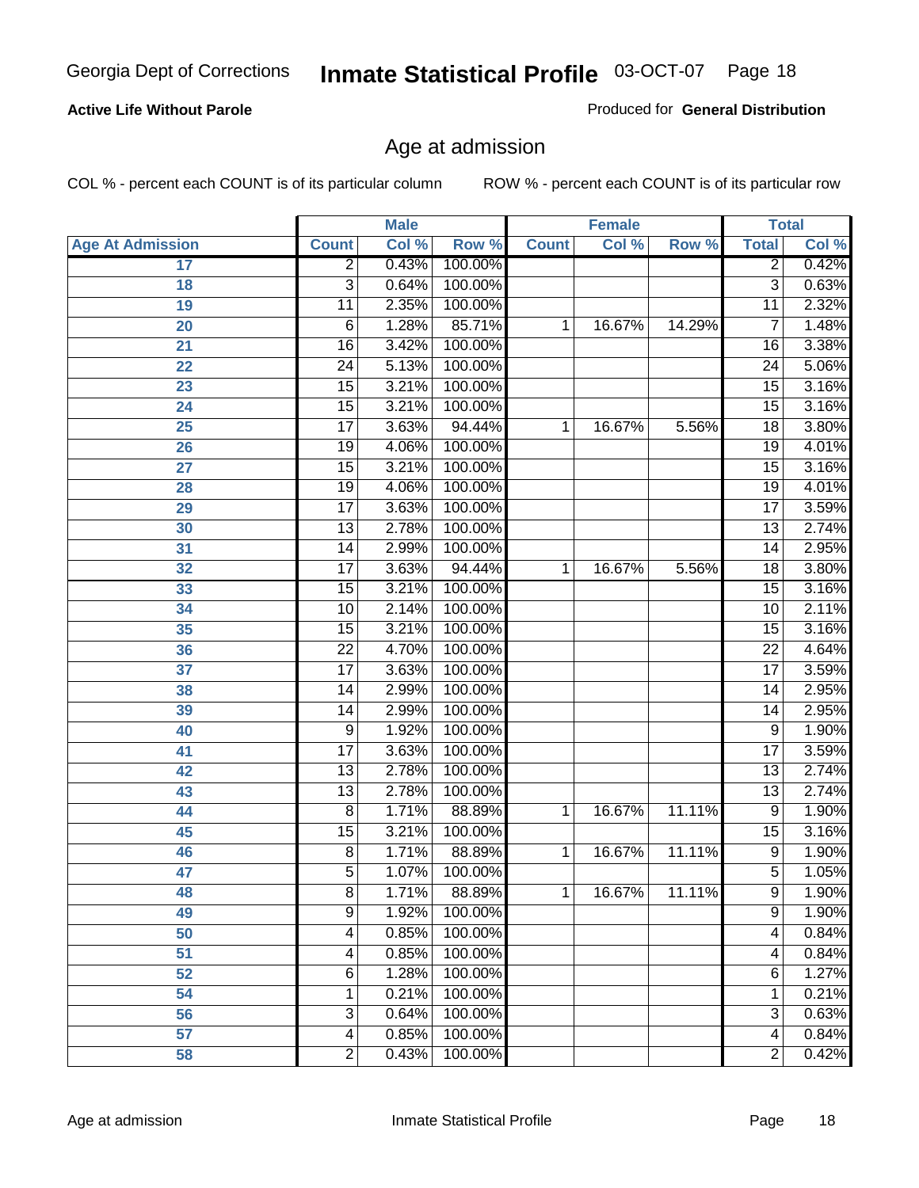**Active Life Without Parole**

Produced for **General Distribution**

## Age at admission

COL % - percent each COUNT is of its particular column

ROW % - percent each COUNT is of its particular row

| | Male | | | Female | | | Total | |
|---|---|---|---|---|---|---|---|---|
| **Age At Admission** | **Count** | **Col %** | **Row %** | **Count** | **Col %** | **Row %** | **Total** | **Col %** |
| 17 | 2 | 0.43% | 100.00% | | | | 2 | 0.42% |
| 18 | 3 | 0.64% | 100.00% | | | | 3 | 0.63% |
| 19 | 11 | 2.35% | 100.00% | | | | 11 | 2.32% |
| 20 | 6 | 1.28% | 85.71% | 1 | 16.67% | 14.29% | 7 | 1.48% |
| 21 | 16 | 3.42% | 100.00% | | | | 16 | 3.38% |
| 22 | 24 | 5.13% | 100.00% | | | | 24 | 5.06% |
| 23 | 15 | 3.21% | 100.00% | | | | 15 | 3.16% |
| 24 | 15 | 3.21% | 100.00% | | | | 15 | 3.16% |
| 25 | 17 | 3.63% | 94.44% | 1 | 16.67% | 5.56% | 18 | 3.80% |
| 26 | 19 | 4.06% | 100.00% | | | | 19 | 4.01% |
| 27 | 15 | 3.21% | 100.00% | | | | 15 | 3.16% |
| 28 | 19 | 4.06% | 100.00% | | | | 19 | 4.01% |
| 29 | 17 | 3.63% | 100.00% | | | | 17 | 3.59% |
| 30 | 13 | 2.78% | 100.00% | | | | 13 | 2.74% |
| 31 | 14 | 2.99% | 100.00% | | | | 14 | 2.95% |
| 32 | 17 | 3.63% | 94.44% | 1 | 16.67% | 5.56% | 18 | 3.80% |
| 33 | 15 | 3.21% | 100.00% | | | | 15 | 3.16% |
| 34 | 10 | 2.14% | 100.00% | | | | 10 | 2.11% |
| 35 | 15 | 3.21% | 100.00% | | | | 15 | 3.16% |
| 36 | 22 | 4.70% | 100.00% | | | | 22 | 4.64% |
| 37 | 17 | 3.63% | 100.00% | | | | 17 | 3.59% |
| 38 | 14 | 2.99% | 100.00% | | | | 14 | 2.95% |
| 39 | 14 | 2.99% | 100.00% | | | | 14 | 2.95% |
| 40 | 9 | 1.92% | 100.00% | | | | 9 | 1.90% |
| 41 | 17 | 3.63% | 100.00% | | | | 17 | 3.59% |
| 42 | 13 | 2.78% | 100.00% | | | | 13 | 2.74% |
| 43 | 13 | 2.78% | 100.00% | | | | 13 | 2.74% |
| 44 | 8 | 1.71% | 88.89% | 1 | 16.67% | 11.11% | 9 | 1.90% |
| 45 | 15 | 3.21% | 100.00% | | | | 15 | 3.16% |
| 46 | 8 | 1.71% | 88.89% | 1 | 16.67% | 11.11% | 9 | 1.90% |
| 47 | 5 | 1.07% | 100.00% | | | | 5 | 1.05% |
| 48 | 8 | 1.71% | 88.89% | 1 | 16.67% | 11.11% | 9 | 1.90% |
| 49 | 9 | 1.92% | 100.00% | | | | 9 | 1.90% |
| 50 | 4 | 0.85% | 100.00% | | | | 4 | 0.84% |
| 51 | 4 | 0.85% | 100.00% | | | | 4 | 0.84% |
| 52 | 6 | 1.28% | 100.00% | | | | 6 | 1.27% |
| 54 | 1 | 0.21% | 100.00% | | | | 1 | 0.21% |
| 56 | 3 | 0.64% | 100.00% | | | | 3 | 0.63% |
| 57 | 4 | 0.85% | 100.00% | | | | 4 | 0.84% |
| 58 | 2 | 0.43% | 100.00% | | | | 2 | 0.42% |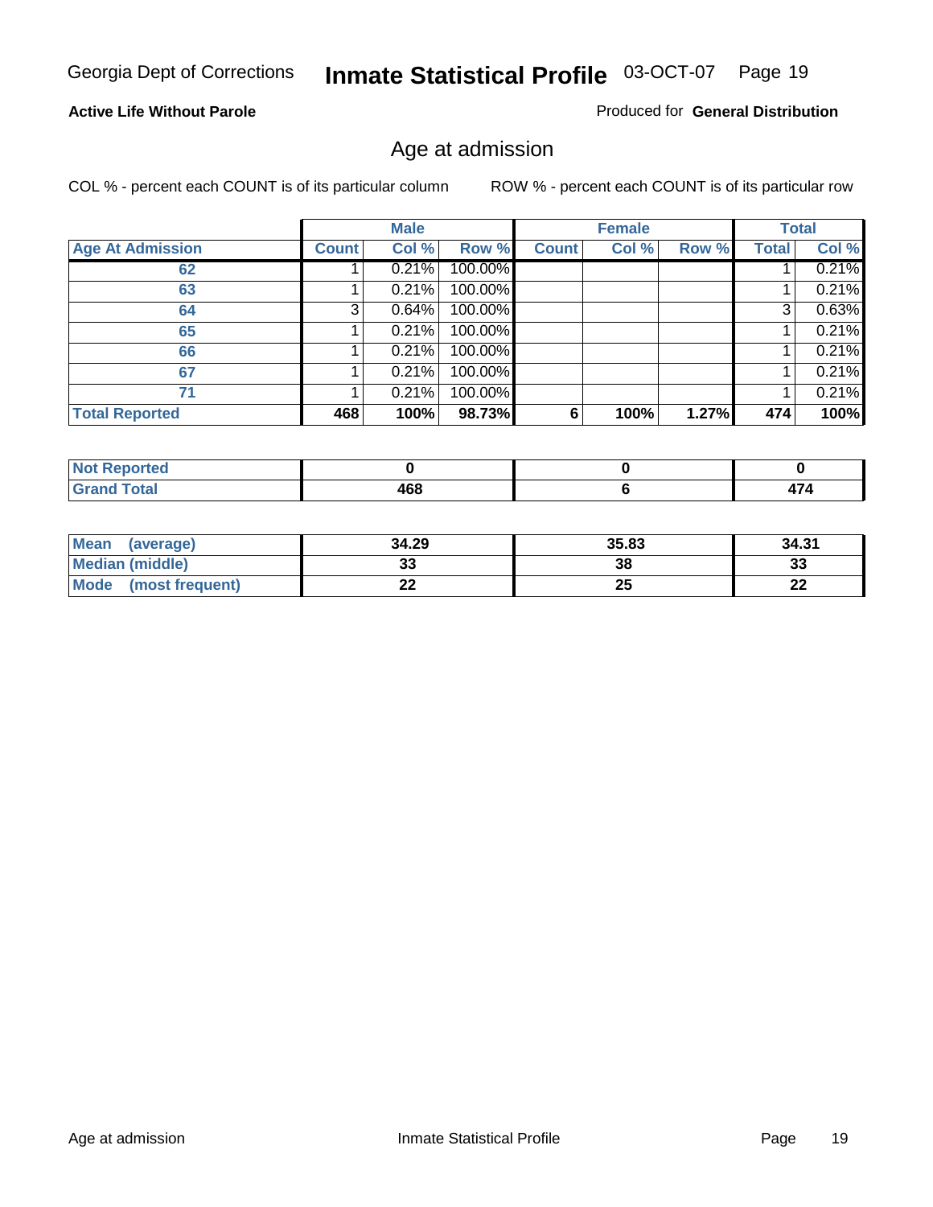**Active Life Without Parole**

Produced for **General Distribution**

## Age at admission

COL % - percent each COUNT is of its particular column

ROW % - percent each COUNT is of its particular row

| | Male | | | Female | | | Total | |
|---|---|---|---|---|---|---|---|---|
| **Age At Admission** | **Count** | **Col %** | **Row %** | **Count** | **Col %** | **Row %** | **Total** | **Col %** |
| 62 | 1 | 0.21% | 100.00% | | | | 1 | 0.21% |
| 63 | 1 | 0.21% | 100.00% | | | | 1 | 0.21% |
| 64 | 3 | 0.64% | 100.00% | | | | 3 | 0.63% |
| 65 | 1 | 0.21% | 100.00% | | | | 1 | 0.21% |
| 66 | 1 | 0.21% | 100.00% | | | | 1 | 0.21% |
| 67 | 1 | 0.21% | 100.00% | | | | 1 | 0.21% |
| 71 | 1 | 0.21% | 100.00% | | | | 1 | 0.21% |
| **Total Reported** | **468** | **100%** | **98.73%** | **6** | **100%** | **1.27%** | **474** | **100%** |

| | Male | Female | Total |
|---|---|---|---|
| **Not Reported** | **0** | **0** | **0** |
| **Grand Total** | **468** | **6** | **474** |

| | Male | Female | Total |
|---|---|---|---|
| **Mean (average)** | **34.29** | **35.83** | **34.31** |
| **Median (middle)** | **33** | **38** | **33** |
| **Mode (most frequent)** | **22** | **25** | **22** |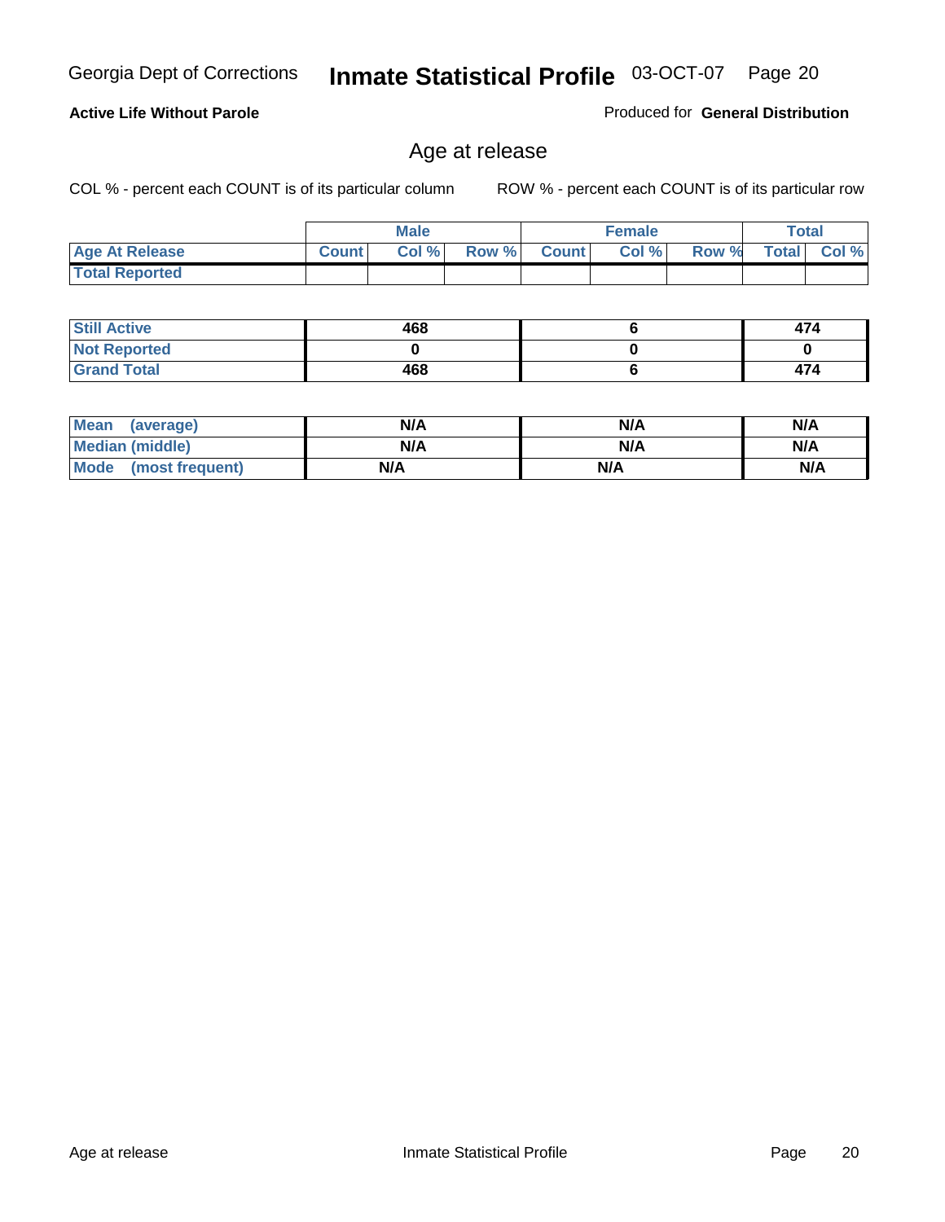Georgia Dept of Corrections **Inmate Statistical Profile** 03-OCT-07

**Active Life Without Parole**

Produced for **General Distribution**

## Age at release

COL % - percent each COUNT is of its particular column     ROW % - percent each COUNT is of its particular row

| | Male | | | Female | | | Total | |
|---|---|---|---|---|---|---|---|---|
| **Age At Release** | **Count** | **Col %** | **Row %** | **Count** | **Col %** | **Row %** | **Total** | **Col %** |
| **Total Reported** | | | | | | | | |

| | Male | Female | Total |
|---|---|---|---|
| **Still Active** | 468 | 6 | 474 |
| **Not Reported** | 0 | 0 | 0 |
| **Grand Total** | 468 | 6 | 474 |

| | Male | Female | Total |
|---|---|---|---|
| **Mean (average)** | N/A | N/A | N/A |
| **Median (middle)** | N/A | N/A | N/A |
| **Mode (most frequent)** | N/A | N/A | N/A |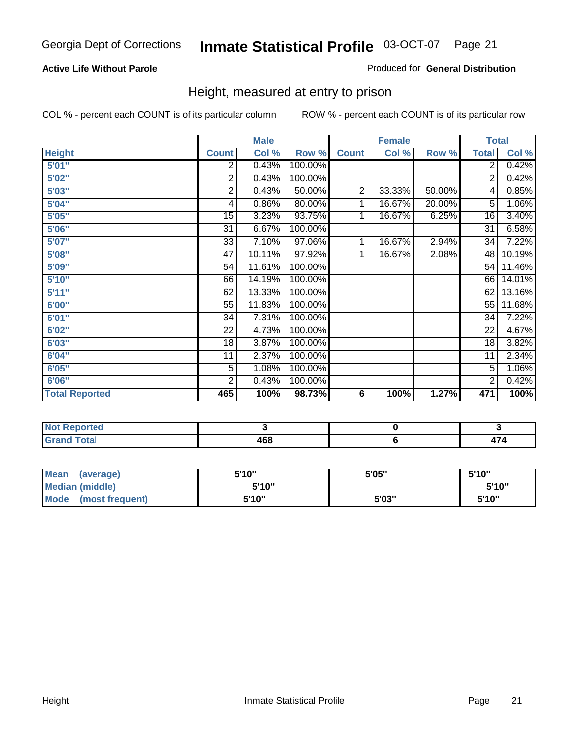Georgia Dept of Corrections **Inmate Statistical Profile** 03-OCT-07 Page 21

**Active Life Without Parole**

Produced for **General Distribution**

## Height, measured at entry to prison

COL % - percent each COUNT is of its particular column

ROW % - percent each COUNT is of its particular row

| | Male | | | Female | | | Total | |
|---|---|---|---|---|---|---|---|---|
| **Height** | **Count** | **Col %** | **Row %** | **Count** | **Col %** | **Row %** | **Total** | **Col %** |
| **5'01"** | 2 | 0.43% | 100.00% | | | | 2 | 0.42% |
| **5'02"** | 2 | 0.43% | 100.00% | | | | 2 | 0.42% |
| **5'03"** | 2 | 0.43% | 50.00% | 2 | 33.33% | 50.00% | 4 | 0.85% |
| **5'04"** | 4 | 0.86% | 80.00% | 1 | 16.67% | 20.00% | 5 | 1.06% |
| **5'05"** | 15 | 3.23% | 93.75% | 1 | 16.67% | 6.25% | 16 | 3.40% |
| **5'06"** | 31 | 6.67% | 100.00% | | | | 31 | 6.58% |
| **5'07"** | 33 | 7.10% | 97.06% | 1 | 16.67% | 2.94% | 34 | 7.22% |
| **5'08"** | 47 | 10.11% | 97.92% | 1 | 16.67% | 2.08% | 48 | 10.19% |
| **5'09"** | 54 | 11.61% | 100.00% | | | | 54 | 11.46% |
| **5'10"** | 66 | 14.19% | 100.00% | | | | 66 | 14.01% |
| **5'11"** | 62 | 13.33% | 100.00% | | | | 62 | 13.16% |
| **6'00"** | 55 | 11.83% | 100.00% | | | | 55 | 11.68% |
| **6'01"** | 34 | 7.31% | 100.00% | | | | 34 | 7.22% |
| **6'02"** | 22 | 4.73% | 100.00% | | | | 22 | 4.67% |
| **6'03"** | 18 | 3.87% | 100.00% | | | | 18 | 3.82% |
| **6'04"** | 11 | 2.37% | 100.00% | | | | 11 | 2.34% |
| **6'05"** | 5 | 1.08% | 100.00% | | | | 5 | 1.06% |
| **6'06"** | 2 | 0.43% | 100.00% | | | | 2 | 0.42% |
| **Total Reported** | **465** | **100%** | **98.73%** | **6** | **100%** | **1.27%** | **471** | **100%** |

| | Male | Female | Total |
|---|---|---|---|
| **Not Reported** | **3** | **0** | **3** |
| **Grand Total** | **468** | **6** | **474** |

| | Male | Female | Total |
|---|---|---|---|
| **Mean (average)** | **5'10"** | **5'05"** | **5'10"** |
| **Median (middle)** | **5'10"** | | **5'10"** |
| **Mode (most frequent)** | **5'10"** | **5'03"** | **5'10"** |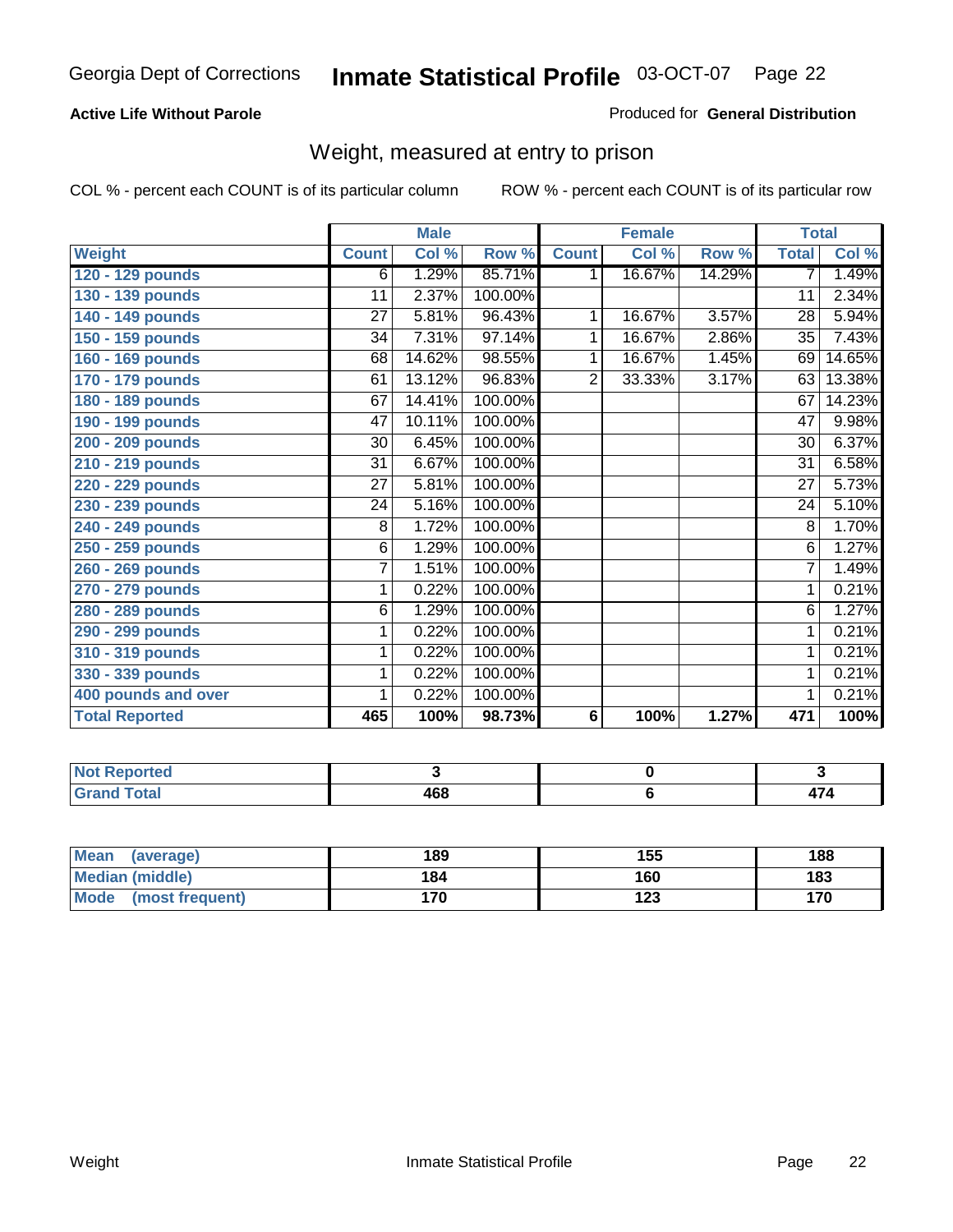**Active Life Without Parole**

Produced for **General Distribution**

## Weight, measured at entry to prison

COL % - percent each COUNT is of its particular column

ROW % - percent each COUNT is of its particular row

| | Male | | | Female | | | Total | |
|---|---|---|---|---|---|---|---|---|
| **Weight** | **Count** | **Col %** | **Row %** | **Count** | **Col %** | **Row %** | **Total** | **Col %** |
| 120 - 129 pounds | 6 | 1.29% | 85.71% | 1 | 16.67% | 14.29% | 7 | 1.49% |
| 130 - 139 pounds | 11 | 2.37% | 100.00% | | | | 11 | 2.34% |
| 140 - 149 pounds | 27 | 5.81% | 96.43% | 1 | 16.67% | 3.57% | 28 | 5.94% |
| 150 - 159 pounds | 34 | 7.31% | 97.14% | 1 | 16.67% | 2.86% | 35 | 7.43% |
| 160 - 169 pounds | 68 | 14.62% | 98.55% | 1 | 16.67% | 1.45% | 69 | 14.65% |
| 170 - 179 pounds | 61 | 13.12% | 96.83% | 2 | 33.33% | 3.17% | 63 | 13.38% |
| 180 - 189 pounds | 67 | 14.41% | 100.00% | | | | 67 | 14.23% |
| 190 - 199 pounds | 47 | 10.11% | 100.00% | | | | 47 | 9.98% |
| 200 - 209 pounds | 30 | 6.45% | 100.00% | | | | 30 | 6.37% |
| 210 - 219 pounds | 31 | 6.67% | 100.00% | | | | 31 | 6.58% |
| 220 - 229 pounds | 27 | 5.81% | 100.00% | | | | 27 | 5.73% |
| 230 - 239 pounds | 24 | 5.16% | 100.00% | | | | 24 | 5.10% |
| 240 - 249 pounds | 8 | 1.72% | 100.00% | | | | 8 | 1.70% |
| 250 - 259 pounds | 6 | 1.29% | 100.00% | | | | 6 | 1.27% |
| 260 - 269 pounds | 7 | 1.51% | 100.00% | | | | 7 | 1.49% |
| 270 - 279 pounds | 1 | 0.22% | 100.00% | | | | 1 | 0.21% |
| 280 - 289 pounds | 6 | 1.29% | 100.00% | | | | 6 | 1.27% |
| 290 - 299 pounds | 1 | 0.22% | 100.00% | | | | 1 | 0.21% |
| 310 - 319 pounds | 1 | 0.22% | 100.00% | | | | 1 | 0.21% |
| 330 - 339 pounds | 1 | 0.22% | 100.00% | | | | 1 | 0.21% |
| 400 pounds and over | 1 | 0.22% | 100.00% | | | | 1 | 0.21% |
| **Total Reported** | **465** | **100%** | **98.73%** | **6** | **100%** | **1.27%** | **471** | **100%** |

| | Male | Female | Total |
|---|---|---|---|
| Not Reported | 3 | 0 | 3 |
| Grand Total | 468 | 6 | 474 |

| | Male | Female | Total |
|---|---|---|---|
| Mean (average) | 189 | 155 | 188 |
| Median (middle) | 184 | 160 | 183 |
| Mode (most frequent) | 170 | 123 | 170 |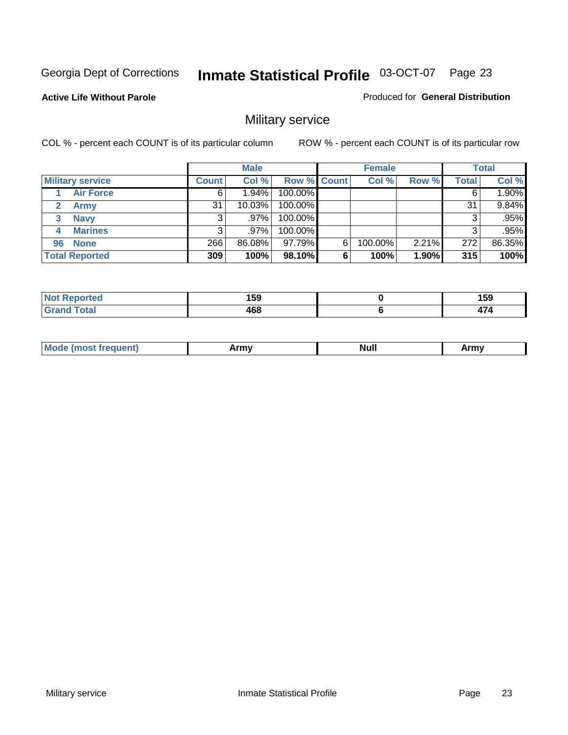Georgia Dept of Corrections **Inmate Statistical Profile** 03-OCT-07 Page 23

**Active Life Without Parole**

Produced for **General Distribution**

## Military service

COL % - percent each COUNT is of its particular column

ROW % - percent each COUNT is of its particular row

| | Male | | | Female | | | Total | |
|---|---|---|---|---|---|---|---|---|
| **Military service** | **Count** | **Col %** | **Row %** | **Count** | **Col %** | **Row %** | **Total** | **Col %** |
| 1 **Air Force** | 6 | 1.94% | 100.00% | | | | 6 | 1.90% |
| 2 **Army** | 31 | 10.03% | 100.00% | | | | 31 | 9.84% |
| 3 **Navy** | 3 | .97% | 100.00% | | | | 3 | .95% |
| 4 **Marines** | 3 | .97% | 100.00% | | | | 3 | .95% |
| 96 **None** | 266 | 86.08% | 97.79% | 6 | 100.00% | 2.21% | 272 | 86.35% |
| **Total Reported** | **309** | **100%** | **98.10%** | **6** | **100%** | **1.90%** | **315** | **100%** |

| | Male | Female | Total |
|---|---|---|---|
| **Not Reported** | **159** | **0** | **159** |
| **Grand Total** | **468** | **6** | **474** |

| | Male | Female | Total |
|---|---|---|---|
| **Mode (most frequent)** | **Army** | **Null** | **Army** |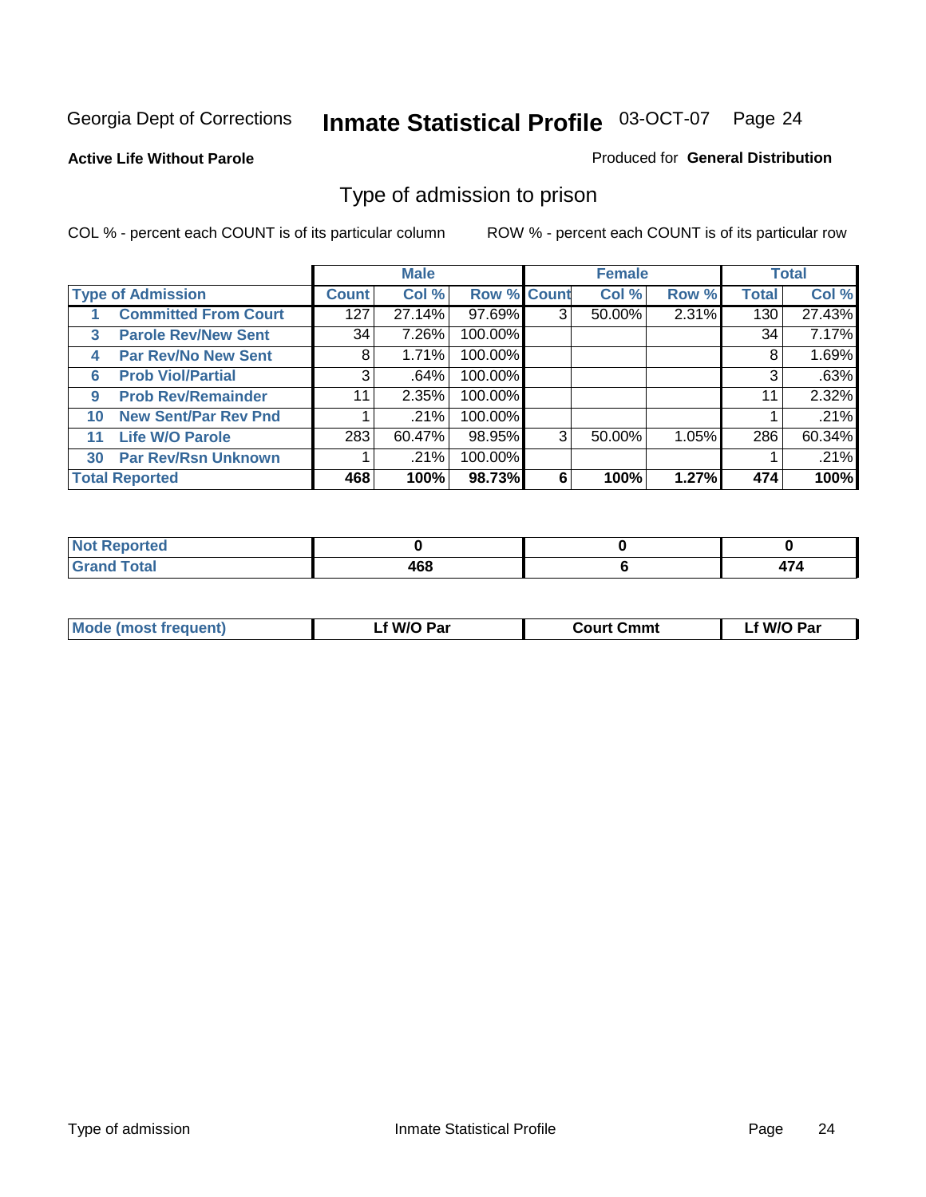Georgia Dept of Corrections **Inmate Statistical Profile** 03-OCT-07

**Active Life Without Parole**

Produced for **General Distribution**

## Type of admission to prison

COL % - percent each COUNT is of its particular column

ROW % - percent each COUNT is of its particular row

| Type of Admission | | Male | | | Female | | | Total | |
|---|---|---|---|---|---|---|---|---|---|
| | | Count | Col % | Row % | Count | Col % | Row % | Total | Col % |
| 1 | Committed From Court | 127 | 27.14% | 97.69% | 3 | 50.00% | 2.31% | 130 | 27.43% |
| 3 | Parole Rev/New Sent | 34 | 7.26% | 100.00% | | | | 34 | 7.17% |
| 4 | Par Rev/No New Sent | 8 | 1.71% | 100.00% | | | | 8 | 1.69% |
| 6 | Prob Viol/Partial | 3 | .64% | 100.00% | | | | 3 | .63% |
| 9 | Prob Rev/Remainder | 11 | 2.35% | 100.00% | | | | 11 | 2.32% |
| 10 | New Sent/Par Rev Pnd | 1 | .21% | 100.00% | | | | 1 | .21% |
| 11 | Life W/O Parole | 283 | 60.47% | 98.95% | 3 | 50.00% | 1.05% | 286 | 60.34% |
| 30 | Par Rev/Rsn Unknown | 1 | .21% | 100.00% | | | | 1 | .21% |
| **Total Reported** | | **468** | **100%** | **98.73%** | **6** | **100%** | **1.27%** | **474** | **100%** |

| | Male | Female | Total |
|---|---|---|---|
| Not Reported | 0 | 0 | 0 |
| Grand Total | 468 | 6 | 474 |

| | Male | Female | Total |
|---|---|---|---|
| Mode (most frequent) | Lf W/O Par | Court Cmmt | Lf W/O Par |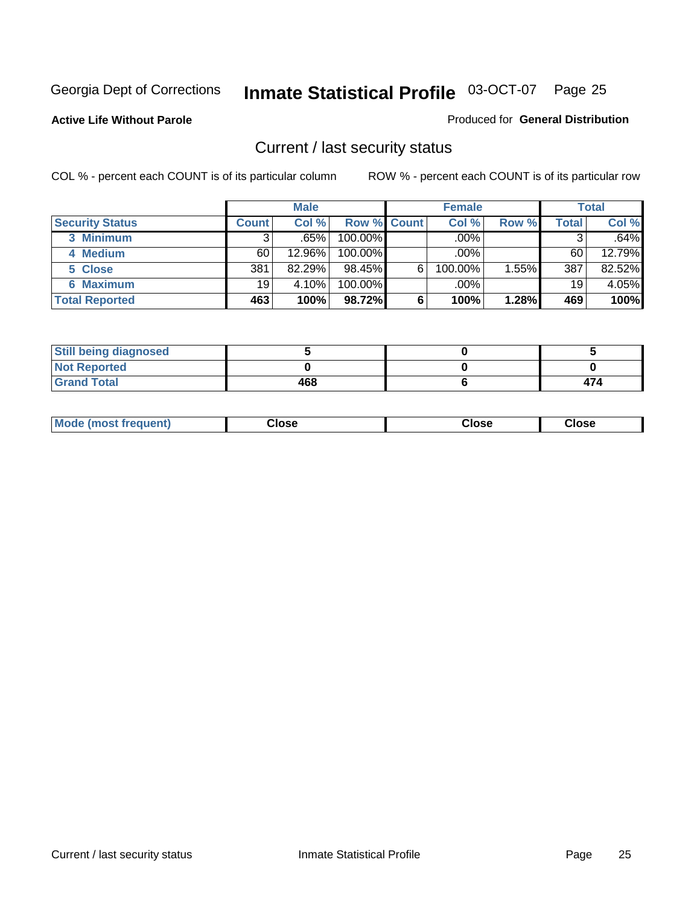Georgia Dept of Corrections **Inmate Statistical Profile** 03-OCT-07 Page 25

**Active Life Without Parole**

Produced for **General Distribution**

## Current / last security status

COL % - percent each COUNT is of its particular column

ROW % - percent each COUNT is of its particular row

| | Male | | | Female | | | Total | |
|---|---|---|---|---|---|---|---|---|
| **Security Status** | **Count** | **Col %** | **Row %** | **Count** | **Col %** | **Row %** | **Total** | **Col %** |
| 3 Minimum | 3 | .65% | 100.00% | | .00% | | 3 | .64% |
| 4 Medium | 60 | 12.96% | 100.00% | | .00% | | 60 | 12.79% |
| 5 Close | 381 | 82.29% | 98.45% | 6 | 100.00% | 1.55% | 387 | 82.52% |
| 6 Maximum | 19 | 4.10% | 100.00% | | .00% | | 19 | 4.05% |
| **Total Reported** | **463** | **100%** | **98.72%** | **6** | **100%** | **1.28%** | **469** | **100%** |

| | Male | Female | Total |
|---|---|---|---|
| Still being diagnosed | **5** | **0** | **5** |
| Not Reported | **0** | **0** | **0** |
| Grand Total | **468** | **6** | **474** |

| | Male | Female | Total |
|---|---|---|---|
| Mode (most frequent) | **Close** | **Close** | **Close** |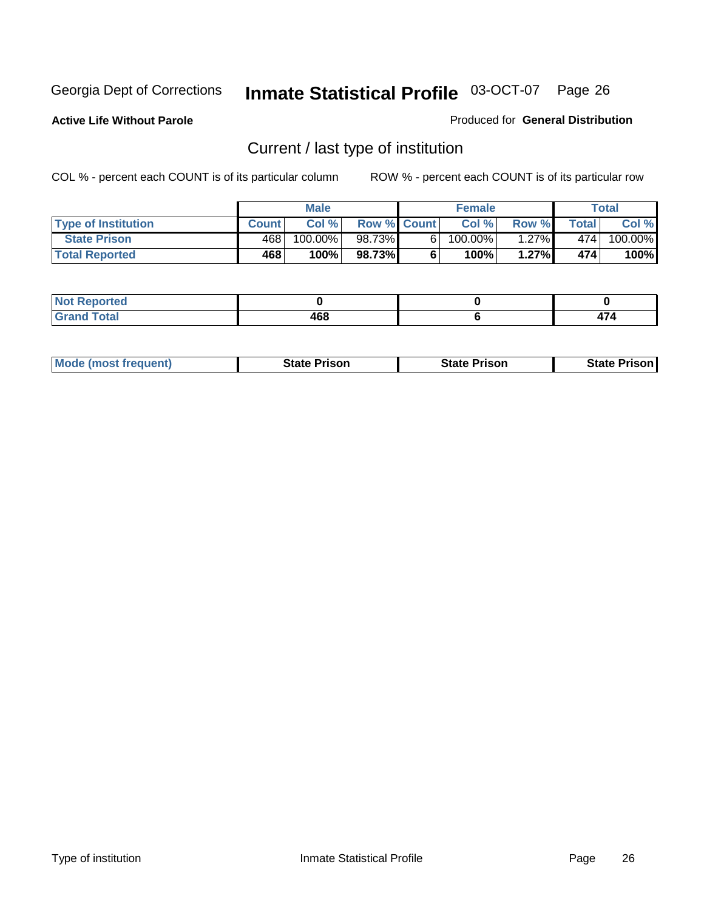Georgia Dept of Corrections

# Inmate Statistical Profile

03-OCT-07

**Active Life Without Parole**

Produced for **General Distribution**

## Current / last type of institution

COL % - percent each COUNT is of its particular column

ROW % - percent each COUNT is of its particular row

| | Male | | | Female | | | Total | |
|---|---|---|---|---|---|---|---|---|
| Type of Institution | Count | Col % | Row % | Count | Col % | Row % | Total | Col % |
| State Prison | 468 | 100.00% | 98.73% | 6 | 100.00% | 1.27% | 474 | 100.00% |
| **Total Reported** | **468** | **100%** | **98.73%** | **6** | **100%** | **1.27%** | **474** | **100%** |

| | Male | Female | Total |
|---|---|---|---|
| Not Reported | **0** | **0** | **0** |
| Grand Total | **468** | **6** | **474** |

| | Male | Female | Total |
|---|---|---|---|
| Mode (most frequent) | **State Prison** | **State Prison** | **State Prison** |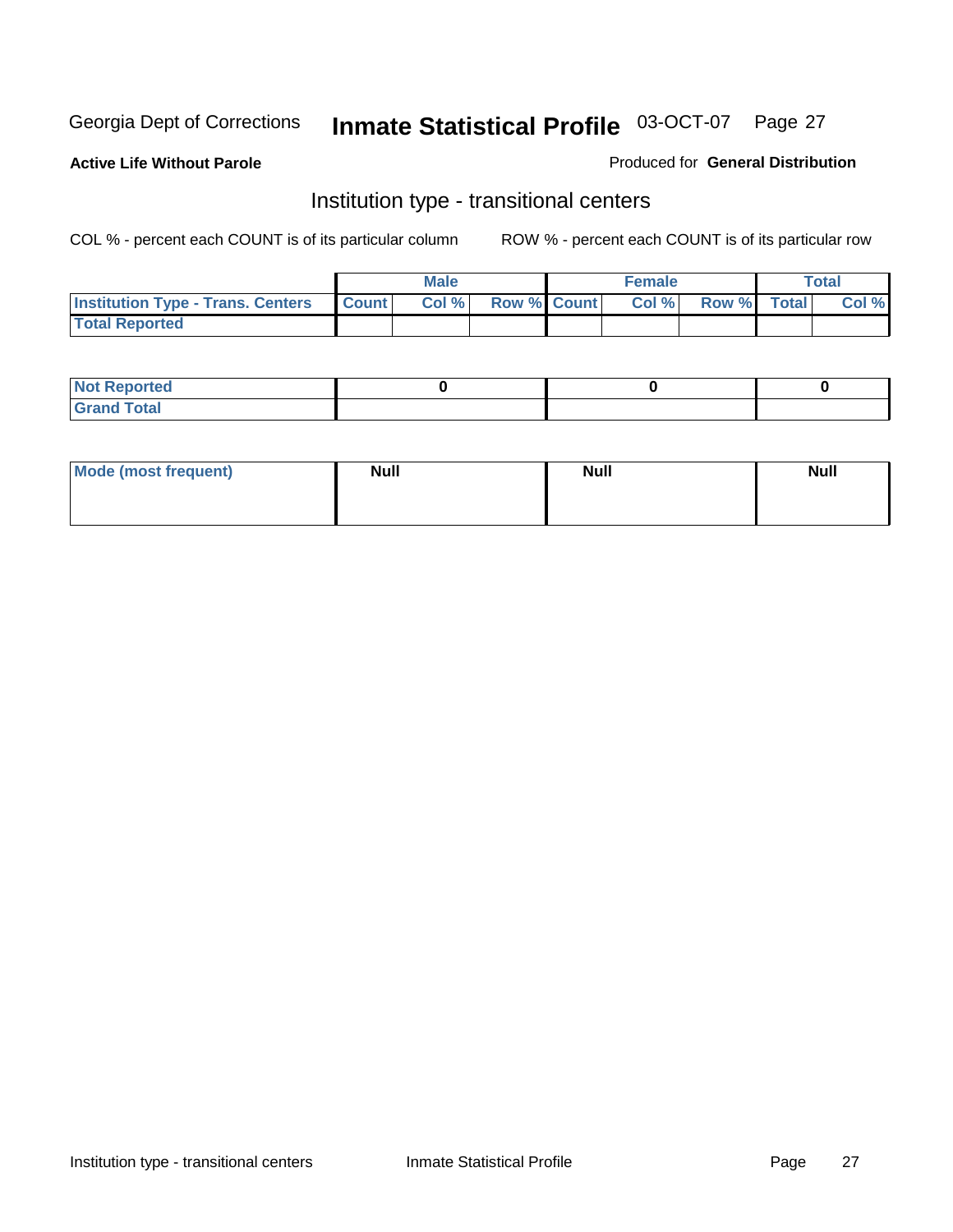Georgia Dept of Corrections **Inmate Statistical Profile** 03-OCT-07

**Active Life Without Parole**

Produced for **General Distribution**

## Institution type - transitional centers

COL % - percent each COUNT is of its particular column

ROW % - percent each COUNT is of its particular row

| | Male | | | Female | | | Total | |
|---|---|---|---|---|---|---|---|---|
| **Institution Type - Trans. Centers** | Count | Col % | Row % | Count | Col % | Row % | Total | Col % |
| **Total Reported** | | | | | | | | |

| | Male | Female | Total |
|---|---|---|---|
| **Not Reported** | 0 | 0 | 0 |
| **Grand Total** | | | |

| | Male | Female | Total |
|---|---|---|---|
| **Mode (most frequent)** | Null | Null | Null |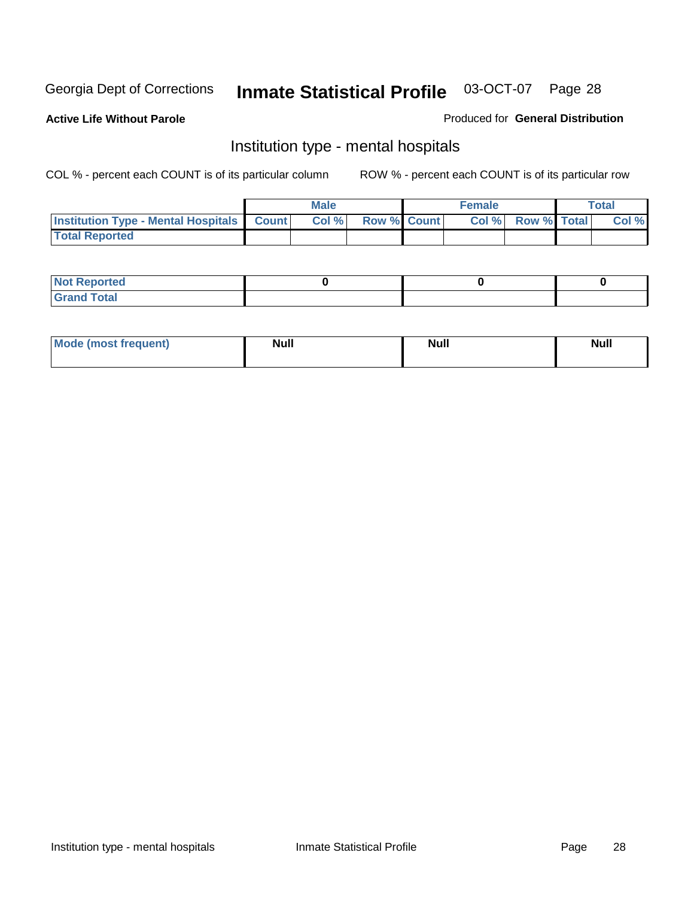Georgia Dept of Corrections **Inmate Statistical Profile** 03-OCT-07

**Active Life Without Parole** Produced for **General Distribution**

## Institution type - mental hospitals

COL % - percent each COUNT is of its particular column ROW % - percent each COUNT is of its particular row

| | Male | | | Female | | | Total | |
|---|---|---|---|---|---|---|---|---|
| **Institution Type - Mental Hospitals** | **Count** | **Col %** | **Row %** | **Count** | **Col %** | **Row %** | **Total** | **Col %** |
| **Total Reported** | | | | | | | | |

| | Male | Female | Total |
|---|---|---|---|
| **Not Reported** | 0 | 0 | 0 |
| **Grand Total** | | | |

| | Male | Female | Total |
|---|---|---|---|
| **Mode (most frequent)** | Null | Null | Null |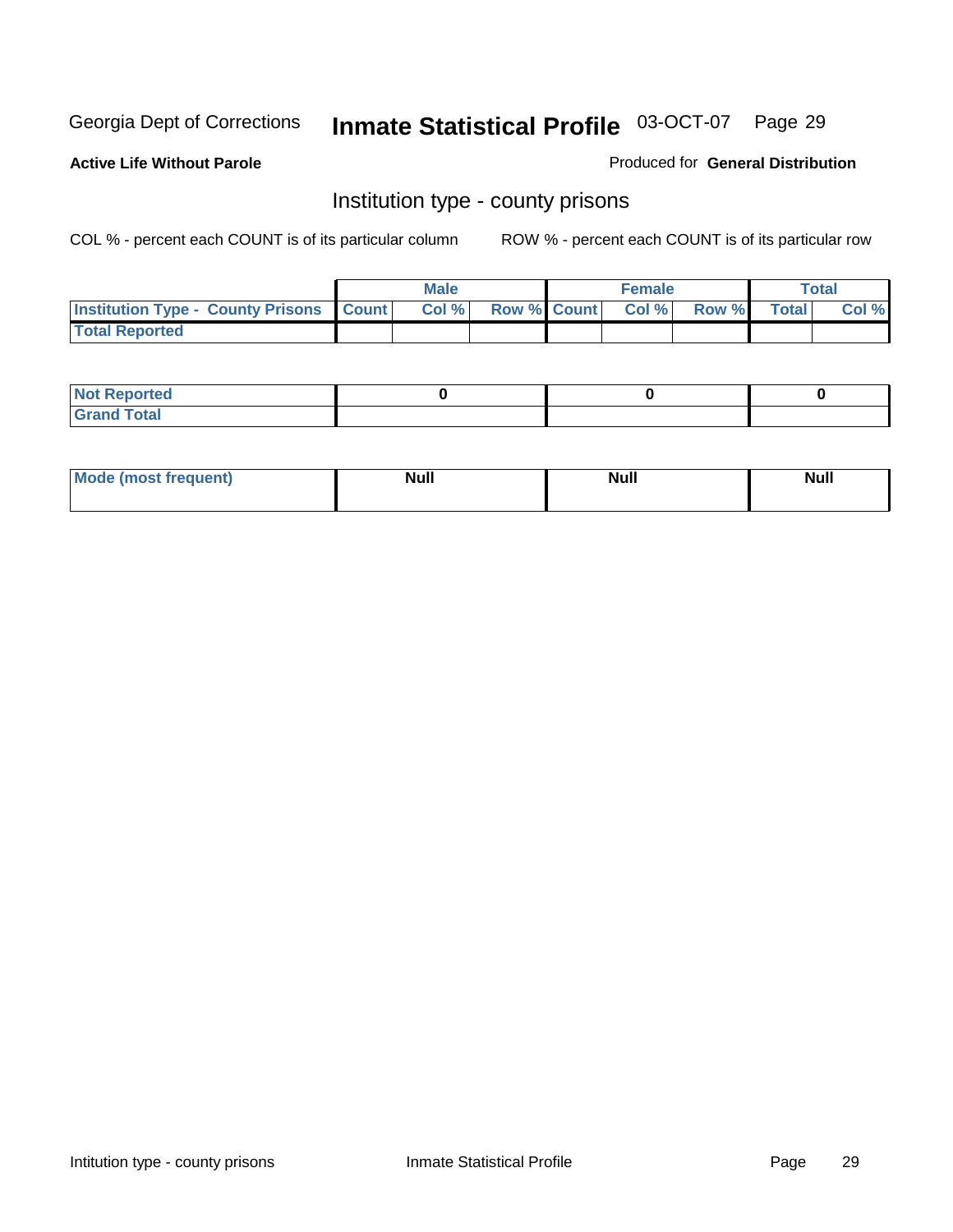Georgia Dept of Corrections **Inmate Statistical Profile** 03-OCT-07

**Active Life Without Parole**

Produced for **General Distribution**

## Institution type - county prisons

COL % - percent each COUNT is of its particular column

ROW % - percent each COUNT is of its particular row

| | Male | | | Female | | | Total | |
|---|---|---|---|---|---|---|---|---|
| **Institution Type - County Prisons** | **Count** | **Col %** | **Row %** | **Count** | **Col %** | **Row %** | **Total** | **Col %** |
| **Total Reported** | | | | | | | | |

| | Male | Female | Total |
|---|---|---|---|
| **Not Reported** | 0 | 0 | 0 |
| **Grand Total** | | | |

| | Male | Female | Total |
|---|---|---|---|
| **Mode (most frequent)** | Null | Null | Null |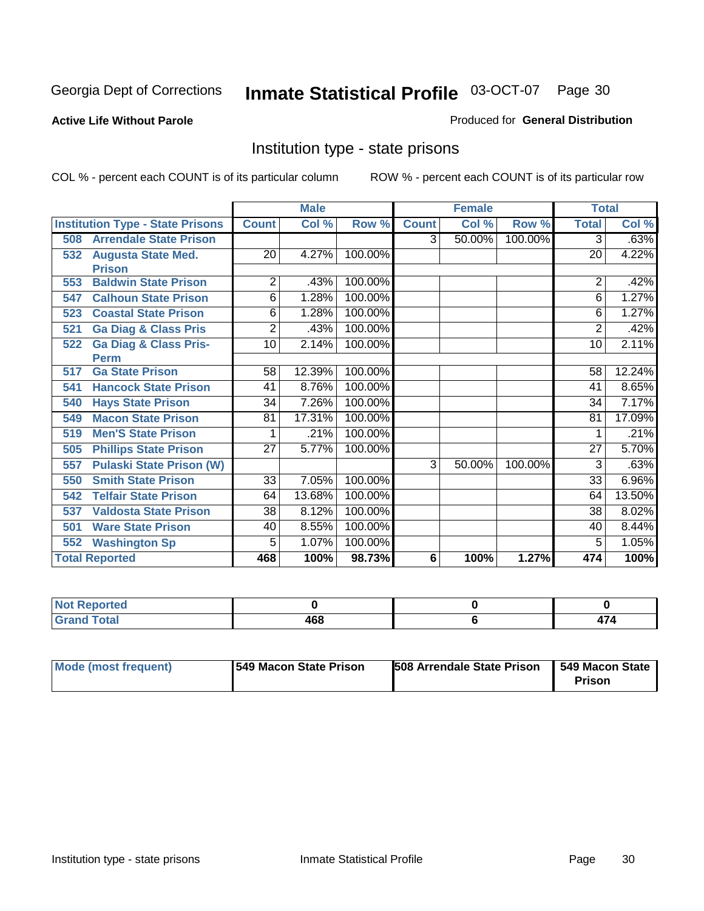Georgia Dept of Corrections

# Inmate Statistical Profile

03-OCT-07

**Active Life Without Parole**

Produced for **General Distribution**

## Institution type - state prisons

COL % - percent each COUNT is of its particular column

ROW % - percent each COUNT is of its particular row

| | Male | | | Female | | | Total | |
|---|---|---|---|---|---|---|---|---|
| **Institution Type - State Prisons** | **Count** | **Col %** | **Row %** | **Count** | **Col %** | **Row %** | **Total** | **Col %** |
| **508 Arrendale State Prison** | | | | 3 | 50.00% | 100.00% | 3 | .63% |
| **532 Augusta State Med. Prison** | 20 | 4.27% | 100.00% | | | | 20 | 4.22% |
| **553 Baldwin State Prison** | 2 | .43% | 100.00% | | | | 2 | .42% |
| **547 Calhoun State Prison** | 6 | 1.28% | 100.00% | | | | 6 | 1.27% |
| **523 Coastal State Prison** | 6 | 1.28% | 100.00% | | | | 6 | 1.27% |
| **521 Ga Diag & Class Pris** | 2 | .43% | 100.00% | | | | 2 | .42% |
| **522 Ga Diag & Class Pris-Perm** | 10 | 2.14% | 100.00% | | | | 10 | 2.11% |
| **517 Ga State Prison** | 58 | 12.39% | 100.00% | | | | 58 | 12.24% |
| **541 Hancock State Prison** | 41 | 8.76% | 100.00% | | | | 41 | 8.65% |
| **540 Hays State Prison** | 34 | 7.26% | 100.00% | | | | 34 | 7.17% |
| **549 Macon State Prison** | 81 | 17.31% | 100.00% | | | | 81 | 17.09% |
| **519 Men'S State Prison** | 1 | .21% | 100.00% | | | | 1 | .21% |
| **505 Phillips State Prison** | 27 | 5.77% | 100.00% | | | | 27 | 5.70% |
| **557 Pulaski State Prison (W)** | | | | 3 | 50.00% | 100.00% | 3 | .63% |
| **550 Smith State Prison** | 33 | 7.05% | 100.00% | | | | 33 | 6.96% |
| **542 Telfair State Prison** | 64 | 13.68% | 100.00% | | | | 64 | 13.50% |
| **537 Valdosta State Prison** | 38 | 8.12% | 100.00% | | | | 38 | 8.02% |
| **501 Ware State Prison** | 40 | 8.55% | 100.00% | | | | 40 | 8.44% |
| **552 Washington Sp** | 5 | 1.07% | 100.00% | | | | 5 | 1.05% |
| **Total Reported** | **468** | **100%** | **98.73%** | **6** | **100%** | **1.27%** | **474** | **100%** |

| | Male | Female | Total |
|---|---|---|---|
| **Not Reported** | **0** | **0** | **0** |
| **Grand Total** | **468** | **6** | **474** |

| | Male | Female | Total |
|---|---|---|---|
| **Mode (most frequent)** | **549 Macon State Prison** | **508 Arrendale State Prison** | **549 Macon State Prison** |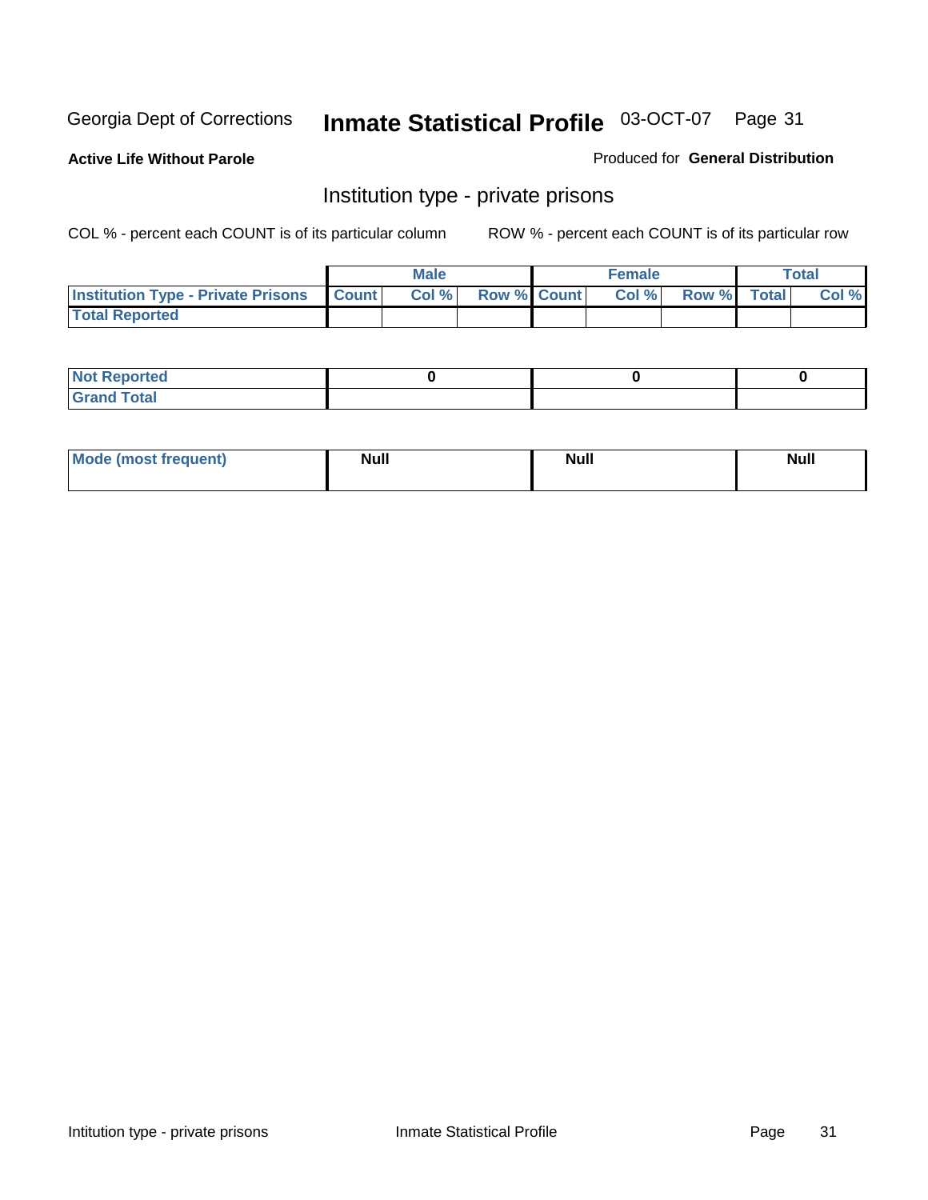Georgia Dept of Corrections **Inmate Statistical Profile** 03-OCT-07

**Active Life Without Parole**

Produced for **General Distribution**

## Institution type - private prisons

COL % - percent each COUNT is of its particular column

ROW % - percent each COUNT is of its particular row

| | Male | | | Female | | | Total | |
|---|---|---|---|---|---|---|---|---|
| **Institution Type - Private Prisons** | **Count** | **Col %** | **Row %** | **Count** | **Col %** | **Row %** | **Total** | **Col %** |
| **Total Reported** | | | | | | | | |

| | Male | Female | Total |
|---|---|---|---|
| **Not Reported** | 0 | 0 | 0 |
| **Grand Total** | | | |

| | Male | Female | Total |
|---|---|---|---|
| **Mode (most frequent)** | Null | Null | Null |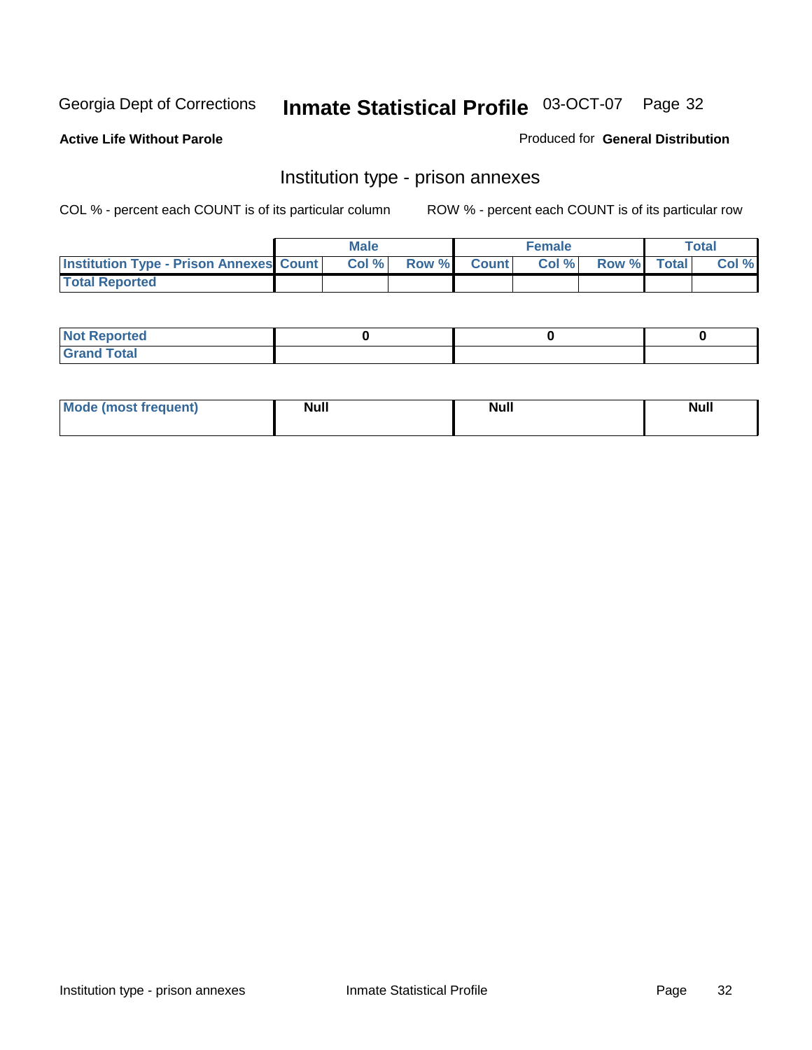Georgia Dept of Corrections **Inmate Statistical Profile** 03-OCT-07

**Active Life Without Parole**

Produced for **General Distribution**

## Institution type - prison annexes

COL % - percent each COUNT is of its particular column

ROW % - percent each COUNT is of its particular row

| | Male | | | Female | | | Total | |
|---|---|---|---|---|---|---|---|---|
| Institution Type - Prison Annexes | Count | Col % | Row % | Count | Col % | Row % | Total | Col % |
| Total Reported | | | | | | | | |

| | Male | Female | Total |
|---|---|---|---|
| Not Reported | 0 | 0 | 0 |
| Grand Total | | | |

| | Male | Female | Total |
|---|---|---|---|
| Mode (most frequent) | Null | Null | Null |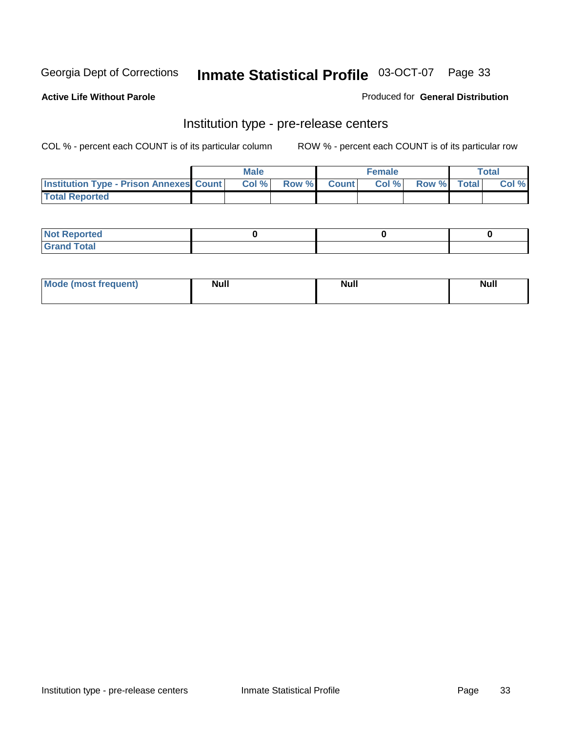Georgia Dept of Corrections **Inmate Statistical Profile** 03-OCT-07

**Active Life Without Parole**

Produced for **General Distribution**

## Institution type - pre-release centers

COL % - percent each COUNT is of its particular column ROW % - percent each COUNT is of its particular row

| | Male | | | Female | | | Total | |
|---|---|---|---|---|---|---|---|---|
| Institution Type - Prison Annexes | Count | Col % | Row % | Count | Col % | Row % | Total | Col % |
| Total Reported | | | | | | | | |

| | Male | Female | Total |
|---|---|---|---|
| Not Reported | 0 | 0 | 0 |
| Grand Total | | | |

| | Male | Female | Total |
|---|---|---|---|
| Mode (most frequent) | Null | Null | Null |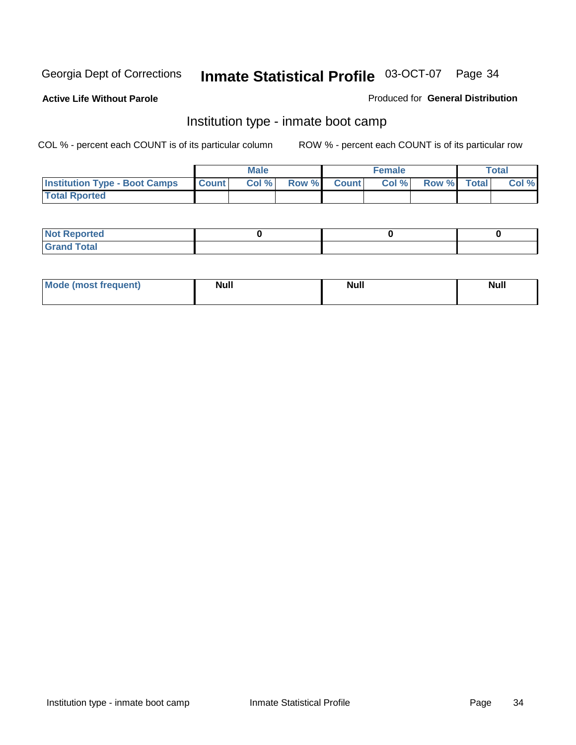Georgia Dept of Corrections **Inmate Statistical Profile** 03-OCT-07

**Active Life Without Parole**

Produced for **General Distribution**

## Institution type - inmate boot camp

COL % - percent each COUNT is of its particular column ROW % - percent each COUNT is of its particular row

| | Male | | | Female | | | Total | |
|---|---|---|---|---|---|---|---|---|
| **Institution Type - Boot Camps** | **Count** | **Col %** | **Row %** | **Count** | **Col %** | **Row %** | **Total** | **Col %** |
| **Total Rported** | | | | | | | | |

| | Male | Female | Total |
|---|---|---|---|
| **Not Reported** | 0 | 0 | 0 |
| **Grand Total** | | | |

| | Male | Female | Total |
|---|---|---|---|
| **Mode (most frequent)** | Null | Null | Null |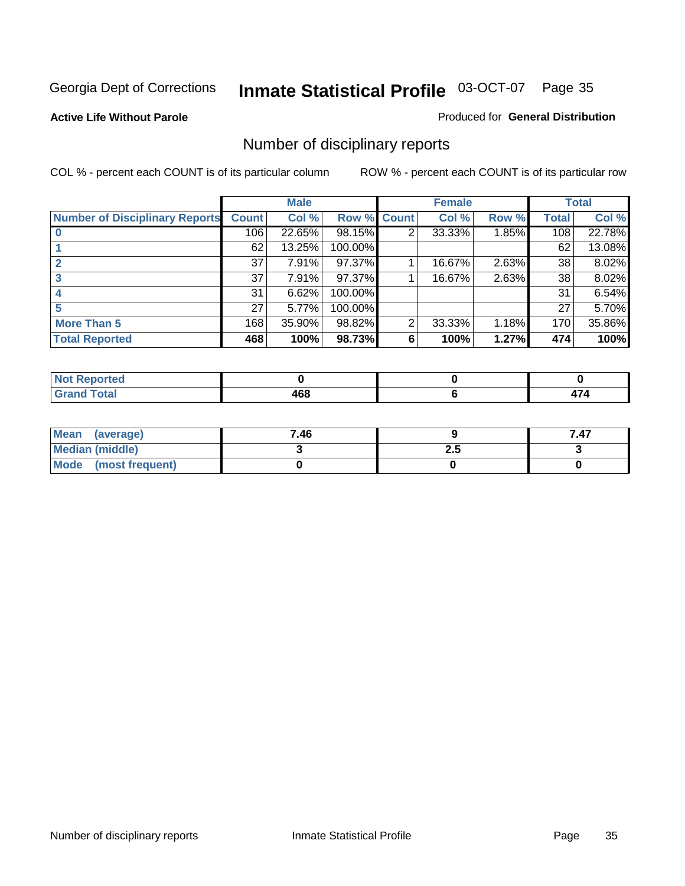Georgia Dept of Corrections **Inmate Statistical Profile** 03-OCT-07

**Active Life Without Parole**

Produced for **General Distribution**

## Number of disciplinary reports

COL % - percent each COUNT is of its particular column

ROW % - percent each COUNT is of its particular row

| | Male | | | Female | | | Total | |
|---|---|---|---|---|---|---|---|---|
| **Number of Disciplinary Reports** | **Count** | **Col %** | **Row %** | **Count** | **Col %** | **Row %** | **Total** | **Col %** |
| **0** | 106 | 22.65% | 98.15% | 2 | 33.33% | 1.85% | 108 | 22.78% |
| **1** | 62 | 13.25% | 100.00% | | | | 62 | 13.08% |
| **2** | 37 | 7.91% | 97.37% | 1 | 16.67% | 2.63% | 38 | 8.02% |
| **3** | 37 | 7.91% | 97.37% | 1 | 16.67% | 2.63% | 38 | 8.02% |
| **4** | 31 | 6.62% | 100.00% | | | | 31 | 6.54% |
| **5** | 27 | 5.77% | 100.00% | | | | 27 | 5.70% |
| **More Than 5** | 168 | 35.90% | 98.82% | 2 | 33.33% | 1.18% | 170 | 35.86% |
| **Total Reported** | **468** | **100%** | **98.73%** | **6** | **100%** | **1.27%** | **474** | **100%** |

| | Male | Female | Total |
|---|---|---|---|
| **Not Reported** | **0** | **0** | **0** |
| **Grand Total** | **468** | **6** | **474** |

| | Male | Female | Total |
|---|---|---|---|
| **Mean (average)** | **7.46** | **9** | **7.47** |
| **Median (middle)** | **3** | **2.5** | **3** |
| **Mode (most frequent)** | **0** | **0** | **0** |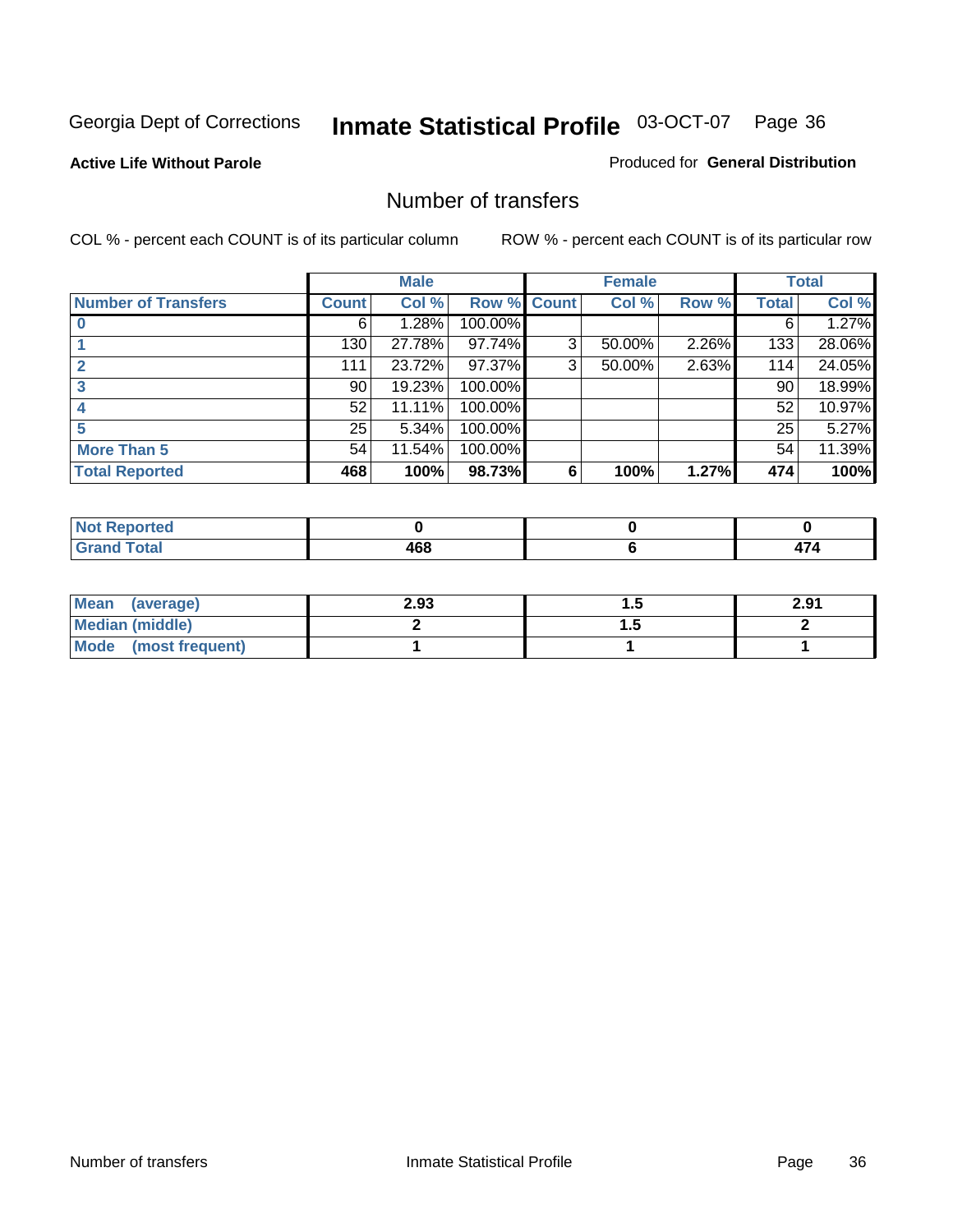Georgia Dept of Corrections **Inmate Statistical Profile** 03-OCT-07

**Active Life Without Parole**

Produced for **General Distribution**

# Number of transfers

COL % - percent each COUNT is of its particular column

ROW % - percent each COUNT is of its particular row

| | Male | | | Female | | | Total | |
|---|---|---|---|---|---|---|---|---|
| **Number of Transfers** | **Count** | **Col %** | **Row %** | **Count** | **Col %** | **Row %** | **Total** | **Col %** |
| **0** | 6 | 1.28% | 100.00% | | | | 6 | 1.27% |
| **1** | 130 | 27.78% | 97.74% | 3 | 50.00% | 2.26% | 133 | 28.06% |
| **2** | 111 | 23.72% | 97.37% | 3 | 50.00% | 2.63% | 114 | 24.05% |
| **3** | 90 | 19.23% | 100.00% | | | | 90 | 18.99% |
| **4** | 52 | 11.11% | 100.00% | | | | 52 | 10.97% |
| **5** | 25 | 5.34% | 100.00% | | | | 25 | 5.27% |
| **More Than 5** | 54 | 11.54% | 100.00% | | | | 54 | 11.39% |
| **Total Reported** | **468** | **100%** | **98.73%** | **6** | **100%** | **1.27%** | **474** | **100%** |

| | Male | Female | Total |
|---|---|---|---|
| **Not Reported** | **0** | **0** | **0** |
| **Grand Total** | **468** | **6** | **474** |

| | Male | Female | Total |
|---|---|---|---|
| **Mean (average)** | **2.93** | **1.5** | **2.91** |
| **Median (middle)** | **2** | **1.5** | **2** |
| **Mode (most frequent)** | **1** | **1** | **1** |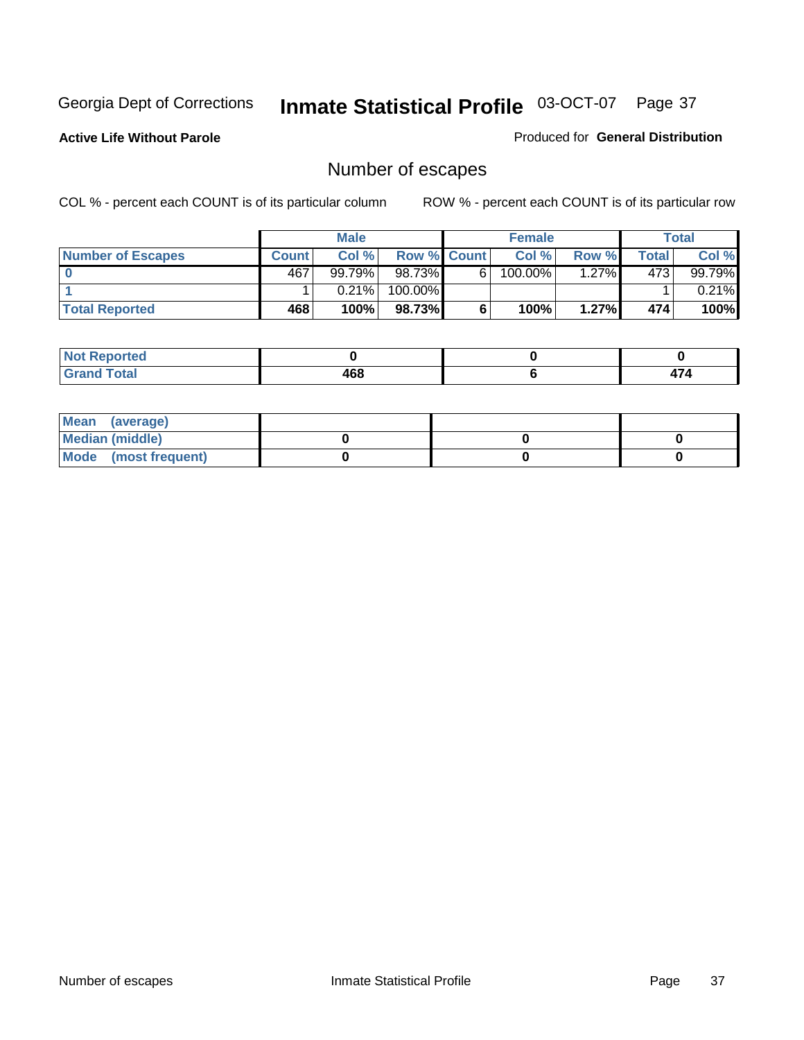Georgia Dept of Corrections **Inmate Statistical Profile** 03-OCT-07

**Active Life Without Parole**

Produced for **General Distribution**

## Number of escapes

COL % - percent each COUNT is of its particular column

ROW % - percent each COUNT is of its particular row

| | Male | | | Female | | | Total | |
|---|---|---|---|---|---|---|---|---|
| Number of Escapes | Count | Col % | Row % | Count | Col % | Row % | Total | Col % |
| 0 | 467 | 99.79% | 98.73% | 6 | 100.00% | 1.27% | 473 | 99.79% |
| 1 | 1 | 0.21% | 100.00% | | | | 1 | 0.21% |
| **Total Reported** | **468** | **100%** | **98.73%** | **6** | **100%** | **1.27%** | **474** | **100%** |

| | Male | Female | Total |
|---|---|---|---|
| Not Reported | **0** | **0** | **0** |
| Grand Total | **468** | **6** | **474** |

| | Male | Female | Total |
|---|---|---|---|
| Mean (average) | | | |
| Median (middle) | **0** | **0** | **0** |
| Mode (most frequent) | **0** | **0** | **0** |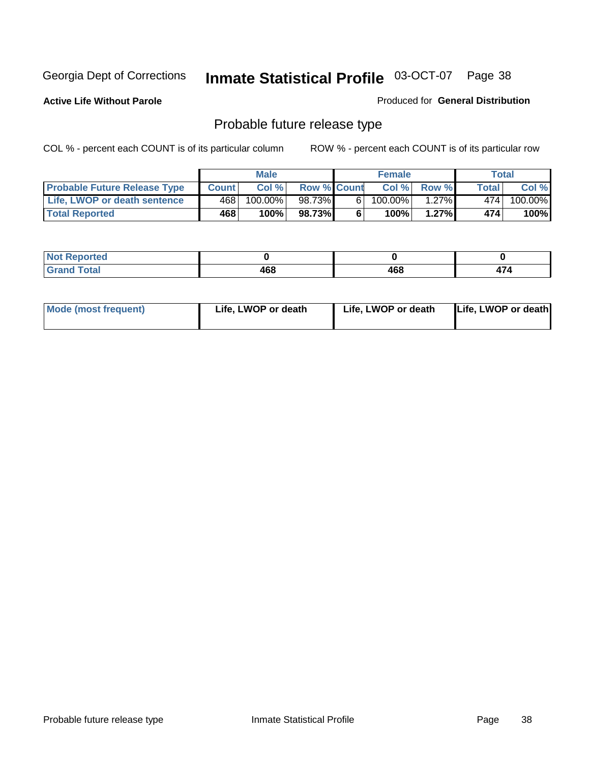Georgia Dept of Corrections **Inmate Statistical Profile** 03-OCT-07

**Active Life Without Parole**

Produced for **General Distribution**

## Probable future release type

COL % - percent each COUNT is of its particular column ROW % - percent each COUNT is of its particular row

| | Male | | | Female | | | Total | |
|---|---|---|---|---|---|---|---|---|
| **Probable Future Release Type** | **Count** | **Col %** | **Row %** | **Count** | **Col %** | **Row %** | **Total** | **Col %** |
| **Life, LWOP or death sentence** | 468 | 100.00% | 98.73% | 6 | 100.00% | 1.27% | 474 | 100.00% |
| **Total Reported** | **468** | **100%** | **98.73%** | **6** | **100%** | **1.27%** | **474** | **100%** |

| | | | |
|---|---|---|---|
| **Not Reported** | **0** | **0** | **0** |
| **Grand Total** | **468** | **468** | **474** |

| | | | |
|---|---|---|---|
| **Mode (most frequent)** | **Life, LWOP or death** | **Life, LWOP or death** | **Life, LWOP or death** |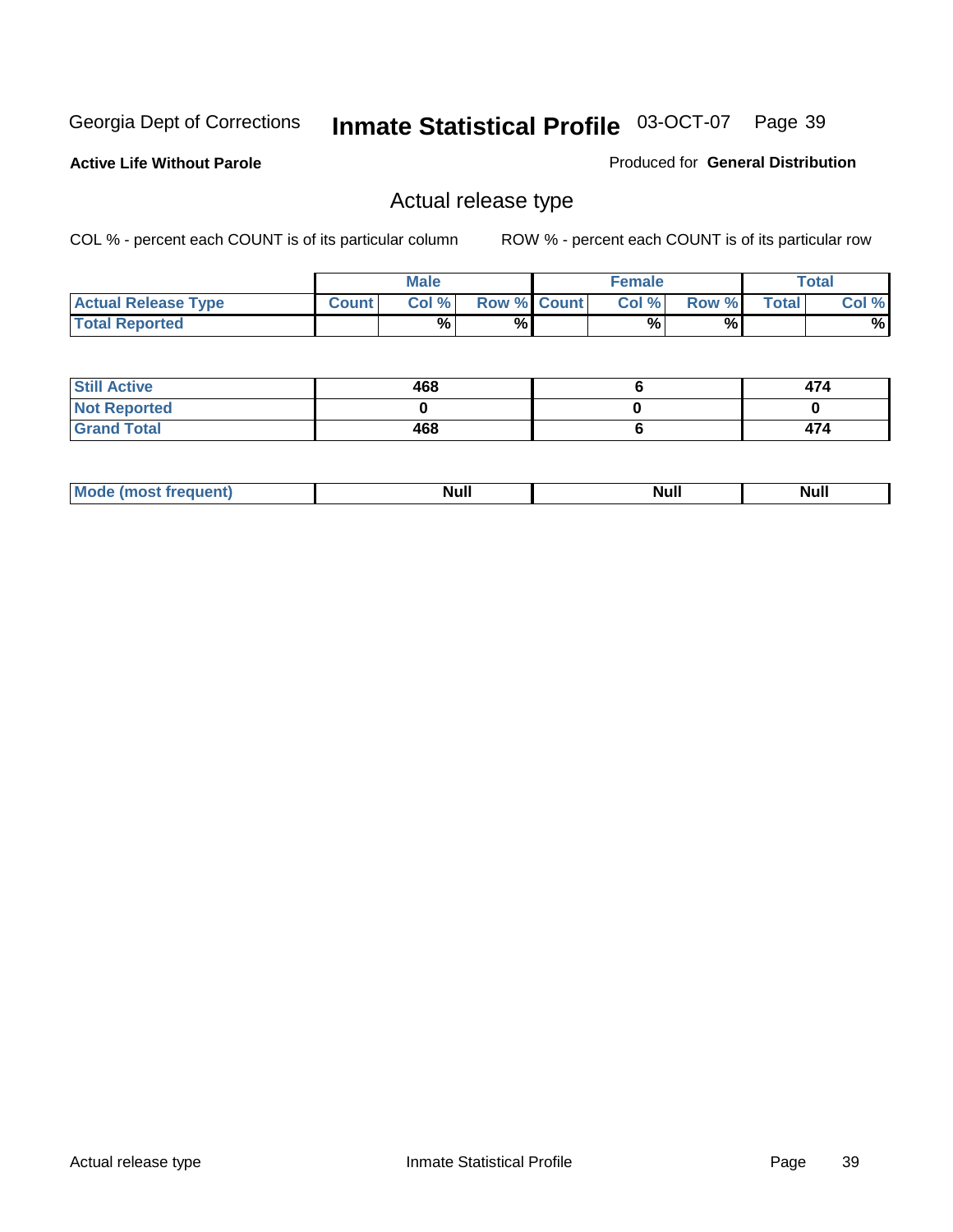Georgia Dept of Corrections **Inmate Statistical Profile** 03-OCT-07

**Active Life Without Parole**

Produced for **General Distribution**

## Actual release type

COL % - percent each COUNT is of its particular column

ROW % - percent each COUNT is of its particular row

| | Male | | | Female | | | Total | |
|---|---|---|---|---|---|---|---|---|
| **Actual Release Type** | Count | Col % | Row % | Count | Col % | Row % | Total | Col % |
| **Total Reported** | | % | % | | % | % | | % |
| **Still Active** | 468 | | | 6 | | | 474 | |
| **Not Reported** | 0 | | | 0 | | | 0 | |
| **Grand Total** | 468 | | | 6 | | | 474 | |
| **Mode (most frequent)** | Null | | | Null | | | Null | |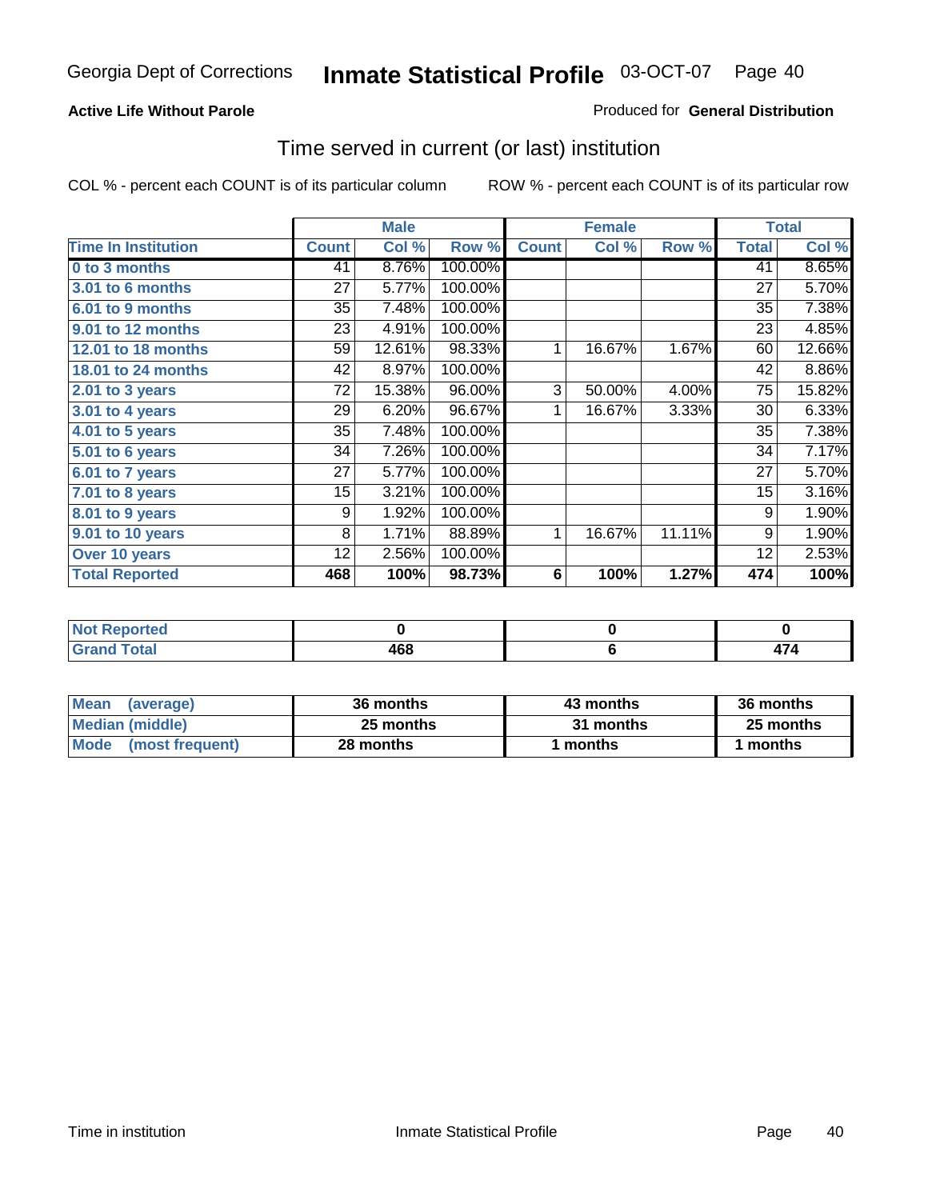Georgia Dept of Corrections **Inmate Statistical Profile** 03-OCT-07

**Active Life Without Parole**

Produced for **General Distribution**

## Time served in current (or last) institution

COL % - percent each COUNT is of its particular column

ROW % - percent each COUNT is of its particular row

| | Male | | | Female | | | Total | |
|---|---|---|---|---|---|---|---|---|
| **Time In Institution** | **Count** | **Col %** | **Row %** | **Count** | **Col %** | **Row %** | **Total** | **Col %** |
| 0 to 3 months | 41 | 8.76% | 100.00% | | | | 41 | 8.65% |
| 3.01 to 6 months | 27 | 5.77% | 100.00% | | | | 27 | 5.70% |
| 6.01 to 9 months | 35 | 7.48% | 100.00% | | | | 35 | 7.38% |
| 9.01 to 12 months | 23 | 4.91% | 100.00% | | | | 23 | 4.85% |
| 12.01 to 18 months | 59 | 12.61% | 98.33% | 1 | 16.67% | 1.67% | 60 | 12.66% |
| 18.01 to 24 months | 42 | 8.97% | 100.00% | | | | 42 | 8.86% |
| 2.01 to 3 years | 72 | 15.38% | 96.00% | 3 | 50.00% | 4.00% | 75 | 15.82% |
| 3.01 to 4 years | 29 | 6.20% | 96.67% | 1 | 16.67% | 3.33% | 30 | 6.33% |
| 4.01 to 5 years | 35 | 7.48% | 100.00% | | | | 35 | 7.38% |
| 5.01 to 6 years | 34 | 7.26% | 100.00% | | | | 34 | 7.17% |
| 6.01 to 7 years | 27 | 5.77% | 100.00% | | | | 27 | 5.70% |
| 7.01 to 8 years | 15 | 3.21% | 100.00% | | | | 15 | 3.16% |
| 8.01 to 9 years | 9 | 1.92% | 100.00% | | | | 9 | 1.90% |
| 9.01 to 10 years | 8 | 1.71% | 88.89% | 1 | 16.67% | 11.11% | 9 | 1.90% |
| Over 10 years | 12 | 2.56% | 100.00% | | | | 12 | 2.53% |
| **Total Reported** | **468** | **100%** | **98.73%** | **6** | **100%** | **1.27%** | **474** | **100%** |

| | Male | Female | Total |
|---|---|---|---|
| Not Reported | 0 | 0 | 0 |
| Grand Total | 468 | 6 | 474 |

| | Male | Female | Total |
|---|---|---|---|
| Mean (average) | 36 months | 43 months | 36 months |
| Median (middle) | 25 months | 31 months | 25 months |
| Mode (most frequent) | 28 months | 1 months | 1 months |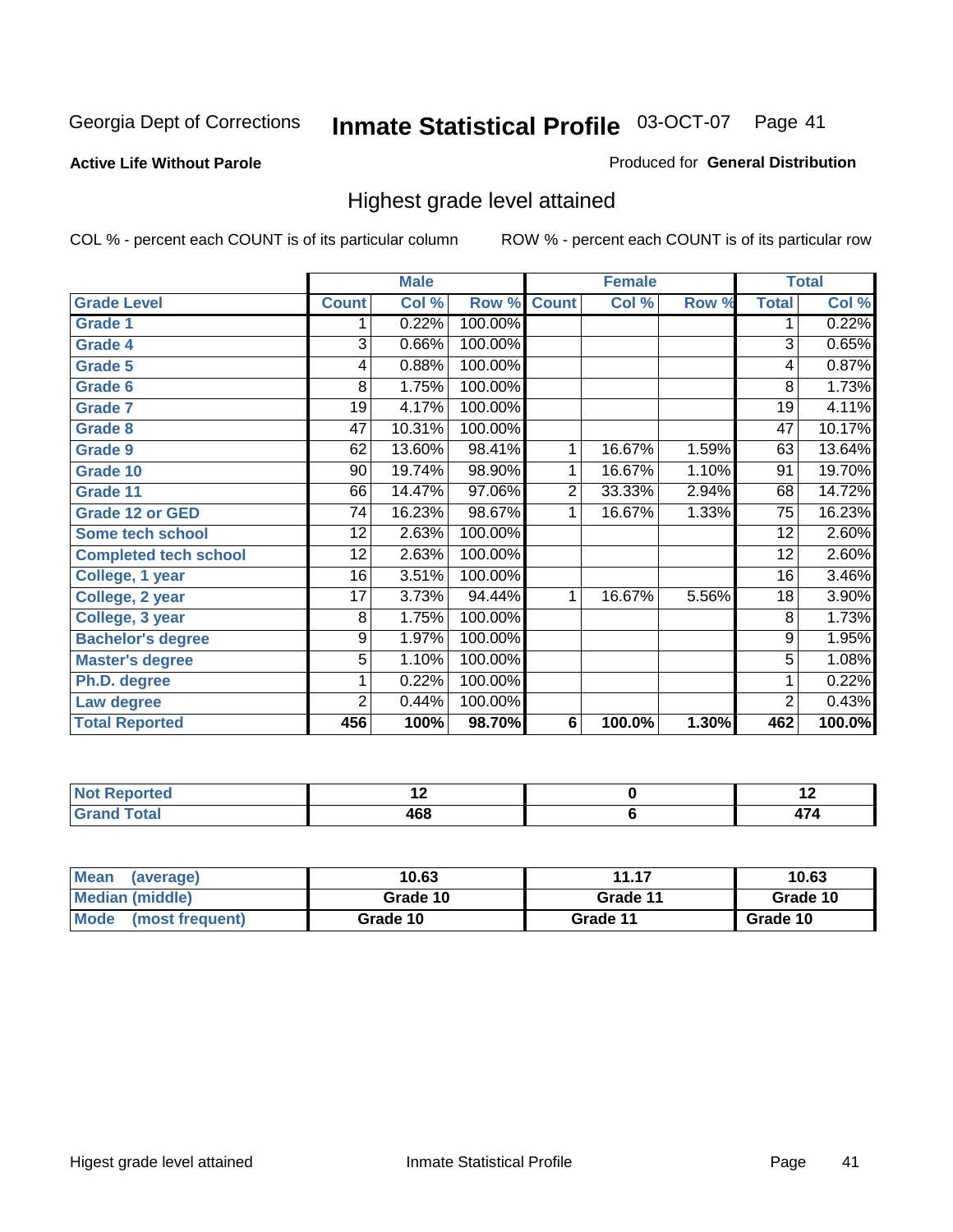Georgia Dept of Corrections **Inmate Statistical Profile** 03-OCT-07 Page 41

**Active Life Without Parole**

Produced for **General Distribution**

## Highest grade level attained

COL % - percent each COUNT is of its particular column ROW % - percent each COUNT is of its particular row

| | Male | | | Female | | | Total | |
|---|---|---|---|---|---|---|---|---|
| **Grade Level** | **Count** | **Col %** | **Row %** | **Count** | **Col %** | **Row %** | **Total** | **Col %** |
| Grade 1 | 1 | 0.22% | 100.00% | | | | 1 | 0.22% |
| Grade 4 | 3 | 0.66% | 100.00% | | | | 3 | 0.65% |
| Grade 5 | 4 | 0.88% | 100.00% | | | | 4 | 0.87% |
| Grade 6 | 8 | 1.75% | 100.00% | | | | 8 | 1.73% |
| Grade 7 | 19 | 4.17% | 100.00% | | | | 19 | 4.11% |
| Grade 8 | 47 | 10.31% | 100.00% | | | | 47 | 10.17% |
| Grade 9 | 62 | 13.60% | 98.41% | 1 | 16.67% | 1.59% | 63 | 13.64% |
| Grade 10 | 90 | 19.74% | 98.90% | 1 | 16.67% | 1.10% | 91 | 19.70% |
| Grade 11 | 66 | 14.47% | 97.06% | 2 | 33.33% | 2.94% | 68 | 14.72% |
| Grade 12 or GED | 74 | 16.23% | 98.67% | 1 | 16.67% | 1.33% | 75 | 16.23% |
| Some tech school | 12 | 2.63% | 100.00% | | | | 12 | 2.60% |
| Completed tech school | 12 | 2.63% | 100.00% | | | | 12 | 2.60% |
| College, 1 year | 16 | 3.51% | 100.00% | | | | 16 | 3.46% |
| College, 2 year | 17 | 3.73% | 94.44% | 1 | 16.67% | 5.56% | 18 | 3.90% |
| College, 3 year | 8 | 1.75% | 100.00% | | | | 8 | 1.73% |
| Bachelor's degree | 9 | 1.97% | 100.00% | | | | 9 | 1.95% |
| Master's degree | 5 | 1.10% | 100.00% | | | | 5 | 1.08% |
| Ph.D. degree | 1 | 0.22% | 100.00% | | | | 1 | 0.22% |
| Law degree | 2 | 0.44% | 100.00% | | | | 2 | 0.43% |
| **Total Reported** | **456** | **100%** | **98.70%** | **6** | **100.0%** | **1.30%** | **462** | **100.0%** |

| | Male | Female | Total |
|---|---|---|---|
| Not Reported | 12 | 0 | 12 |
| Grand Total | 468 | 6 | 474 |

| | Male | Female | Total |
|---|---|---|---|
| Mean (average) | 10.63 | 11.17 | 10.63 |
| Median (middle) | Grade 10 | Grade 11 | Grade 10 |
| Mode (most frequent) | Grade 10 | Grade 11 | Grade 10 |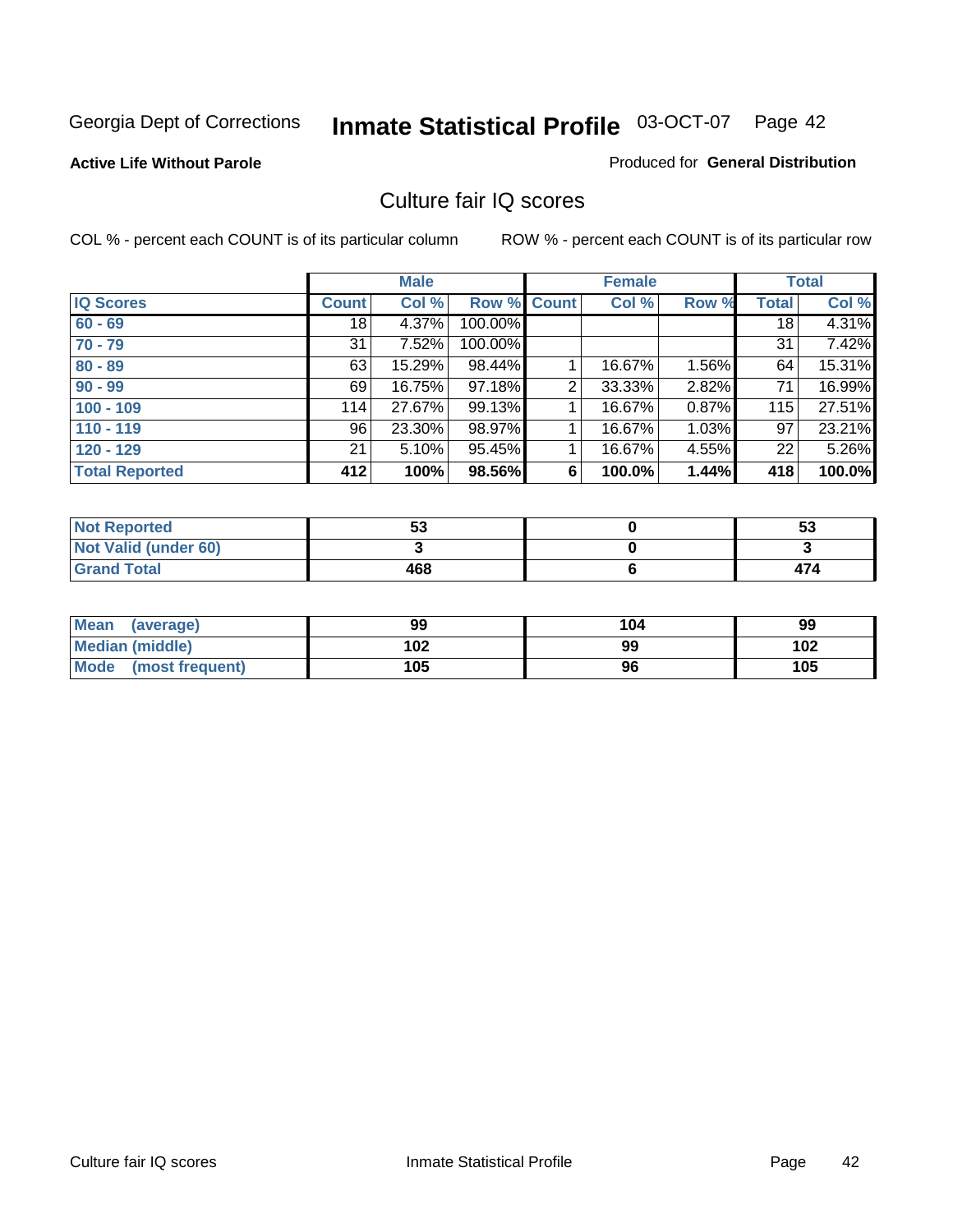Georgia Dept of Corrections **Inmate Statistical Profile** 03-OCT-07 Page 42

**Active Life Without Parole**

Produced for **General Distribution**

## Culture fair IQ scores

COL % - percent each COUNT is of its particular column

ROW % - percent each COUNT is of its particular row

| | Male | | | Female | | | Total | |
|---|---|---|---|---|---|---|---|---|
| **IQ Scores** | **Count** | **Col %** | **Row %** | **Count** | **Col %** | **Row %** | **Total** | **Col %** |
| **60 - 69** | 18 | 4.37% | 100.00% | | | | 18 | 4.31% |
| **70 - 79** | 31 | 7.52% | 100.00% | | | | 31 | 7.42% |
| **80 - 89** | 63 | 15.29% | 98.44% | 1 | 16.67% | 1.56% | 64 | 15.31% |
| **90 - 99** | 69 | 16.75% | 97.18% | 2 | 33.33% | 2.82% | 71 | 16.99% |
| **100 - 109** | 114 | 27.67% | 99.13% | 1 | 16.67% | 0.87% | 115 | 27.51% |
| **110 - 119** | 96 | 23.30% | 98.97% | 1 | 16.67% | 1.03% | 97 | 23.21% |
| **120 - 129** | 21 | 5.10% | 95.45% | 1 | 16.67% | 4.55% | 22 | 5.26% |
| **Total Reported** | **412** | **100%** | **98.56%** | **6** | **100.0%** | **1.44%** | **418** | **100.0%** |

| | Male | Female | Total |
|---|---|---|---|
| **Not Reported** | **53** | **0** | **53** |
| **Not Valid (under 60)** | **3** | **0** | **3** |
| **Grand Total** | **468** | **6** | **474** |

| | Male | Female | Total |
|---|---|---|---|
| **Mean (average)** | **99** | **104** | **99** |
| **Median (middle)** | **102** | **99** | **102** |
| **Mode (most frequent)** | **105** | **96** | **105** |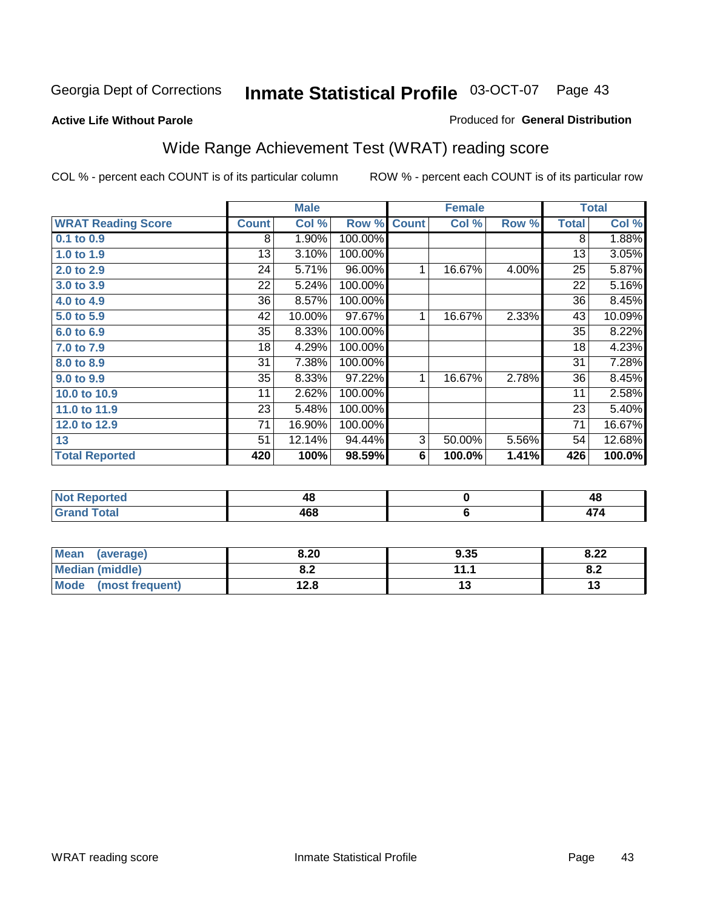Georgia Dept of Corrections **Inmate Statistical Profile** 03-OCT-07

**Active Life Without Parole**

Produced for **General Distribution**

## Wide Range Achievement Test (WRAT) reading score

COL % - percent each COUNT is of its particular column ROW % - percent each COUNT is of its particular row

| | Male | | | Female | | | Total | |
|---|---|---|---|---|---|---|---|---|
| **WRAT Reading Score** | **Count** | **Col %** | **Row %** | **Count** | **Col %** | **Row %** | **Total** | **Col %** |
| 0.1 to 0.9 | 8 | 1.90% | 100.00% | | | | 8 | 1.88% |
| 1.0 to 1.9 | 13 | 3.10% | 100.00% | | | | 13 | 3.05% |
| 2.0 to 2.9 | 24 | 5.71% | 96.00% | 1 | 16.67% | 4.00% | 25 | 5.87% |
| 3.0 to 3.9 | 22 | 5.24% | 100.00% | | | | 22 | 5.16% |
| 4.0 to 4.9 | 36 | 8.57% | 100.00% | | | | 36 | 8.45% |
| 5.0 to 5.9 | 42 | 10.00% | 97.67% | 1 | 16.67% | 2.33% | 43 | 10.09% |
| 6.0 to 6.9 | 35 | 8.33% | 100.00% | | | | 35 | 8.22% |
| 7.0 to 7.9 | 18 | 4.29% | 100.00% | | | | 18 | 4.23% |
| 8.0 to 8.9 | 31 | 7.38% | 100.00% | | | | 31 | 7.28% |
| 9.0 to 9.9 | 35 | 8.33% | 97.22% | 1 | 16.67% | 2.78% | 36 | 8.45% |
| 10.0 to 10.9 | 11 | 2.62% | 100.00% | | | | 11 | 2.58% |
| 11.0 to 11.9 | 23 | 5.48% | 100.00% | | | | 23 | 5.40% |
| 12.0 to 12.9 | 71 | 16.90% | 100.00% | | | | 71 | 16.67% |
| 13 | 51 | 12.14% | 94.44% | 3 | 50.00% | 5.56% | 54 | 12.68% |
| **Total Reported** | **420** | **100%** | **98.59%** | **6** | **100.0%** | **1.41%** | **426** | **100.0%** |

| | Male | Female | Total |
|---|---|---|---|
| Not Reported | 48 | 0 | 48 |
| Grand Total | 468 | 6 | 474 |

| | Male | Female | Total |
|---|---|---|---|
| Mean (average) | 8.20 | 9.35 | 8.22 |
| Median (middle) | 8.2 | 11.1 | 8.2 |
| Mode (most frequent) | 12.8 | 13 | 13 |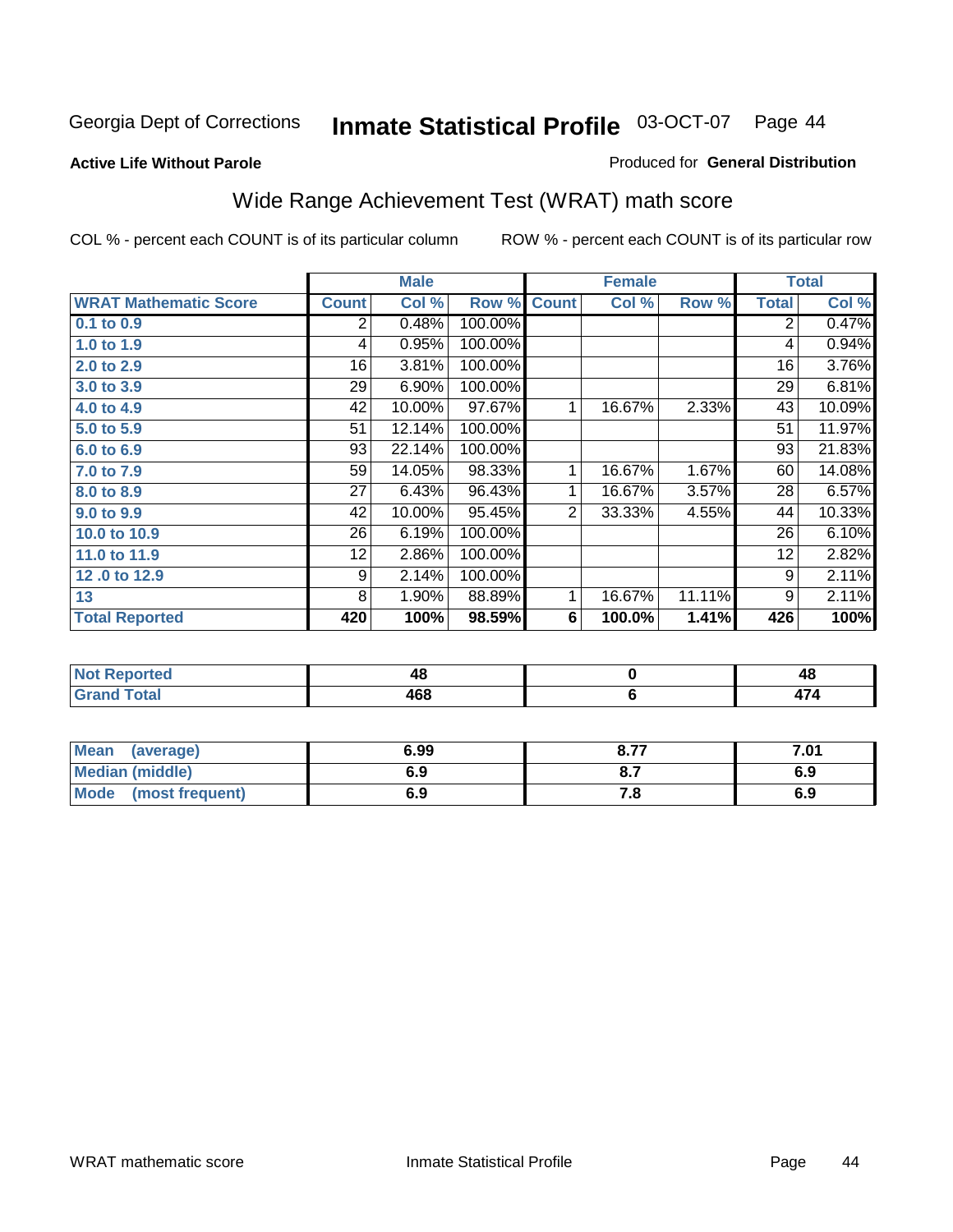Georgia Dept of Corrections **Inmate Statistical Profile** 03-OCT-07

**Active Life Without Parole**

Produced for **General Distribution**

## Wide Range Achievement Test (WRAT) math score

COL % - percent each COUNT is of its particular column

ROW % - percent each COUNT is of its particular row

| | Male | | | Female | | | Total | |
|---|---|---|---|---|---|---|---|---|
| **WRAT Mathematic Score** | **Count** | **Col %** | **Row %** | **Count** | **Col %** | **Row %** | **Total** | **Col %** |
| 0.1 to 0.9 | 2 | 0.48% | 100.00% | | | | 2 | 0.47% |
| 1.0 to 1.9 | 4 | 0.95% | 100.00% | | | | 4 | 0.94% |
| 2.0 to 2.9 | 16 | 3.81% | 100.00% | | | | 16 | 3.76% |
| 3.0 to 3.9 | 29 | 6.90% | 100.00% | | | | 29 | 6.81% |
| 4.0 to 4.9 | 42 | 10.00% | 97.67% | 1 | 16.67% | 2.33% | 43 | 10.09% |
| 5.0 to 5.9 | 51 | 12.14% | 100.00% | | | | 51 | 11.97% |
| 6.0 to 6.9 | 93 | 22.14% | 100.00% | | | | 93 | 21.83% |
| 7.0 to 7.9 | 59 | 14.05% | 98.33% | 1 | 16.67% | 1.67% | 60 | 14.08% |
| 8.0 to 8.9 | 27 | 6.43% | 96.43% | 1 | 16.67% | 3.57% | 28 | 6.57% |
| 9.0 to 9.9 | 42 | 10.00% | 95.45% | 2 | 33.33% | 4.55% | 44 | 10.33% |
| 10.0 to 10.9 | 26 | 6.19% | 100.00% | | | | 26 | 6.10% |
| 11.0 to 11.9 | 12 | 2.86% | 100.00% | | | | 12 | 2.82% |
| 12 .0 to 12.9 | 9 | 2.14% | 100.00% | | | | 9 | 2.11% |
| 13 | 8 | 1.90% | 88.89% | 1 | 16.67% | 11.11% | 9 | 2.11% |
| **Total Reported** | **420** | **100%** | **98.59%** | **6** | **100.0%** | **1.41%** | **426** | **100%** |

| | Male | Female | Total |
|---|---|---|---|
| Not Reported | 48 | 0 | 48 |
| Grand Total | 468 | 6 | 474 |

| | Male | Female | Total |
|---|---|---|---|
| Mean (average) | 6.99 | 8.77 | 7.01 |
| Median (middle) | 6.9 | 8.7 | 6.9 |
| Mode (most frequent) | 6.9 | 7.8 | 6.9 |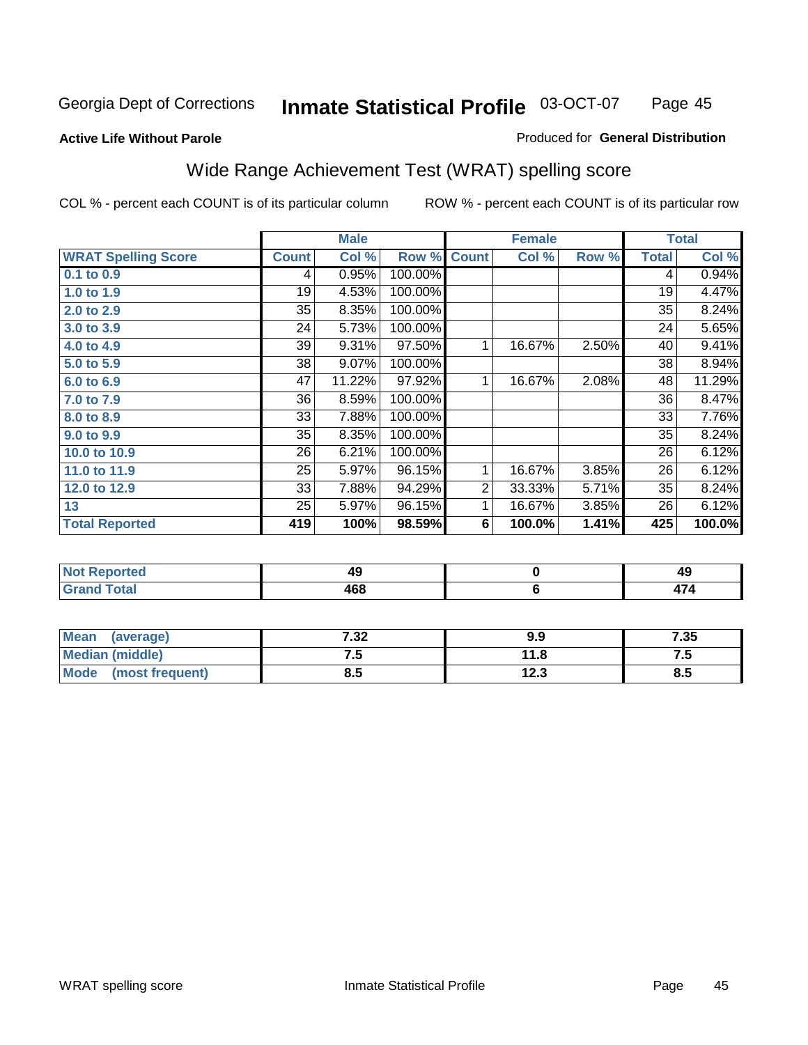Georgia Dept of Corrections **Inmate Statistical Profile** 03-OCT-07

**Active Life Without Parole**

Produced for **General Distribution**

## Wide Range Achievement Test (WRAT) spelling score

COL % - percent each COUNT is of its particular column ROW % - percent each COUNT is of its particular row

| | Male | | | Female | | | Total | |
|---|---|---|---|---|---|---|---|---|
| **WRAT Spelling Score** | **Count** | **Col %** | **Row %** | **Count** | **Col %** | **Row %** | **Total** | **Col %** |
| **0.1 to 0.9** | 4 | 0.95% | 100.00% | | | | 4 | 0.94% |
| **1.0 to 1.9** | 19 | 4.53% | 100.00% | | | | 19 | 4.47% |
| **2.0 to 2.9** | 35 | 8.35% | 100.00% | | | | 35 | 8.24% |
| **3.0 to 3.9** | 24 | 5.73% | 100.00% | | | | 24 | 5.65% |
| **4.0 to 4.9** | 39 | 9.31% | 97.50% | 1 | 16.67% | 2.50% | 40 | 9.41% |
| **5.0 to 5.9** | 38 | 9.07% | 100.00% | | | | 38 | 8.94% |
| **6.0 to 6.9** | 47 | 11.22% | 97.92% | 1 | 16.67% | 2.08% | 48 | 11.29% |
| **7.0 to 7.9** | 36 | 8.59% | 100.00% | | | | 36 | 8.47% |
| **8.0 to 8.9** | 33 | 7.88% | 100.00% | | | | 33 | 7.76% |
| **9.0 to 9.9** | 35 | 8.35% | 100.00% | | | | 35 | 8.24% |
| **10.0 to 10.9** | 26 | 6.21% | 100.00% | | | | 26 | 6.12% |
| **11.0 to 11.9** | 25 | 5.97% | 96.15% | 1 | 16.67% | 3.85% | 26 | 6.12% |
| **12.0 to 12.9** | 33 | 7.88% | 94.29% | 2 | 33.33% | 5.71% | 35 | 8.24% |
| **13** | 25 | 5.97% | 96.15% | 1 | 16.67% | 3.85% | 26 | 6.12% |
| **Total Reported** | **419** | **100%** | **98.59%** | **6** | **100.0%** | **1.41%** | **425** | **100.0%** |

| | Male | Female | Total |
|---|---|---|---|
| **Not Reported** | **49** | **0** | **49** |
| **Grand Total** | **468** | **6** | **474** |

| | Male | Female | Total |
|---|---|---|---|
| **Mean (average)** | **7.32** | **9.9** | **7.35** |
| **Median (middle)** | **7.5** | **11.8** | **7.5** |
| **Mode (most frequent)** | **8.5** | **12.3** | **8.5** |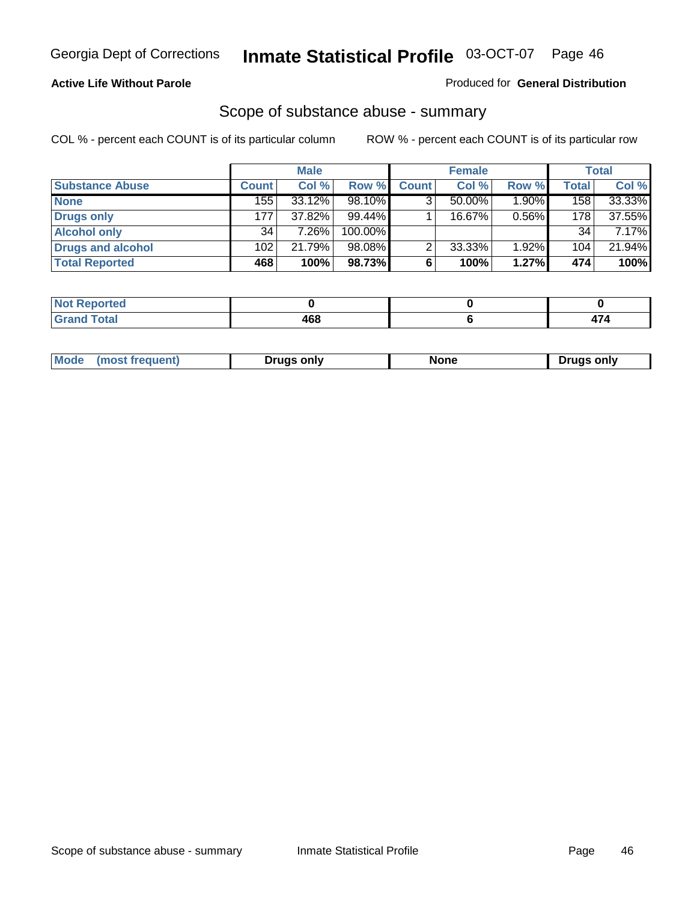Georgia Dept of Corrections **Inmate Statistical Profile** 03-OCT-07

**Active Life Without Parole**

Produced for **General Distribution**

## Scope of substance abuse - summary

COL % - percent each COUNT is of its particular column

ROW % - percent each COUNT is of its particular row

| | Male | | | Female | | | Total | |
|---|---|---|---|---|---|---|---|---|
| **Substance Abuse** | **Count** | **Col %** | **Row %** | **Count** | **Col %** | **Row %** | **Total** | **Col %** |
| **None** | 155 | 33.12% | 98.10% | 3 | 50.00% | 1.90% | 158 | 33.33% |
| **Drugs only** | 177 | 37.82% | 99.44% | 1 | 16.67% | 0.56% | 178 | 37.55% |
| **Alcohol only** | 34 | 7.26% | 100.00% | | | | 34 | 7.17% |
| **Drugs and alcohol** | 102 | 21.79% | 98.08% | 2 | 33.33% | 1.92% | 104 | 21.94% |
| **Total Reported** | **468** | **100%** | **98.73%** | **6** | **100%** | **1.27%** | **474** | **100%** |

| | Male | Female | Total |
|---|---|---|---|
| **Not Reported** | **0** | **0** | **0** |
| **Grand Total** | **468** | **6** | **474** |

| | Male | Female | Total |
|---|---|---|---|
| **Mode (most frequent)** | **Drugs only** | **None** | **Drugs only** |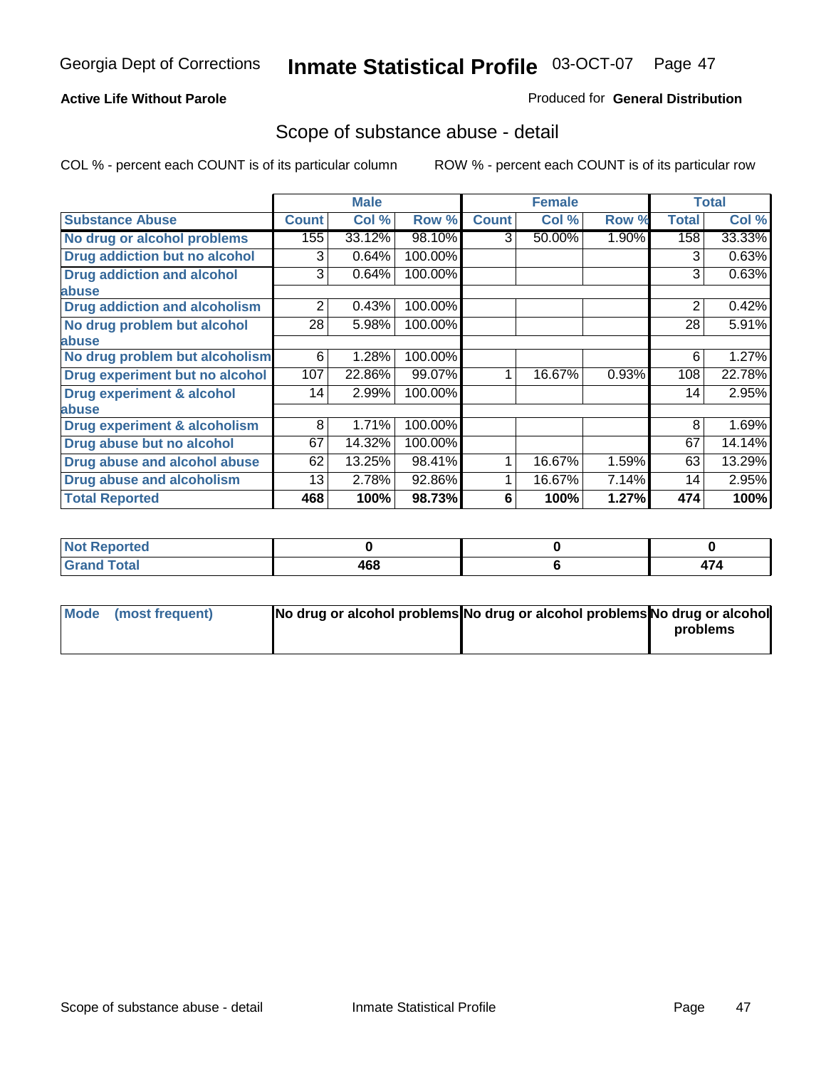Georgia Dept of Corrections **Inmate Statistical Profile** 03-OCT-07

**Active Life Without Parole**

Produced for **General Distribution**

## Scope of substance abuse - detail

COL % - percent each COUNT is of its particular column ROW % - percent each COUNT is of its particular row

| Substance Abuse | Male | | | Female | | | Total | |
|---|---|---|---|---|---|---|---|---|
| | Count | Col % | Row % | Count | Col % | Row % | Total | Col % |
| No drug or alcohol problems | 155 | 33.12% | 98.10% | 3 | 50.00% | 1.90% | 158 | 33.33% |
| Drug addiction but no alcohol | 3 | 0.64% | 100.00% | | | | 3 | 0.63% |
| Drug addiction and alcohol abuse | 3 | 0.64% | 100.00% | | | | 3 | 0.63% |
| Drug addiction and alcoholism | 2 | 0.43% | 100.00% | | | | 2 | 0.42% |
| No drug problem but alcohol abuse | 28 | 5.98% | 100.00% | | | | 28 | 5.91% |
| No drug problem but alcoholism | 6 | 1.28% | 100.00% | | | | 6 | 1.27% |
| Drug experiment but no alcohol | 107 | 22.86% | 99.07% | 1 | 16.67% | 0.93% | 108 | 22.78% |
| Drug experiment & alcohol abuse | 14 | 2.99% | 100.00% | | | | 14 | 2.95% |
| Drug experiment & alcoholism | 8 | 1.71% | 100.00% | | | | 8 | 1.69% |
| Drug abuse but no alcohol | 67 | 14.32% | 100.00% | | | | 67 | 14.14% |
| Drug abuse and alcohol abuse | 62 | 13.25% | 98.41% | 1 | 16.67% | 1.59% | 63 | 13.29% |
| Drug abuse and alcoholism | 13 | 2.78% | 92.86% | 1 | 16.67% | 7.14% | 14 | 2.95% |
| **Total Reported** | **468** | **100%** | **98.73%** | **6** | **100%** | **1.27%** | **474** | **100%** |

| | Male | Female | Total |
|---|---|---|---|
| Not Reported | 0 | 0 | 0 |
| Grand Total | 468 | 6 | 474 |

| | Male | Female | Total |
|---|---|---|---|
| Mode (most frequent) | No drug or alcohol problems | No drug or alcohol problems | No drug or alcohol problems |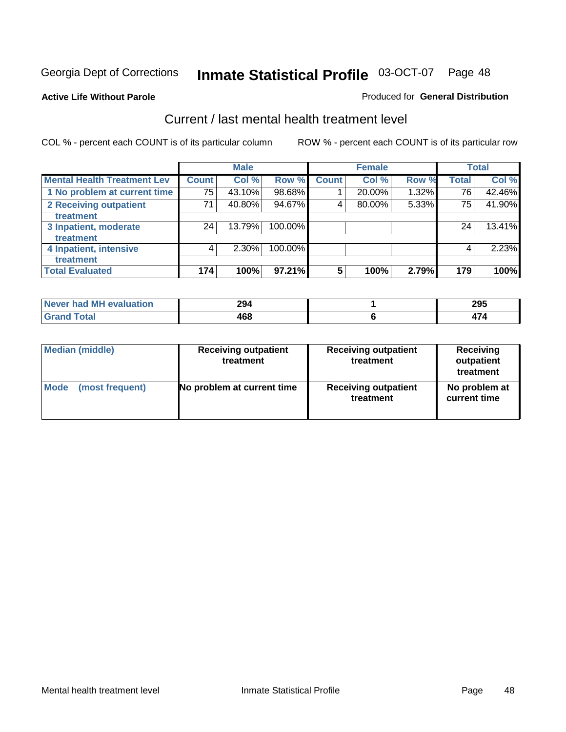Georgia Dept of Corrections **Inmate Statistical Profile** 03-OCT-07

**Active Life Without Parole**

Produced for **General Distribution**

## Current / last mental health treatment level

COL % - percent each COUNT is of its particular column

ROW % - percent each COUNT is of its particular row

| | Male | | | Female | | | Total | |
|---|---|---|---|---|---|---|---|---|
| **Mental Health Treatment Lev** | **Count** | **Col %** | **Row %** | **Count** | **Col %** | **Row %** | **Total** | **Col %** |
| 1 No problem at current time | 75 | 43.10% | 98.68% | 1 | 20.00% | 1.32% | 76 | 42.46% |
| 2 Receiving outpatient treatment | 71 | 40.80% | 94.67% | 4 | 80.00% | 5.33% | 75 | 41.90% |
| 3 Inpatient, moderate treatment | 24 | 13.79% | 100.00% | | | | 24 | 13.41% |
| 4 Inpatient, intensive treatment | 4 | 2.30% | 100.00% | | | | 4 | 2.23% |
| **Total Evaluated** | **174** | **100%** | **97.21%** | **5** | **100%** | **2.79%** | **179** | **100%** |

| | Male | Female | Total |
|---|---|---|---|
| Never had MH evaluation | 294 | 1 | 295 |
| Grand Total | 468 | 6 | 474 |

| | Male | Female | Total |
|---|---|---|---|
| Median (middle) | Receiving outpatient treatment | Receiving outpatient treatment | Receiving outpatient treatment |
| Mode (most frequent) | No problem at current time | Receiving outpatient treatment | No problem at current time |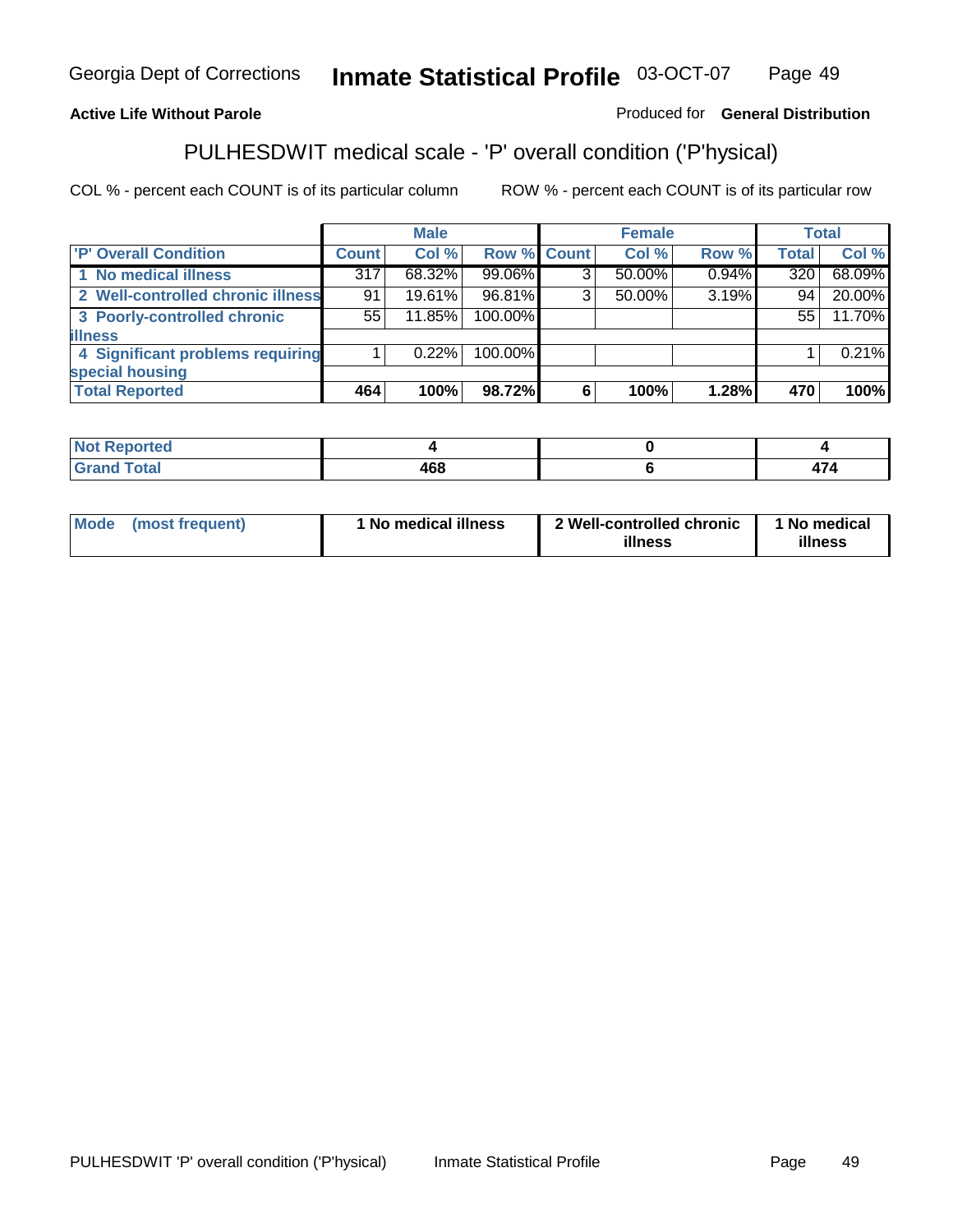Georgia Dept of Corrections **Inmate Statistical Profile** 03-OCT-07

**Active Life Without Parole**

Produced for **General Distribution**

## PULHESDWIT medical scale - 'P' overall condition ('P'hysical)

COL % - percent each COUNT is of its particular column

ROW % - percent each COUNT is of its particular row

| | Male | | | Female | | | Total | |
|---|---|---|---|---|---|---|---|---|
| **'P' Overall Condition** | **Count** | **Col %** | **Row %** | **Count** | **Col %** | **Row %** | **Total** | **Col %** |
| **1 No medical illness** | 317 | 68.32% | 99.06% | 3 | 50.00% | 0.94% | 320 | 68.09% |
| **2 Well-controlled chronic illness** | 91 | 19.61% | 96.81% | 3 | 50.00% | 3.19% | 94 | 20.00% |
| **3 Poorly-controlled chronic illness** | 55 | 11.85% | 100.00% | | | | 55 | 11.70% |
| **4 Significant problems requiring special housing** | 1 | 0.22% | 100.00% | | | | 1 | 0.21% |
| **Total Reported** | **464** | **100%** | **98.72%** | **6** | **100%** | **1.28%** | **470** | **100%** |

| | Male | Female | Total |
|---|---|---|---|
| **Not Reported** | **4** | **0** | **4** |
| **Grand Total** | **468** | **6** | **474** |

| | Male | Female | Total |
|---|---|---|---|
| **Mode (most frequent)** | **1 No medical illness** | **2 Well-controlled chronic illness** | **1 No medical illness** |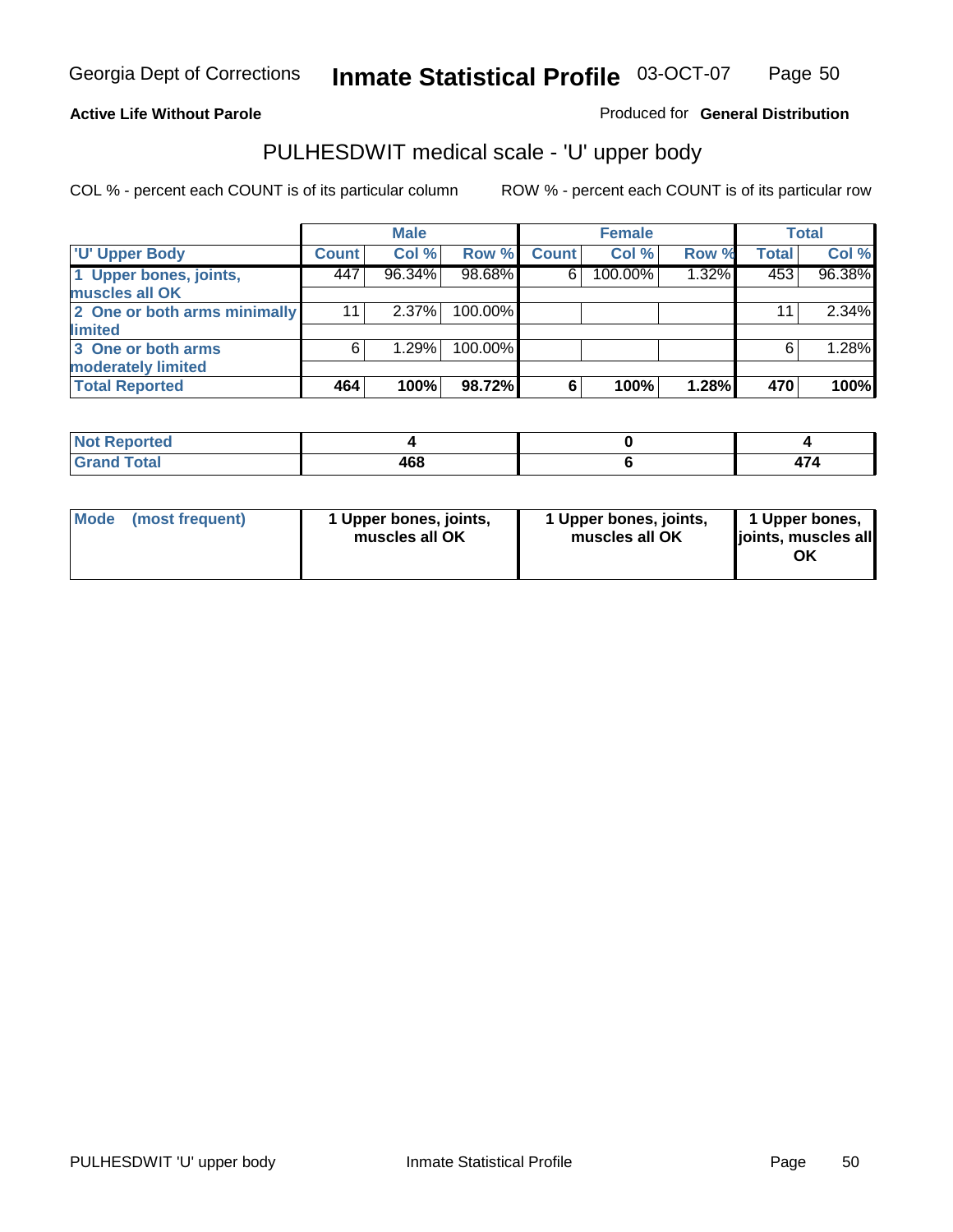Georgia Dept of Corrections **Inmate Statistical Profile** 03-OCT-07

**Active Life Without Parole**

Produced for **General Distribution**

## PULHESDWIT medical scale - 'U' upper body

COL % - percent each COUNT is of its particular column

ROW % - percent each COUNT is of its particular row

| | Male | | | Female | | | Total | |
|---|---|---|---|---|---|---|---|---|
| 'U' Upper Body | Count | Col % | Row % | Count | Col % | Row % | Total | Col % |
| 1 Upper bones, joints, muscles all OK | 447 | 96.34% | 98.68% | 6 | 100.00% | 1.32% | 453 | 96.38% |
| 2 One or both arms minimally limited | 11 | 2.37% | 100.00% | | | | 11 | 2.34% |
| 3 One or both arms moderately limited | 6 | 1.29% | 100.00% | | | | 6 | 1.28% |
| **Total Reported** | **464** | **100%** | **98.72%** | **6** | **100%** | **1.28%** | **470** | **100%** |

| | Male | Female | Total |
|---|---|---|---|
| Not Reported | 4 | 0 | 4 |
| Grand Total | 468 | 6 | 474 |

| | Male | Female | Total |
|---|---|---|---|
| Mode (most frequent) | 1 Upper bones, joints, muscles all OK | 1 Upper bones, joints, muscles all OK | 1 Upper bones, joints, muscles all OK |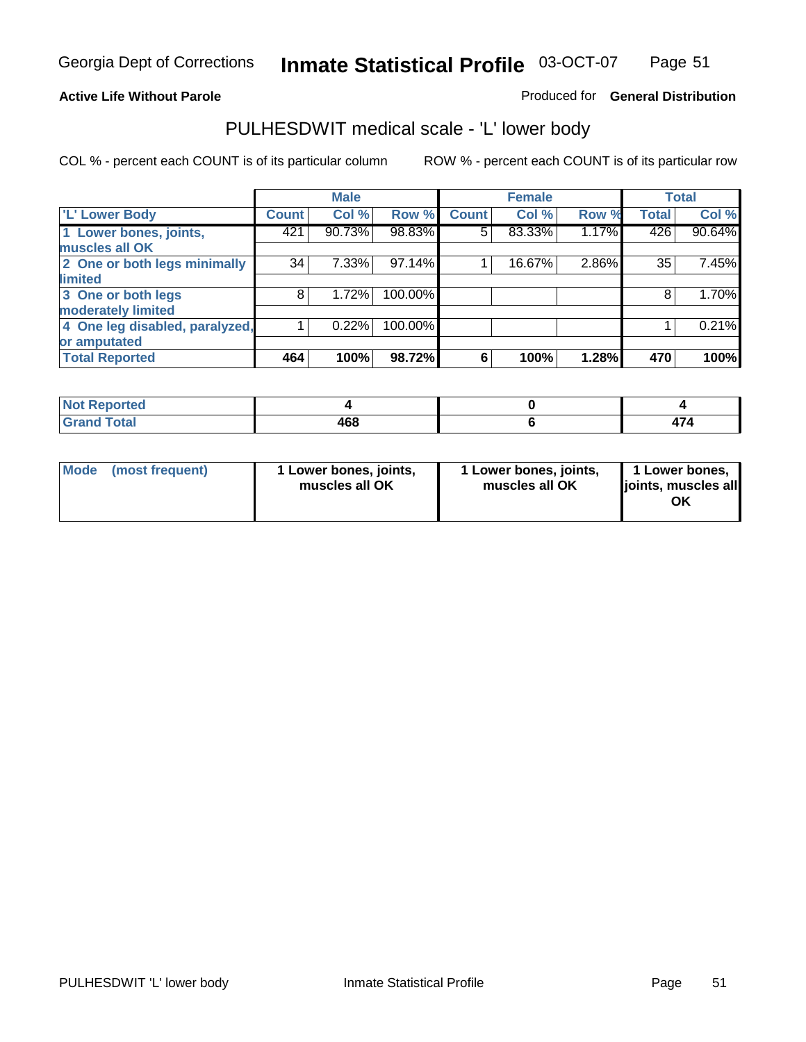Georgia Dept of Corrections **Inmate Statistical Profile** 03-OCT-07

**Active Life Without Parole**

Produced for **General Distribution**

## PULHESDWIT medical scale - 'L' lower body

COL % - percent each COUNT is of its particular column

ROW % - percent each COUNT is of its particular row

| | Male | | | Female | | | Total | |
|---|---|---|---|---|---|---|---|---|
| 'L' Lower Body | Count | Col % | Row % | Count | Col % | Row % | Total | Col % |
| 1 Lower bones, joints, muscles all OK | 421 | 90.73% | 98.83% | 5 | 83.33% | 1.17% | 426 | 90.64% |
| 2 One or both legs minimally limited | 34 | 7.33% | 97.14% | 1 | 16.67% | 2.86% | 35 | 7.45% |
| 3 One or both legs moderately limited | 8 | 1.72% | 100.00% | | | | 8 | 1.70% |
| 4 One leg disabled, paralyzed, or amputated | 1 | 0.22% | 100.00% | | | | 1 | 0.21% |
| **Total Reported** | **464** | **100%** | **98.72%** | **6** | **100%** | **1.28%** | **470** | **100%** |

| | Male | Female | Total |
|---|---|---|---|
| Not Reported | 4 | 0 | 4 |
| Grand Total | 468 | 6 | 474 |

| | Male | Female | Total |
|---|---|---|---|
| Mode (most frequent) | 1 Lower bones, joints, muscles all OK | 1 Lower bones, joints, muscles all OK | 1 Lower bones, joints, muscles all OK |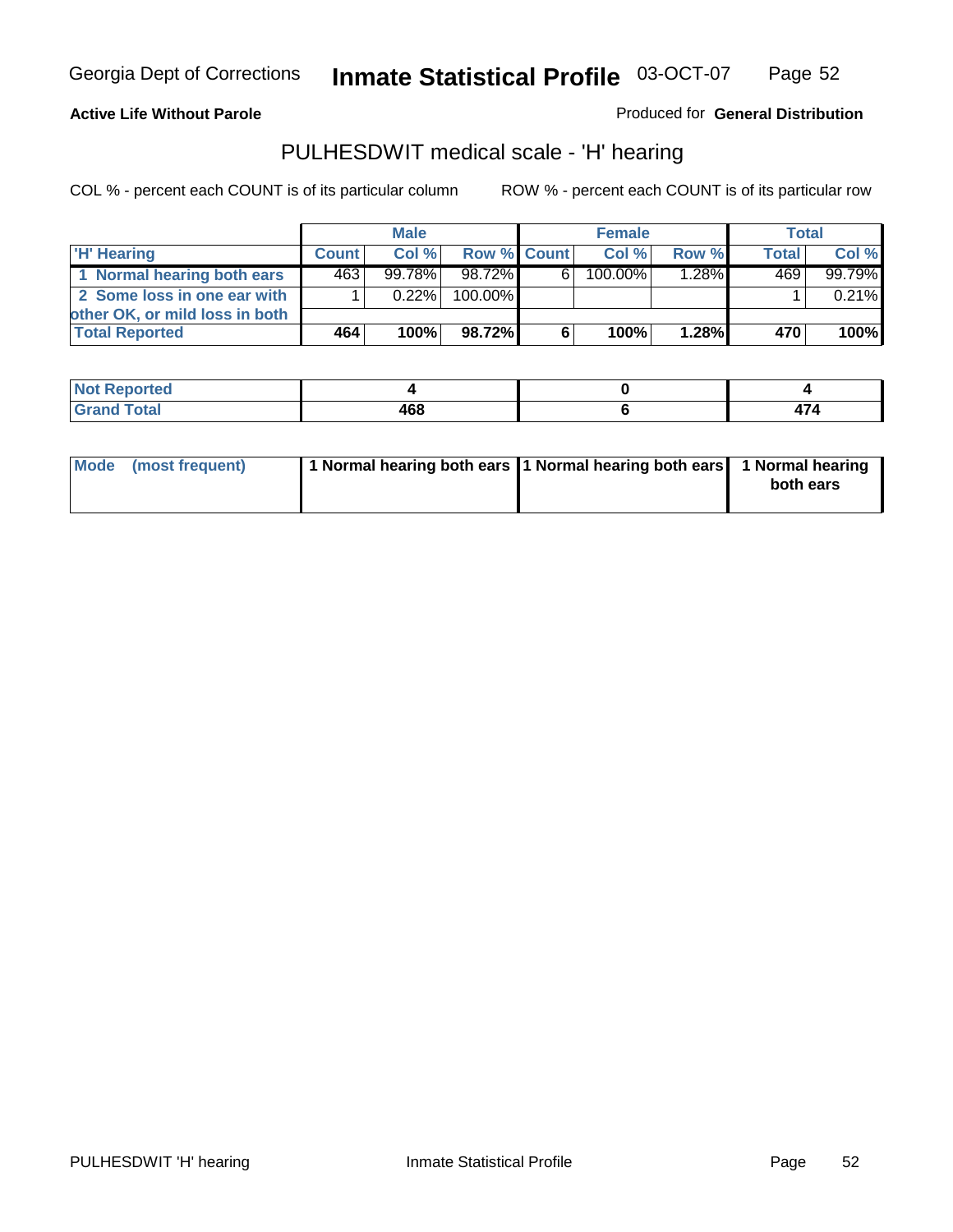Georgia Dept of Corrections **Inmate Statistical Profile** 03-OCT-07

**Active Life Without Parole**

Produced for **General Distribution**

## PULHESDWIT medical scale - 'H' hearing

COL % - percent each COUNT is of its particular column

ROW % - percent each COUNT is of its particular row

| | Male | | | Female | | | Total | |
|---|---|---|---|---|---|---|---|---|
| 'H' Hearing | Count | Col % | Row % | Count | Col % | Row % | Total | Col % |
| 1 Normal hearing both ears | 463 | 99.78% | 98.72% | 6 | 100.00% | 1.28% | 469 | 99.79% |
| 2 Some loss in one ear with other OK, or mild loss in both | 1 | 0.22% | 100.00% | | | | 1 | 0.21% |
| **Total Reported** | **464** | **100%** | **98.72%** | **6** | **100%** | **1.28%** | **470** | **100%** |

| | Male | Female | Total |
|---|---|---|---|
| Not Reported | 4 | 0 | 4 |
| Grand Total | 468 | 6 | 474 |

| | Male | Female | Total |
|---|---|---|---|
| Mode (most frequent) | 1 Normal hearing both ears | 1 Normal hearing both ears | 1 Normal hearing both ears |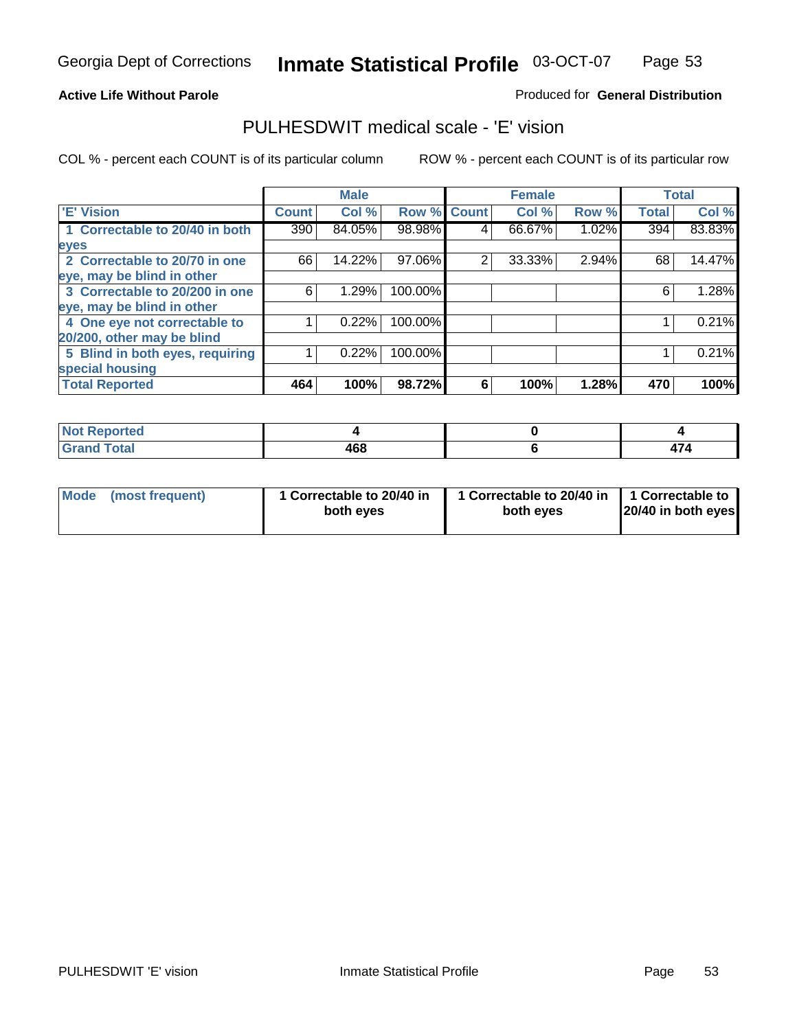Georgia Dept of Corrections **Inmate Statistical Profile** 03-OCT-07

**Active Life Without Parole**

Produced for **General Distribution**

## PULHESDWIT medical scale - 'E' vision

COL % - percent each COUNT is of its particular column

ROW % - percent each COUNT is of its particular row

| | Male | | | Female | | | Total | |
|---|---|---|---|---|---|---|---|---|
| 'E' Vision | Count | Col % | Row % | Count | Col % | Row % | Total | Col % |
| 1 Correctable to 20/40 in both eyes | 390 | 84.05% | 98.98% | 4 | 66.67% | 1.02% | 394 | 83.83% |
| 2 Correctable to 20/70 in one eye, may be blind in other | 66 | 14.22% | 97.06% | 2 | 33.33% | 2.94% | 68 | 14.47% |
| 3 Correctable to 20/200 in one eye, may be blind in other | 6 | 1.29% | 100.00% | | | | 6 | 1.28% |
| 4 One eye not correctable to 20/200, other may be blind | 1 | 0.22% | 100.00% | | | | 1 | 0.21% |
| 5 Blind in both eyes, requiring special housing | 1 | 0.22% | 100.00% | | | | 1 | 0.21% |
| **Total Reported** | **464** | **100%** | **98.72%** | **6** | **100%** | **1.28%** | **470** | **100%** |

| | Male | Female | Total |
|---|---|---|---|
| Not Reported | 4 | 0 | 4 |
| Grand Total | 468 | 6 | 474 |

| | Male | Female | Total |
|---|---|---|---|
| Mode (most frequent) | 1 Correctable to 20/40 in both eyes | 1 Correctable to 20/40 in both eyes | 1 Correctable to 20/40 in both eyes |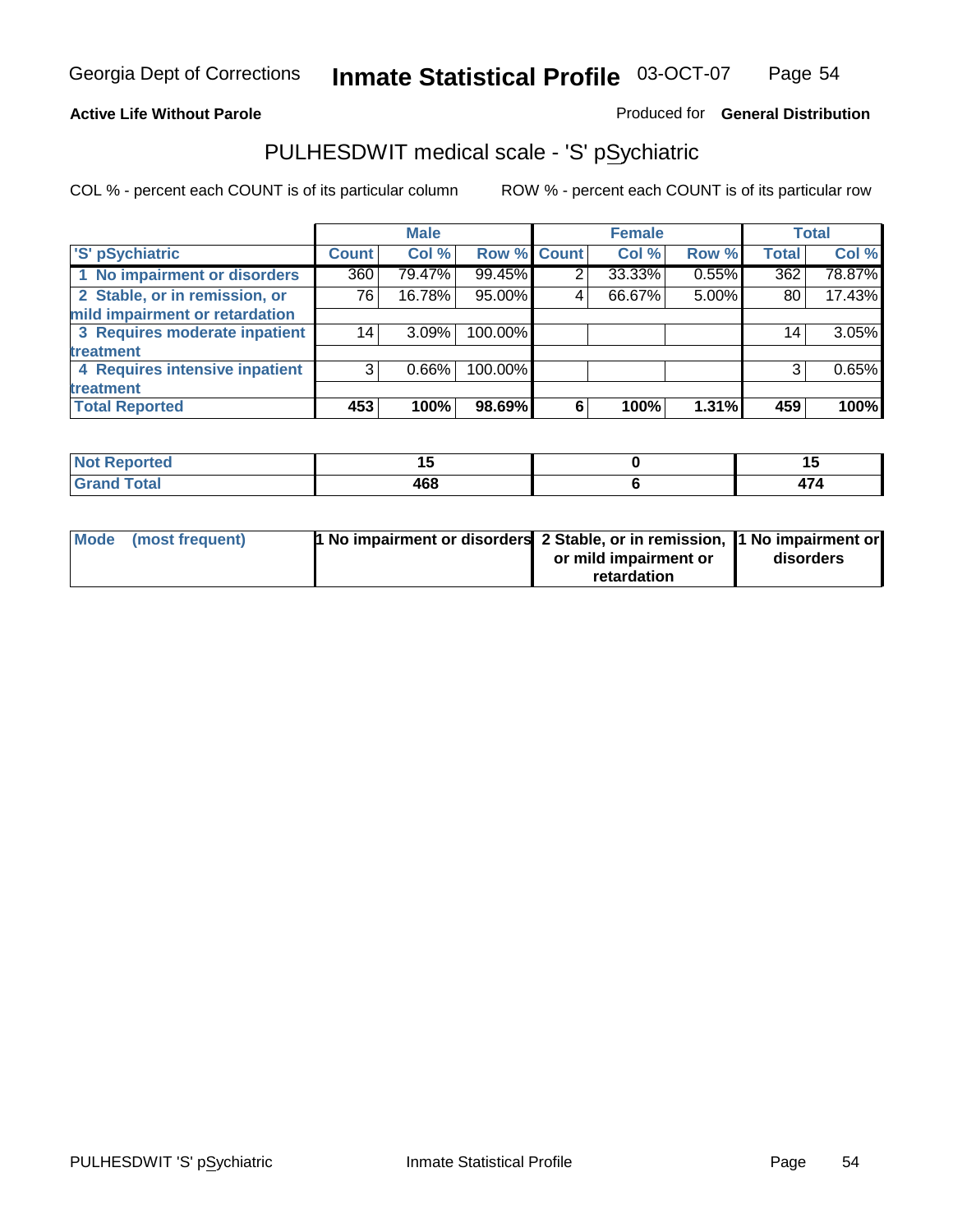Georgia Dept of Corrections **Inmate Statistical Profile** 03-OCT-07

**Active Life Without Parole**

Produced for **General Distribution**

## PULHESDWIT medical scale - 'S' pSychiatric

COL % - percent each COUNT is of its particular column

ROW % - percent each COUNT is of its particular row

| | Male | | | Female | | | Total | |
|---|---|---|---|---|---|---|---|---|
| 'S' pSychiatric | Count | Col % | Row % | Count | Col % | Row % | Total | Col % |
| 1 No impairment or disorders | 360 | 79.47% | 99.45% | 2 | 33.33% | 0.55% | 362 | 78.87% |
| 2 Stable, or in remission, or mild impairment or retardation | 76 | 16.78% | 95.00% | 4 | 66.67% | 5.00% | 80 | 17.43% |
| 3 Requires moderate inpatient treatment | 14 | 3.09% | 100.00% | | | | 14 | 3.05% |
| 4 Requires intensive inpatient treatment | 3 | 0.66% | 100.00% | | | | 3 | 0.65% |
| **Total Reported** | **453** | **100%** | **98.69%** | **6** | **100%** | **1.31%** | **459** | **100%** |

| | Male | Female | Total |
|---|---|---|---|
| Not Reported | 15 | 0 | 15 |
| Grand Total | 468 | 6 | 474 |

| | Male | Female | Total |
|---|---|---|---|
| Mode (most frequent) | 1 No impairment or disorders | 2 Stable, or in remission, or mild impairment or retardation | 1 No impairment or disorders |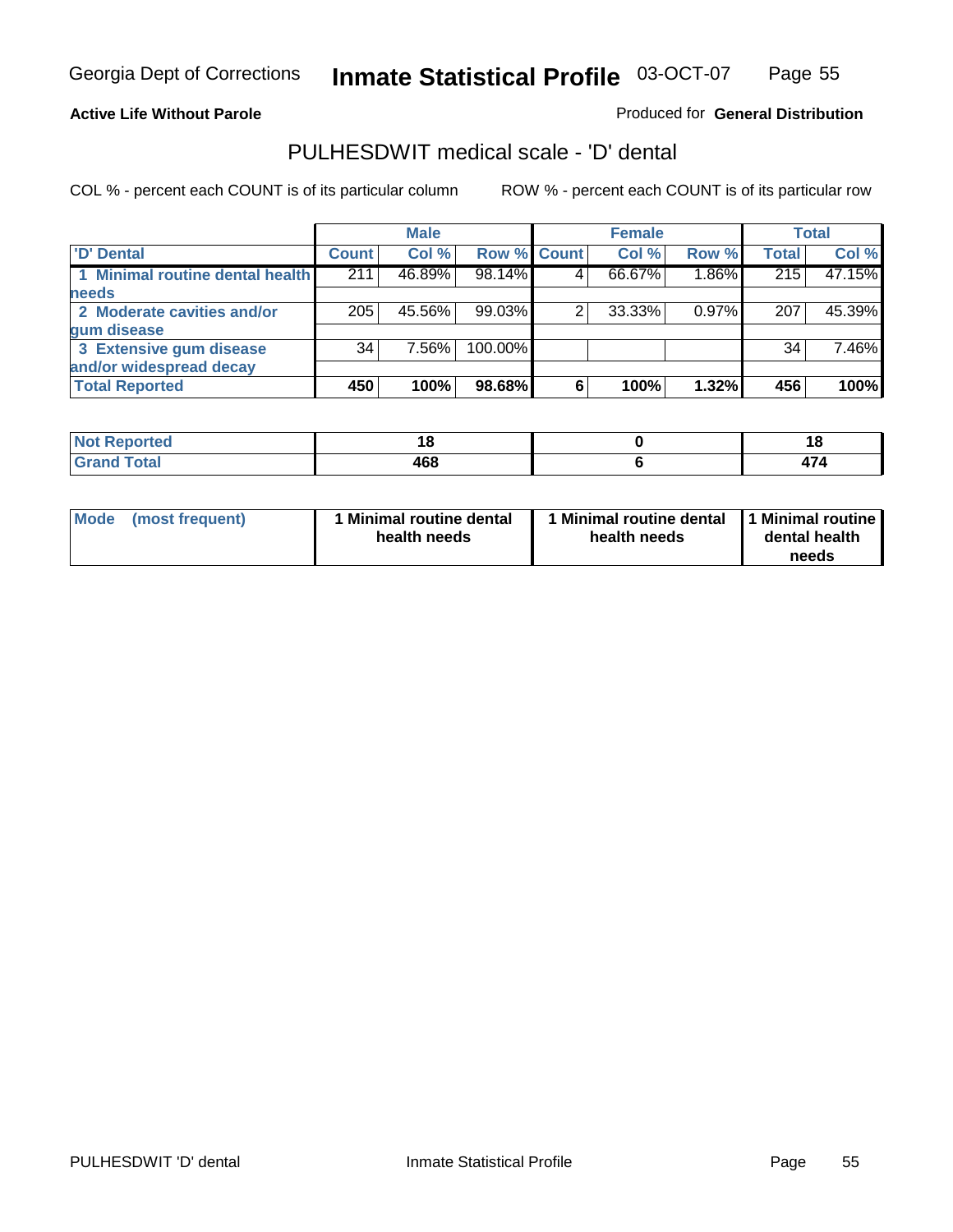Georgia Dept of Corrections **Inmate Statistical Profile** 03-OCT-07

**Active Life Without Parole**

Produced for **General Distribution**

## PULHESDWIT medical scale - 'D' dental

COL % - percent each COUNT is of its particular column

ROW % - percent each COUNT is of its particular row

| | Male | | | Female | | | Total | |
|---|---|---|---|---|---|---|---|---|
| 'D' Dental | Count | Col % | Row % | Count | Col % | Row % | Total | Col % |
| 1 Minimal routine dental health needs | 211 | 46.89% | 98.14% | 4 | 66.67% | 1.86% | 215 | 47.15% |
| 2 Moderate cavities and/or gum disease | 205 | 45.56% | 99.03% | 2 | 33.33% | 0.97% | 207 | 45.39% |
| 3 Extensive gum disease and/or widespread decay | 34 | 7.56% | 100.00% | | | | 34 | 7.46% |
| **Total Reported** | **450** | **100%** | **98.68%** | **6** | **100%** | **1.32%** | **456** | **100%** |

| | Male | Female | Total |
|---|---|---|---|
| Not Reported | 18 | 0 | 18 |
| Grand Total | 468 | 6 | 474 |

| | Male | Female | Total |
|---|---|---|---|
| Mode (most frequent) | 1 Minimal routine dental health needs | 1 Minimal routine dental health needs | 1 Minimal routine dental health needs |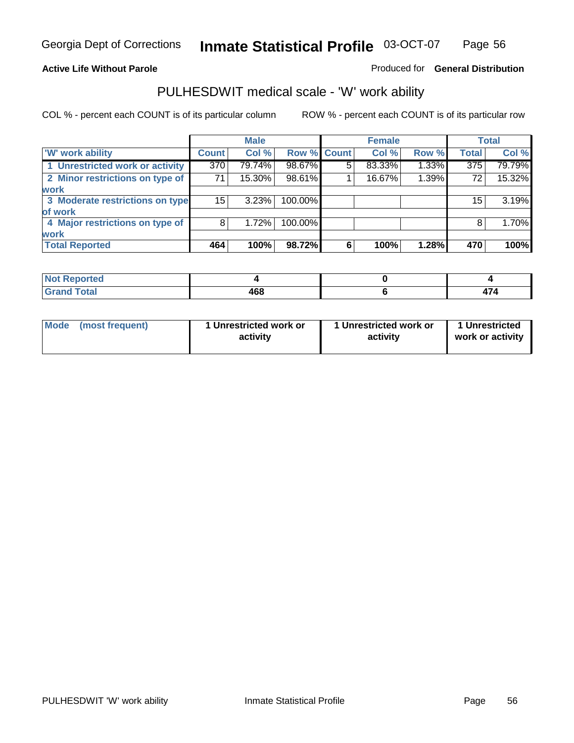Georgia Dept of Corrections **Inmate Statistical Profile** 03-OCT-07

**Active Life Without Parole** Produced for **General Distribution**

## PULHESDWIT medical scale - 'W' work ability

COL % - percent each COUNT is of its particular column ROW % - percent each COUNT is of its particular row

| | Male | | | Female | | | Total | |
|---|---|---|---|---|---|---|---|---|
| 'W' work ability | Count | Col % | Row % | Count | Col % | Row % | Total | Col % |
| 1 Unrestricted work or activity | 370 | 79.74% | 98.67% | 5 | 83.33% | 1.33% | 375 | 79.79% |
| 2 Minor restrictions on type of work | 71 | 15.30% | 98.61% | 1 | 16.67% | 1.39% | 72 | 15.32% |
| 3 Moderate restrictions on type of work | 15 | 3.23% | 100.00% | | | | 15 | 3.19% |
| 4 Major restrictions on type of work | 8 | 1.72% | 100.00% | | | | 8 | 1.70% |
| **Total Reported** | **464** | **100%** | **98.72%** | **6** | **100%** | **1.28%** | **470** | **100%** |

| | Male | Female | Total |
|---|---|---|---|
| Not Reported | 4 | 0 | 4 |
| Grand Total | 468 | 6 | 474 |

| | Male | Female | Total |
|---|---|---|---|
| Mode (most frequent) | 1 Unrestricted work or activity | 1 Unrestricted work or activity | 1 Unrestricted work or activity |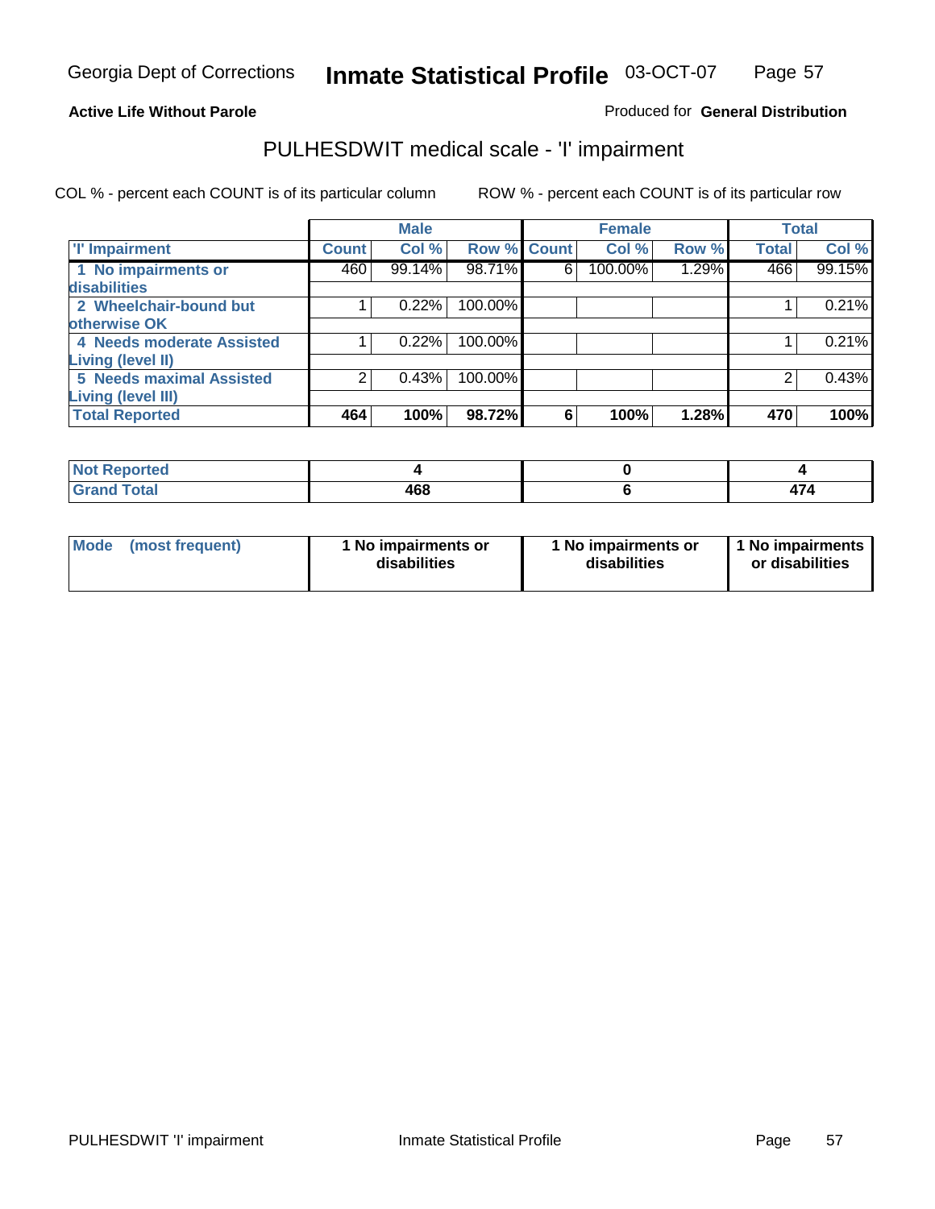Active Life Without Parole

Produced for **General Distribution**

## PULHESDWIT medical scale - 'I' impairment

COL % - percent each COUNT is of its particular column

ROW % - percent each COUNT is of its particular row

| | Male | | | Female | | | Total | |
|---|---|---|---|---|---|---|---|---|
| 'I' Impairment | Count | Col % | Row % | Count | Col % | Row % | Total | Col % |
| 1 No impairments or disabilities | 460 | 99.14% | 98.71% | 6 | 100.00% | 1.29% | 466 | 99.15% |
| 2 Wheelchair-bound but otherwise OK | 1 | 0.22% | 100.00% | | | | 1 | 0.21% |
| 4 Needs moderate Assisted Living (level II) | 1 | 0.22% | 100.00% | | | | 1 | 0.21% |
| 5 Needs maximal Assisted Living (level III) | 2 | 0.43% | 100.00% | | | | 2 | 0.43% |
| **Total Reported** | **464** | **100%** | **98.72%** | **6** | **100%** | **1.28%** | **470** | **100%** |

| | Male | Female | Total |
|---|---|---|---|
| Not Reported | 4 | 0 | 4 |
| Grand Total | 468 | 6 | 474 |

| | Male | Female | Total |
|---|---|---|---|
| Mode (most frequent) | 1 No impairments or disabilities | 1 No impairments or disabilities | 1 No impairments or disabilities |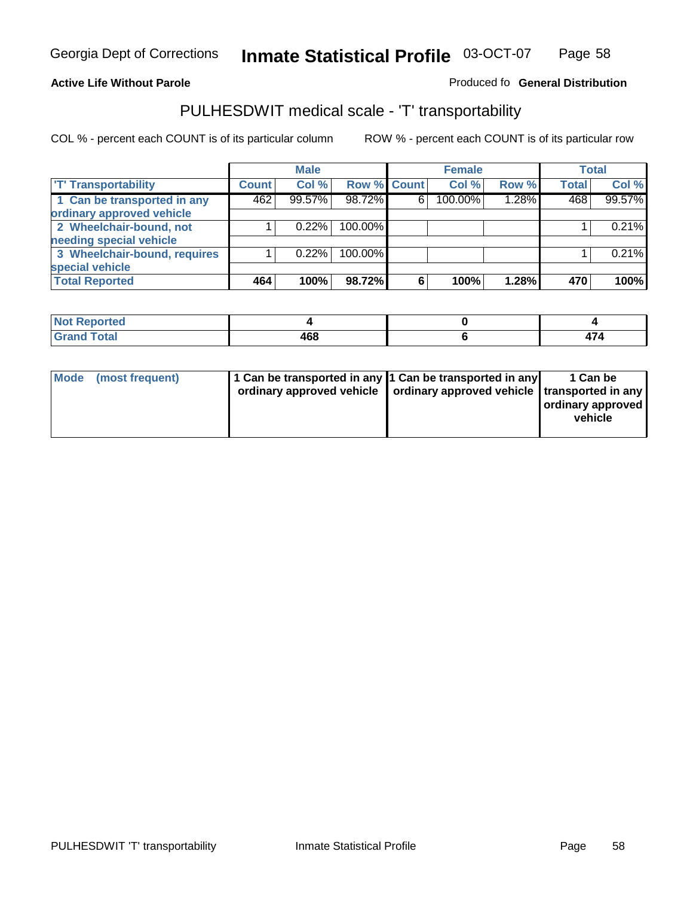Georgia Dept of Corrections **Inmate Statistical Profile** 03-OCT-07

**Active Life Without Parole**

Produced fo **General Distribution**

## PULHESDWIT medical scale - 'T' transportability

COL % - percent each COUNT is of its particular column     ROW % - percent each COUNT is of its particular row

| | Male | | | Female | | | Total | |
|---|---|---|---|---|---|---|---|---|
| 'T' Transportability | Count | Col % | Row % | Count | Col % | Row % | Total | Col % |
| 1 Can be transported in any ordinary approved vehicle | 462 | 99.57% | 98.72% | 6 | 100.00% | 1.28% | 468 | 99.57% |
| 2 Wheelchair-bound, not needing special vehicle | 1 | 0.22% | 100.00% | | | | 1 | 0.21% |
| 3 Wheelchair-bound, requires special vehicle | 1 | 0.22% | 100.00% | | | | 1 | 0.21% |
| **Total Reported** | **464** | **100%** | **98.72%** | **6** | **100%** | **1.28%** | **470** | **100%** |

| | Male | Female | Total |
|---|---|---|---|
| Not Reported | 4 | 0 | 4 |
| Grand Total | 468 | 6 | 474 |

| | Male | Female | Total |
|---|---|---|---|
| Mode (most frequent) | 1 Can be transported in any ordinary approved vehicle | 1 Can be transported in any ordinary approved vehicle | 1 Can be transported in any ordinary approved vehicle |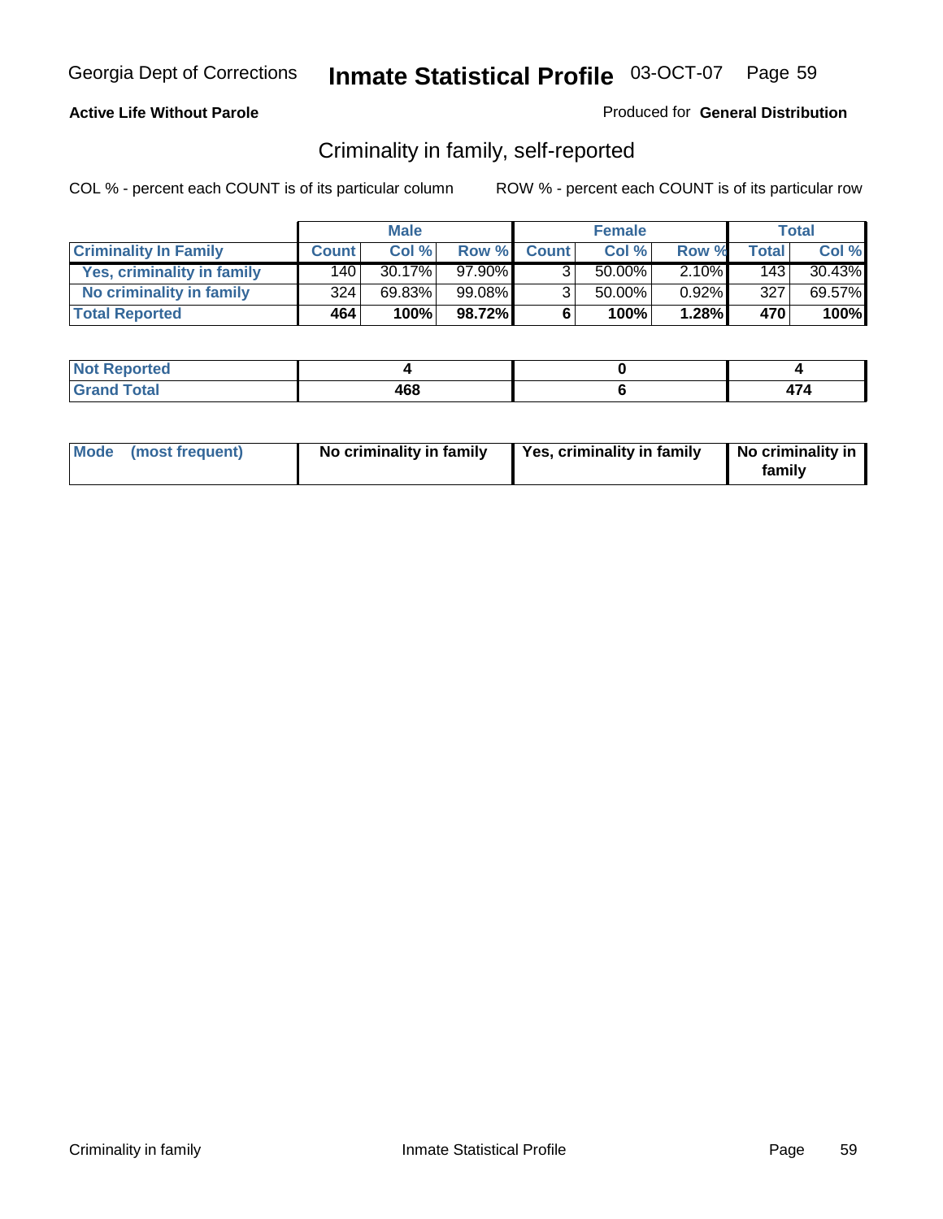Georgia Dept of Corrections **Inmate Statistical Profile** 03-OCT-07

**Active Life Without Parole**

Produced for **General Distribution**

## Criminality in family, self-reported

COL % - percent each COUNT is of its particular column ROW % - percent each COUNT is of its particular row

| | Male | | | Female | | | Total | |
|---|---|---|---|---|---|---|---|---|
| **Criminality In Family** | **Count** | **Col %** | **Row %** | **Count** | **Col %** | **Row %** | **Total** | **Col %** |
| **Yes, criminality in family** | 140 | 30.17% | 97.90% | 3 | 50.00% | 2.10% | 143 | 30.43% |
| **No criminality in family** | 324 | 69.83% | 99.08% | 3 | 50.00% | 0.92% | 327 | 69.57% |
| **Total Reported** | **464** | **100%** | **98.72%** | **6** | **100%** | **1.28%** | **470** | **100%** |

| | Male | Female | Total |
|---|---|---|---|
| **Not Reported** | **4** | **0** | **4** |
| **Grand Total** | **468** | **6** | **474** |

| | Male | Female | Total |
|---|---|---|---|
| **Mode (most frequent)** | **No criminality in family** | **Yes, criminality in family** | **No criminality in family** |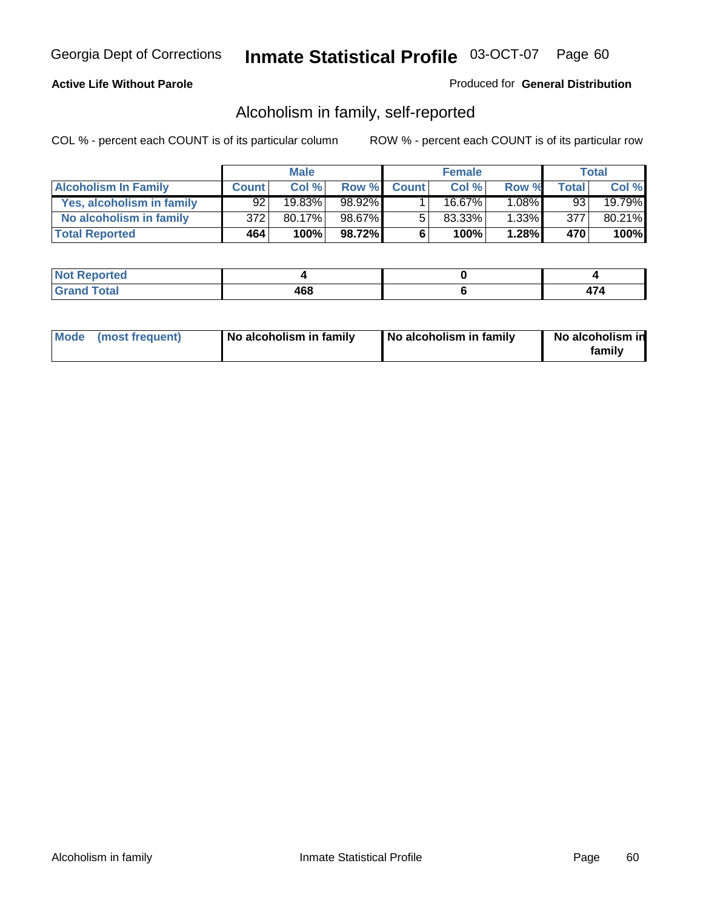Georgia Dept of Corrections **Inmate Statistical Profile** 03-OCT-07 Page 60

**Active Life Without Parole**

Produced for **General Distribution**

## Alcoholism in family, self-reported

COL % - percent each COUNT is of its particular column ROW % - percent each COUNT is of its particular row

| | Male | | | Female | | | Total | |
|---|---|---|---|---|---|---|---|---|
| **Alcoholism In Family** | **Count** | **Col %** | **Row %** | **Count** | **Col %** | **Row %** | **Total** | **Col %** |
| **Yes, alcoholism in family** | 92 | 19.83% | 98.92% | 1 | 16.67% | 1.08% | 93 | 19.79% |
| **No alcoholism in family** | 372 | 80.17% | 98.67% | 5 | 83.33% | 1.33% | 377 | 80.21% |
| **Total Reported** | **464** | **100%** | **98.72%** | **6** | **100%** | **1.28%** | **470** | **100%** |

| | Male | Female | Total |
|---|---|---|---|
| **Not Reported** | **4** | **0** | **4** |
| **Grand Total** | **468** | **6** | **474** |

| | Male | Female | Total |
|---|---|---|---|
| **Mode (most frequent)** | **No alcoholism in family** | **No alcoholism in family** | **No alcoholism in family** |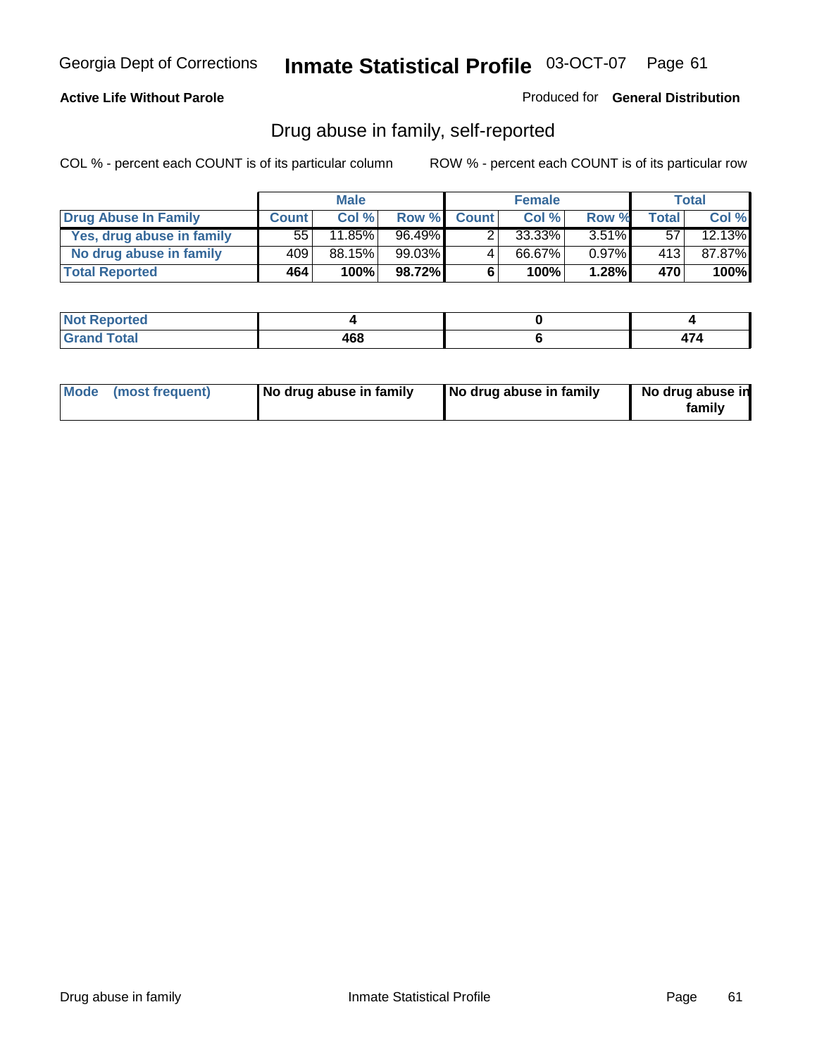Georgia Dept of Corrections **Inmate Statistical Profile** 03-OCT-07

**Active Life Without Parole**

Produced for **General Distribution**

## Drug abuse in family, self-reported

COL % - percent each COUNT is of its particular column ROW % - percent each COUNT is of its particular row

| | Male | | | Female | | | Total | |
|---|---|---|---|---|---|---|---|---|
| **Drug Abuse In Family** | **Count** | **Col %** | **Row %** | **Count** | **Col %** | **Row %** | **Total** | **Col %** |
| **Yes, drug abuse in family** | 55 | 11.85% | 96.49% | 2 | 33.33% | 3.51% | 57 | 12.13% |
| **No drug abuse in family** | 409 | 88.15% | 99.03% | 4 | 66.67% | 0.97% | 413 | 87.87% |
| **Total Reported** | **464** | **100%** | **98.72%** | **6** | **100%** | **1.28%** | **470** | **100%** |

| | Male | Female | Total |
|---|---|---|---|
| **Not Reported** | **4** | **0** | **4** |
| **Grand Total** | **468** | **6** | **474** |

| | Male | Female | Total |
|---|---|---|---|
| **Mode (most frequent)** | **No drug abuse in family** | **No drug abuse in family** | **No drug abuse in family** |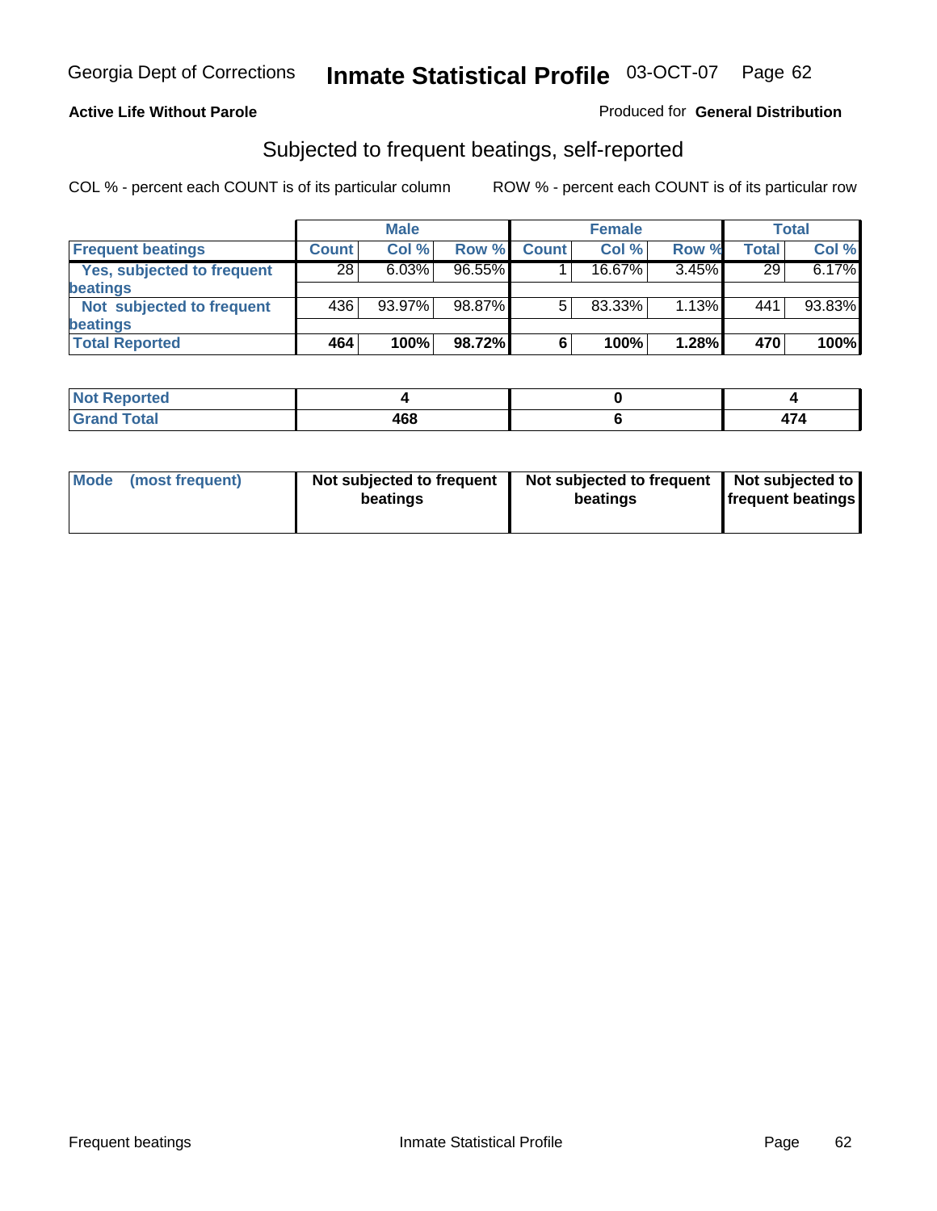Georgia Dept of Corrections **Inmate Statistical Profile** 03-OCT-07

**Active Life Without Parole**

Produced for **General Distribution**

## Subjected to frequent beatings, self-reported

COL % - percent each COUNT is of its particular column ROW % - percent each COUNT is of its particular row

| | Male | | | Female | | | Total | |
|---|---|---|---|---|---|---|---|---|
| **Frequent beatings** | **Count** | **Col %** | **Row %** | **Count** | **Col %** | **Row %** | **Total** | **Col %** |
| **Yes, subjected to frequent beatings** | 28 | 6.03% | 96.55% | 1 | 16.67% | 3.45% | 29 | 6.17% |
| **Not subjected to frequent beatings** | 436 | 93.97% | 98.87% | 5 | 83.33% | 1.13% | 441 | 93.83% |
| **Total Reported** | **464** | **100%** | **98.72%** | **6** | **100%** | **1.28%** | **470** | **100%** |

| | Male | Female | Total |
|---|---|---|---|
| **Not Reported** | **4** | **0** | **4** |
| **Grand Total** | **468** | **6** | **474** |

| | Male | Female | Total |
|---|---|---|---|
| **Mode (most frequent)** | **Not subjected to frequent beatings** | **Not subjected to frequent beatings** | **Not subjected to frequent beatings** |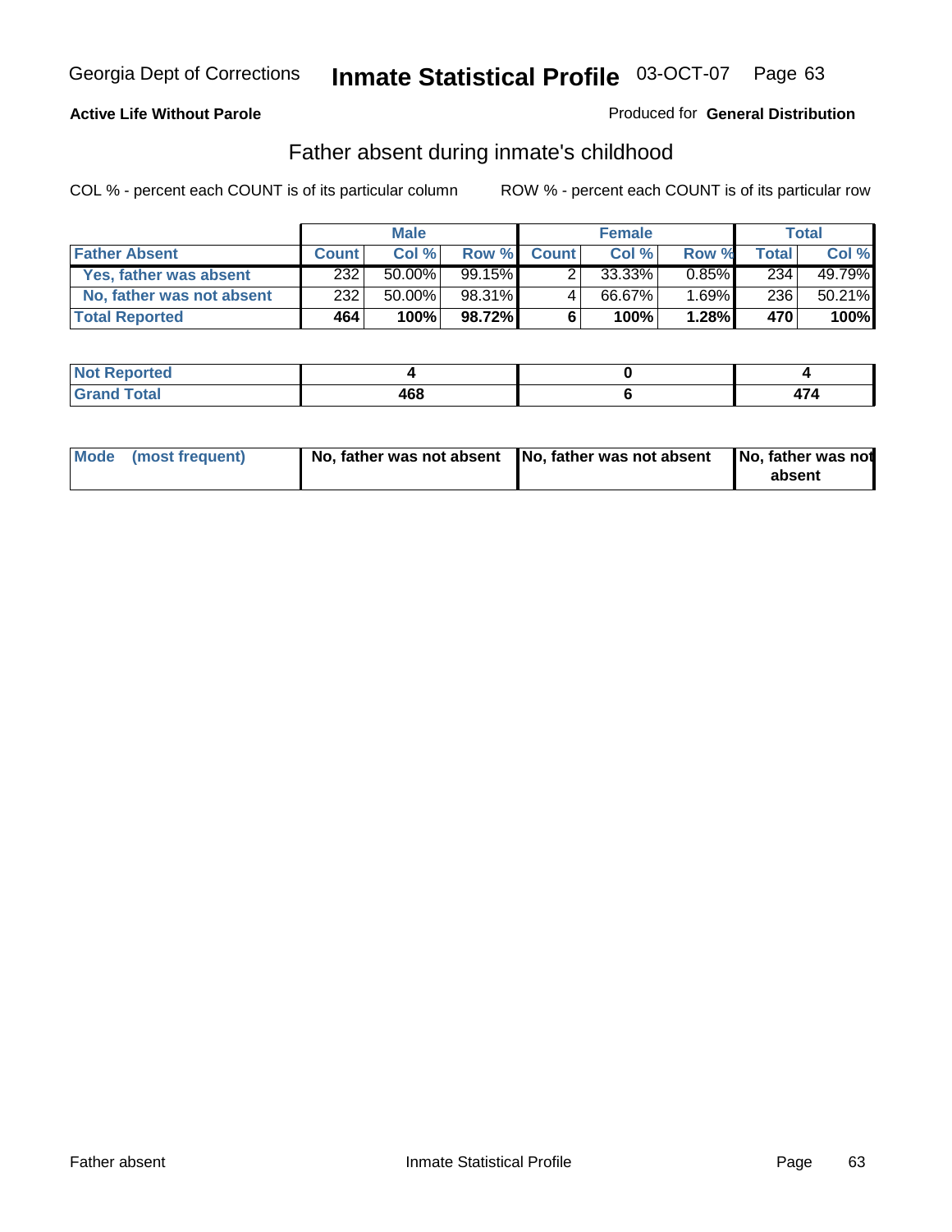Georgia Dept of Corrections **Inmate Statistical Profile** 03-OCT-07

**Active Life Without Parole**

Produced for **General Distribution**

## Father absent during inmate's childhood

COL % - percent each COUNT is of its particular column ROW % - percent each COUNT is of its particular row

| | Male | | | Female | | | Total | |
|---|---|---|---|---|---|---|---|---|
| **Father Absent** | **Count** | **Col %** | **Row %** | **Count** | **Col %** | **Row %** | **Total** | **Col %** |
| **Yes, father was absent** | 232 | 50.00% | 99.15% | 2 | 33.33% | 0.85% | 234 | 49.79% |
| **No, father was not absent** | 232 | 50.00% | 98.31% | 4 | 66.67% | 1.69% | 236 | 50.21% |
| **Total Reported** | **464** | **100%** | **98.72%** | **6** | **100%** | **1.28%** | **470** | **100%** |

| | Male | Female | Total |
|---|---|---|---|
| **Not Reported** | **4** | **0** | **4** |
| **Grand Total** | **468** | **6** | **474** |

| | Male | Female | Total |
|---|---|---|---|
| **Mode (most frequent)** | **No, father was not absent** | **No, father was not absent** | **No, father was not absent** |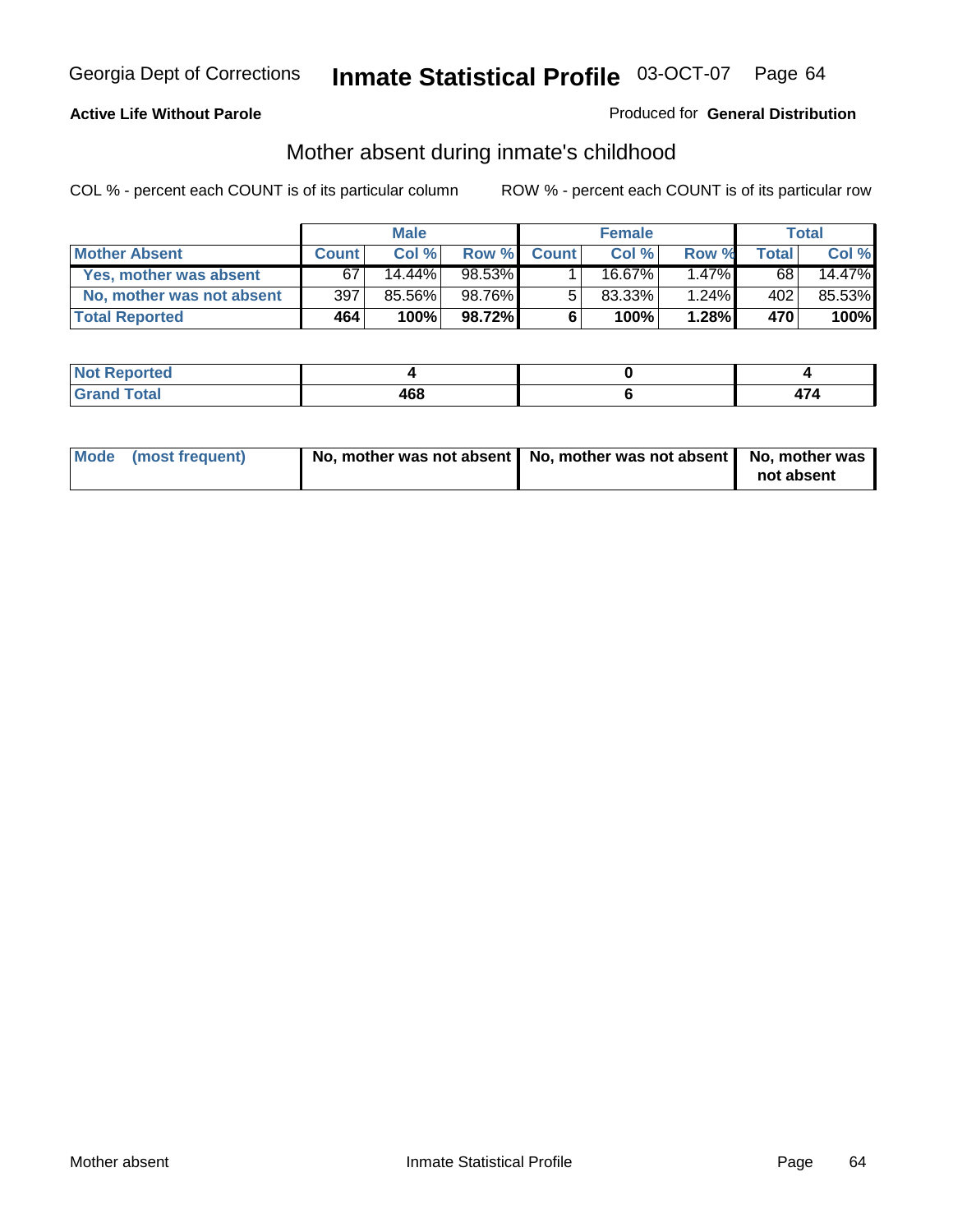**Active Life Without Parole**

Produced for **General Distribution**

## Mother absent during inmate's childhood

COL % - percent each COUNT is of its particular column

ROW % - percent each COUNT is of its particular row

| | Male | | | Female | | | Total | |
|---|---|---|---|---|---|---|---|---|
| **Mother Absent** | **Count** | **Col %** | **Row %** | **Count** | **Col %** | **Row %** | **Total** | **Col %** |
| **Yes, mother was absent** | 67 | 14.44% | 98.53% | 1 | 16.67% | 1.47% | 68 | 14.47% |
| **No, mother was not absent** | 397 | 85.56% | 98.76% | 5 | 83.33% | 1.24% | 402 | 85.53% |
| **Total Reported** | **464** | **100%** | **98.72%** | **6** | **100%** | **1.28%** | **470** | **100%** |

| | Male | Female | Total |
|---|---|---|---|
| **Not Reported** | **4** | **0** | **4** |
| **Grand Total** | **468** | **6** | **474** |

| | Male | Female | Total |
|---|---|---|---|
| **Mode (most frequent)** | **No, mother was not absent** | **No, mother was not absent** | **No, mother was not absent** |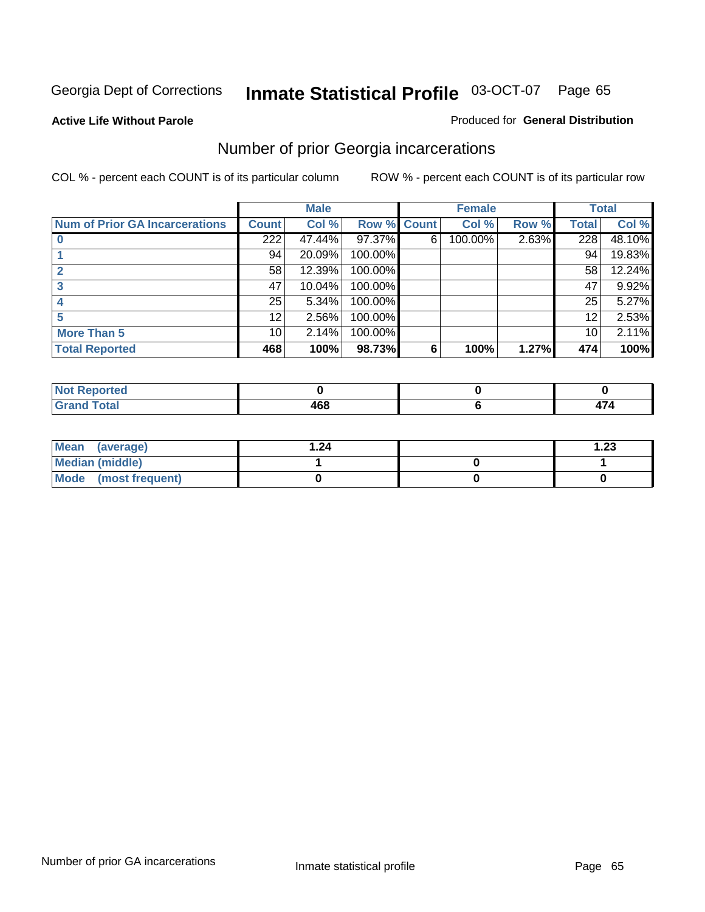Georgia Dept of Corrections **Inmate Statistical Profile** 03-OCT-07

**Active Life Without Parole**

Produced for **General Distribution**

## Number of prior Georgia incarcerations

COL % - percent each COUNT is of its particular column

ROW % - percent each COUNT is of its particular row

| | Male | | | Female | | | Total | |
|---|---|---|---|---|---|---|---|---|
| **Num of Prior GA Incarcerations** | **Count** | **Col %** | **Row %** | **Count** | **Col %** | **Row %** | **Total** | **Col %** |
| **0** | 222 | 47.44% | 97.37% | 6 | 100.00% | 2.63% | 228 | 48.10% |
| **1** | 94 | 20.09% | 100.00% | | | | 94 | 19.83% |
| **2** | 58 | 12.39% | 100.00% | | | | 58 | 12.24% |
| **3** | 47 | 10.04% | 100.00% | | | | 47 | 9.92% |
| **4** | 25 | 5.34% | 100.00% | | | | 25 | 5.27% |
| **5** | 12 | 2.56% | 100.00% | | | | 12 | 2.53% |
| **More Than 5** | 10 | 2.14% | 100.00% | | | | 10 | 2.11% |
| **Total Reported** | **468** | **100%** | **98.73%** | **6** | **100%** | **1.27%** | **474** | **100%** |

| | Male | Female | Total |
|---|---|---|---|
| **Not Reported** | **0** | **0** | **0** |
| **Grand Total** | **468** | **6** | **474** |

| | Male | Female | Total |
|---|---|---|---|
| **Mean (average)** | **1.24** | | **1.23** |
| **Median (middle)** | **1** | **0** | **1** |
| **Mode (most frequent)** | **0** | **0** | **0** |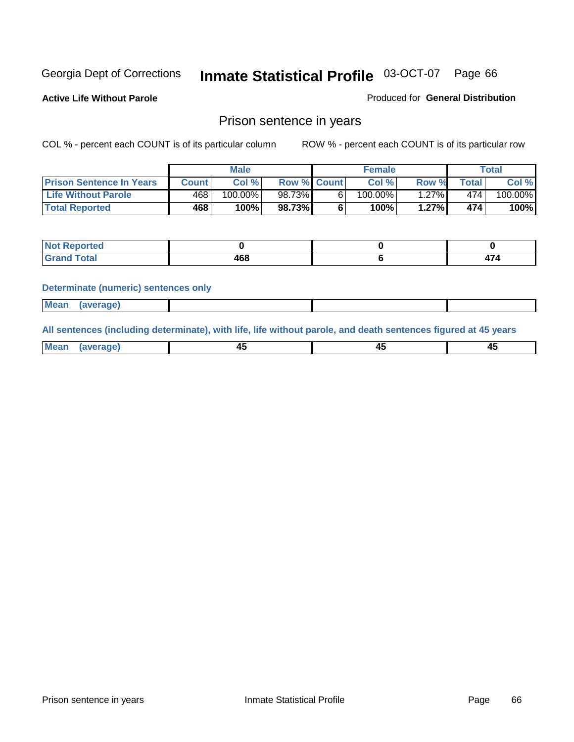Georgia Dept of Corrections **Inmate Statistical Profile** 03-OCT-07

**Active Life Without Parole**

Produced for **General Distribution**

## Prison sentence in years

COL % - percent each COUNT is of its particular column

ROW % - percent each COUNT is of its particular row

| | Male | | | Female | | | Total | |
|---|---|---|---|---|---|---|---|---|
| **Prison Sentence In Years** | **Count** | **Col %** | **Row %** | **Count** | **Col %** | **Row %** | **Total** | **Col %** |
| **Life Without Parole** | 468 | 100.00% | 98.73% | 6 | 100.00% | 1.27% | 474 | 100.00% |
| **Total Reported** | **468** | **100%** | **98.73%** | **6** | **100%** | **1.27%** | **474** | **100%** |

| | Male | Female | Total |
|---|---|---|---|
| **Not Reported** | **0** | **0** | **0** |
| **Grand Total** | **468** | **6** | **474** |

**Determinate (numeric) sentences only**

| | Male | Female | Total |
|---|---|---|---|
| **Mean (average)** | | | |

**All sentences (including determinate), with life, life without parole, and death sentences figured at 45 years**

| | Male | Female | Total |
|---|---|---|---|
| **Mean (average)** | **45** | **45** | **45** |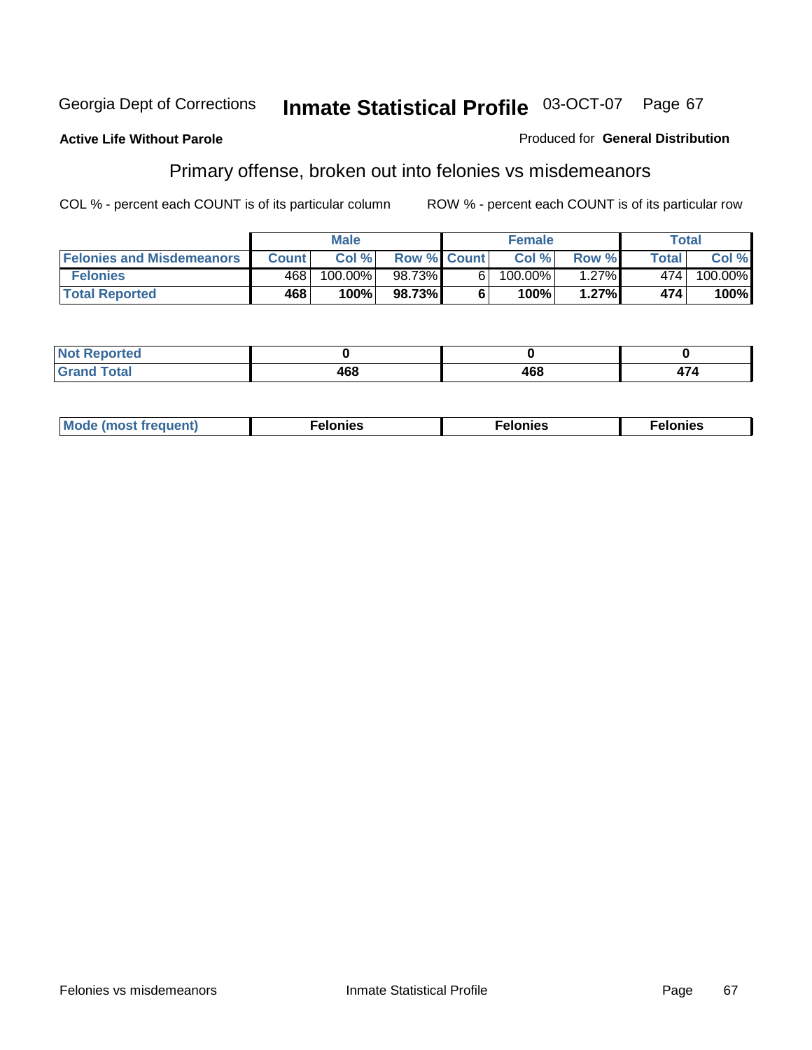Georgia Dept of Corrections **Inmate Statistical Profile** 03-OCT-07

**Active Life Without Parole**

Produced for **General Distribution**

## Primary offense, broken out into felonies vs misdemeanors

COL % - percent each COUNT is of its particular column ROW % - percent each COUNT is of its particular row

| | Male | | | Female | | | Total | |
|---|---|---|---|---|---|---|---|---|
| **Felonies and Misdemeanors** | **Count** | **Col %** | **Row %** | **Count** | **Col %** | **Row %** | **Total** | **Col %** |
| **Felonies** | 468 | 100.00% | 98.73% | 6 | 100.00% | 1.27% | 474 | 100.00% |
| **Total Reported** | **468** | **100%** | **98.73%** | **6** | **100%** | **1.27%** | **474** | **100%** |

| | Male | Female | Total |
|---|---|---|---|
| **Not Reported** | **0** | **0** | **0** |
| **Grand Total** | **468** | **468** | **474** |

| | Male | Female | Total |
|---|---|---|---|
| **Mode (most frequent)** | **Felonies** | **Felonies** | **Felonies** |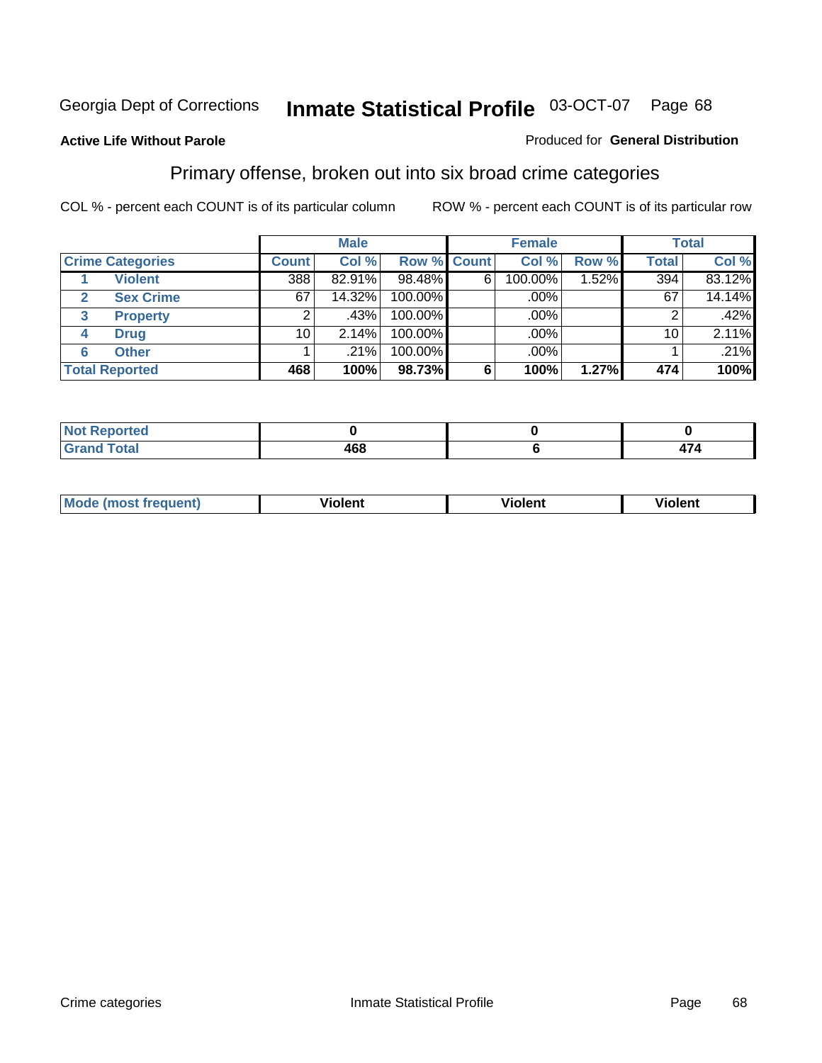Georgia Dept of Corrections **Inmate Statistical Profile** 03-OCT-07 Page 68

**Active Life Without Parole**

Produced for **General Distribution**

## Primary offense, broken out into six broad crime categories

COL % - percent each COUNT is of its particular column ROW % - percent each COUNT is of its particular row

| Crime Categories | | Male | | | Female | | | Total | |
|---|---|---|---|---|---|---|---|---|---|
| | | Count | Col % | Row % | Count | Col % | Row % | Total | Col % |
| 1 | Violent | 388 | 82.91% | 98.48% | 6 | 100.00% | 1.52% | 394 | 83.12% |
| 2 | Sex Crime | 67 | 14.32% | 100.00% | | .00% | | 67 | 14.14% |
| 3 | Property | 2 | .43% | 100.00% | | .00% | | 2 | .42% |
| 4 | Drug | 10 | 2.14% | 100.00% | | .00% | | 10 | 2.11% |
| 6 | Other | 1 | .21% | 100.00% | | .00% | | 1 | .21% |
| **Total Reported** | | **468** | **100%** | **98.73%** | **6** | **100%** | **1.27%** | **474** | **100%** |

| | Male | Female | Total |
|---|---|---|---|
| Not Reported | 0 | 0 | 0 |
| Grand Total | 468 | 6 | 474 |

| | Male | Female | Total |
|---|---|---|---|
| Mode (most frequent) | Violent | Violent | Violent |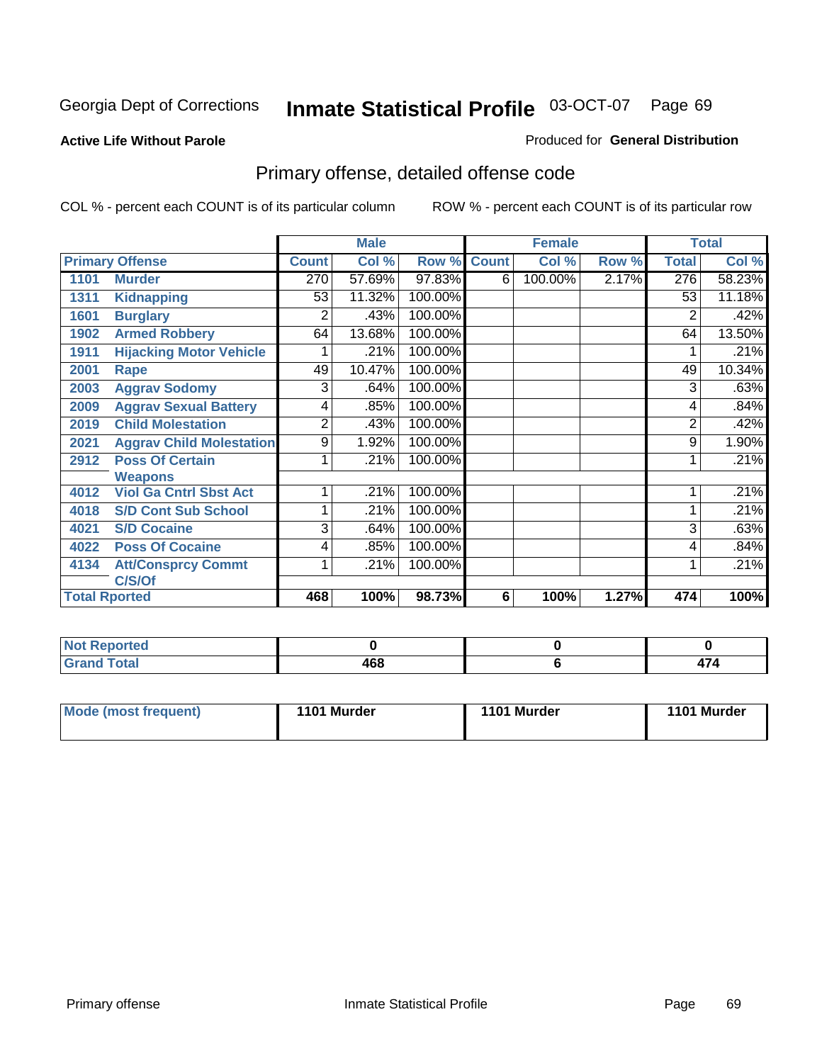Georgia Dept of Corrections **Inmate Statistical Profile** 03-OCT-07 Page 69

**Active Life Without Parole**

Produced for **General Distribution**

## Primary offense, detailed offense code

COL % - percent each COUNT is of its particular column ROW % - percent each COUNT is of its particular row

| Primary Offense | | Male | | | Female | | | Total | |
|---|---|---|---|---|---|---|---|---|---|
| | | Count | Col % | Row % | Count | Col % | Row % | Total | Col % |
| 1101 | Murder | 270 | 57.69% | 97.83% | 6 | 100.00% | 2.17% | 276 | 58.23% |
| 1311 | Kidnapping | 53 | 11.32% | 100.00% | | | | 53 | 11.18% |
| 1601 | Burglary | 2 | .43% | 100.00% | | | | 2 | .42% |
| 1902 | Armed Robbery | 64 | 13.68% | 100.00% | | | | 64 | 13.50% |
| 1911 | Hijacking Motor Vehicle | 1 | .21% | 100.00% | | | | 1 | .21% |
| 2001 | Rape | 49 | 10.47% | 100.00% | | | | 49 | 10.34% |
| 2003 | Aggrav Sodomy | 3 | .64% | 100.00% | | | | 3 | .63% |
| 2009 | Aggrav Sexual Battery | 4 | .85% | 100.00% | | | | 4 | .84% |
| 2019 | Child Molestation | 2 | .43% | 100.00% | | | | 2 | .42% |
| 2021 | Aggrav Child Molestation | 9 | 1.92% | 100.00% | | | | 9 | 1.90% |
| 2912 | Poss Of Certain Weapons | 1 | .21% | 100.00% | | | | 1 | .21% |
| 4012 | Viol Ga Cntrl Sbst Act | 1 | .21% | 100.00% | | | | 1 | .21% |
| 4018 | S/D Cont Sub School | 1 | .21% | 100.00% | | | | 1 | .21% |
| 4021 | S/D Cocaine | 3 | .64% | 100.00% | | | | 3 | .63% |
| 4022 | Poss Of Cocaine | 4 | .85% | 100.00% | | | | 4 | .84% |
| 4134 | Att/Consprcy Commt C/S/Of | 1 | .21% | 100.00% | | | | 1 | .21% |
| **Total Rported** | | **468** | **100%** | **98.73%** | **6** | **100%** | **1.27%** | **474** | **100%** |

| | Male | Female | Total |
|---|---|---|---|
| Not Reported | 0 | 0 | 0 |
| Grand Total | 468 | 6 | 474 |

| | Male | Female | Total |
|---|---|---|---|
| Mode (most frequent) | 1101 Murder | 1101 Murder | 1101 Murder |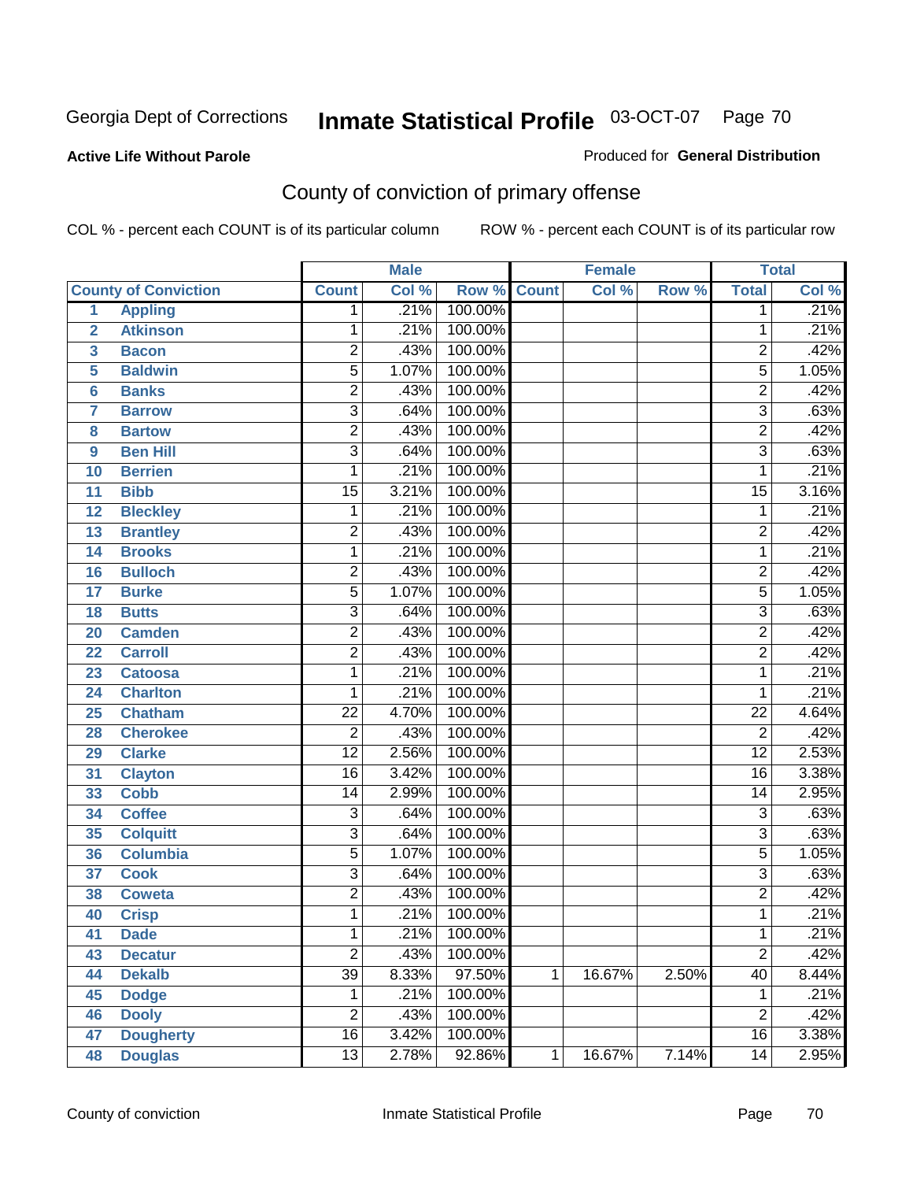Georgia Dept of Corrections **Inmate Statistical Profile** 03-OCT-07

**Active Life Without Parole**

Produced for **General Distribution**

## County of conviction of primary offense

COL % - percent each COUNT is of its particular column    ROW % - percent each COUNT is of its particular row

| County of Conviction | | Male | | | Female | | | Total | |
|---|---|---|---|---|---|---|---|---|---|
| | | Count | Col % | Row % | Count | Col % | Row % | Total | Col % |
| 1 | Appling | 1 | .21% | 100.00% | | | | 1 | .21% |
| 2 | Atkinson | 1 | .21% | 100.00% | | | | 1 | .21% |
| 3 | Bacon | 2 | .43% | 100.00% | | | | 2 | .42% |
| 5 | Baldwin | 5 | 1.07% | 100.00% | | | | 5 | 1.05% |
| 6 | Banks | 2 | .43% | 100.00% | | | | 2 | .42% |
| 7 | Barrow | 3 | .64% | 100.00% | | | | 3 | .63% |
| 8 | Bartow | 2 | .43% | 100.00% | | | | 2 | .42% |
| 9 | Ben Hill | 3 | .64% | 100.00% | | | | 3 | .63% |
| 10 | Berrien | 1 | .21% | 100.00% | | | | 1 | .21% |
| 11 | Bibb | 15 | 3.21% | 100.00% | | | | 15 | 3.16% |
| 12 | Bleckley | 1 | .21% | 100.00% | | | | 1 | .21% |
| 13 | Brantley | 2 | .43% | 100.00% | | | | 2 | .42% |
| 14 | Brooks | 1 | .21% | 100.00% | | | | 1 | .21% |
| 16 | Bulloch | 2 | .43% | 100.00% | | | | 2 | .42% |
| 17 | Burke | 5 | 1.07% | 100.00% | | | | 5 | 1.05% |
| 18 | Butts | 3 | .64% | 100.00% | | | | 3 | .63% |
| 20 | Camden | 2 | .43% | 100.00% | | | | 2 | .42% |
| 22 | Carroll | 2 | .43% | 100.00% | | | | 2 | .42% |
| 23 | Catoosa | 1 | .21% | 100.00% | | | | 1 | .21% |
| 24 | Charlton | 1 | .21% | 100.00% | | | | 1 | .21% |
| 25 | Chatham | 22 | 4.70% | 100.00% | | | | 22 | 4.64% |
| 28 | Cherokee | 2 | .43% | 100.00% | | | | 2 | .42% |
| 29 | Clarke | 12 | 2.56% | 100.00% | | | | 12 | 2.53% |
| 31 | Clayton | 16 | 3.42% | 100.00% | | | | 16 | 3.38% |
| 33 | Cobb | 14 | 2.99% | 100.00% | | | | 14 | 2.95% |
| 34 | Coffee | 3 | .64% | 100.00% | | | | 3 | .63% |
| 35 | Colquitt | 3 | .64% | 100.00% | | | | 3 | .63% |
| 36 | Columbia | 5 | 1.07% | 100.00% | | | | 5 | 1.05% |
| 37 | Cook | 3 | .64% | 100.00% | | | | 3 | .63% |
| 38 | Coweta | 2 | .43% | 100.00% | | | | 2 | .42% |
| 40 | Crisp | 1 | .21% | 100.00% | | | | 1 | .21% |
| 41 | Dade | 1 | .21% | 100.00% | | | | 1 | .21% |
| 43 | Decatur | 2 | .43% | 100.00% | | | | 2 | .42% |
| 44 | Dekalb | 39 | 8.33% | 97.50% | 1 | 16.67% | 2.50% | 40 | 8.44% |
| 45 | Dodge | 1 | .21% | 100.00% | | | | 1 | .21% |
| 46 | Dooly | 2 | .43% | 100.00% | | | | 2 | .42% |
| 47 | Dougherty | 16 | 3.42% | 100.00% | | | | 16 | 3.38% |
| 48 | Douglas | 13 | 2.78% | 92.86% | 1 | 16.67% | 7.14% | 14 | 2.95% |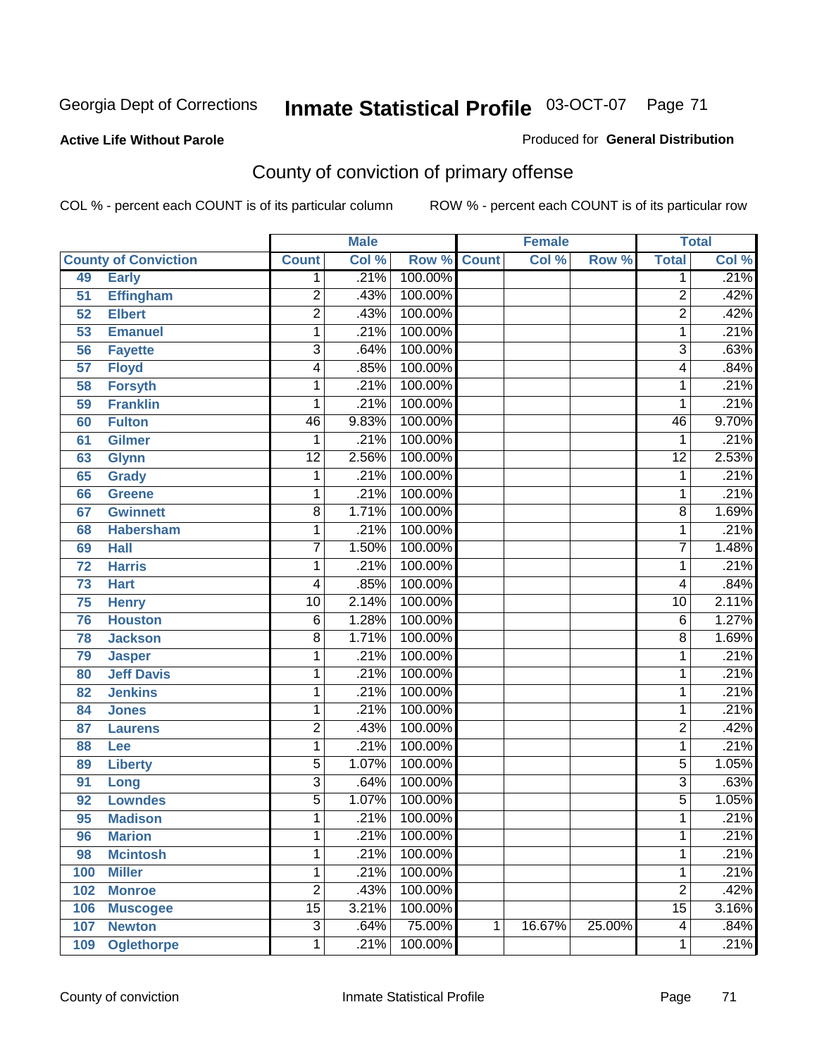Georgia Dept of Corrections **Inmate Statistical Profile** 03-OCT-07

**Active Life Without Parole**

Produced for **General Distribution**

## County of conviction of primary offense

COL % - percent each COUNT is of its particular column ROW % - percent each COUNT is of its particular row

| County of Conviction | | Male | | | Female | | | Total | |
|---|---|---|---|---|---|---|---|---|---|
| | | Count | Col % | Row % | Count | Col % | Row % | Total | Col % |
| 49 | Early | 1 | .21% | 100.00% | | | | 1 | .21% |
| 51 | Effingham | 2 | .43% | 100.00% | | | | 2 | .42% |
| 52 | Elbert | 2 | .43% | 100.00% | | | | 2 | .42% |
| 53 | Emanuel | 1 | .21% | 100.00% | | | | 1 | .21% |
| 56 | Fayette | 3 | .64% | 100.00% | | | | 3 | .63% |
| 57 | Floyd | 4 | .85% | 100.00% | | | | 4 | .84% |
| 58 | Forsyth | 1 | .21% | 100.00% | | | | 1 | .21% |
| 59 | Franklin | 1 | .21% | 100.00% | | | | 1 | .21% |
| 60 | Fulton | 46 | 9.83% | 100.00% | | | | 46 | 9.70% |
| 61 | Gilmer | 1 | .21% | 100.00% | | | | 1 | .21% |
| 63 | Glynn | 12 | 2.56% | 100.00% | | | | 12 | 2.53% |
| 65 | Grady | 1 | .21% | 100.00% | | | | 1 | .21% |
| 66 | Greene | 1 | .21% | 100.00% | | | | 1 | .21% |
| 67 | Gwinnett | 8 | 1.71% | 100.00% | | | | 8 | 1.69% |
| 68 | Habersham | 1 | .21% | 100.00% | | | | 1 | .21% |
| 69 | Hall | 7 | 1.50% | 100.00% | | | | 7 | 1.48% |
| 72 | Harris | 1 | .21% | 100.00% | | | | 1 | .21% |
| 73 | Hart | 4 | .85% | 100.00% | | | | 4 | .84% |
| 75 | Henry | 10 | 2.14% | 100.00% | | | | 10 | 2.11% |
| 76 | Houston | 6 | 1.28% | 100.00% | | | | 6 | 1.27% |
| 78 | Jackson | 8 | 1.71% | 100.00% | | | | 8 | 1.69% |
| 79 | Jasper | 1 | .21% | 100.00% | | | | 1 | .21% |
| 80 | Jeff Davis | 1 | .21% | 100.00% | | | | 1 | .21% |
| 82 | Jenkins | 1 | .21% | 100.00% | | | | 1 | .21% |
| 84 | Jones | 1 | .21% | 100.00% | | | | 1 | .21% |
| 87 | Laurens | 2 | .43% | 100.00% | | | | 2 | .42% |
| 88 | Lee | 1 | .21% | 100.00% | | | | 1 | .21% |
| 89 | Liberty | 5 | 1.07% | 100.00% | | | | 5 | 1.05% |
| 91 | Long | 3 | .64% | 100.00% | | | | 3 | .63% |
| 92 | Lowndes | 5 | 1.07% | 100.00% | | | | 5 | 1.05% |
| 95 | Madison | 1 | .21% | 100.00% | | | | 1 | .21% |
| 96 | Marion | 1 | .21% | 100.00% | | | | 1 | .21% |
| 98 | Mcintosh | 1 | .21% | 100.00% | | | | 1 | .21% |
| 100 | Miller | 1 | .21% | 100.00% | | | | 1 | .21% |
| 102 | Monroe | 2 | .43% | 100.00% | | | | 2 | .42% |
| 106 | Muscogee | 15 | 3.21% | 100.00% | | | | 15 | 3.16% |
| 107 | Newton | 3 | .64% | 75.00% | 1 | 16.67% | 25.00% | 4 | .84% |
| 109 | Oglethorpe | 1 | .21% | 100.00% | | | | 1 | .21% |

County of conviction Inmate Statistical Profile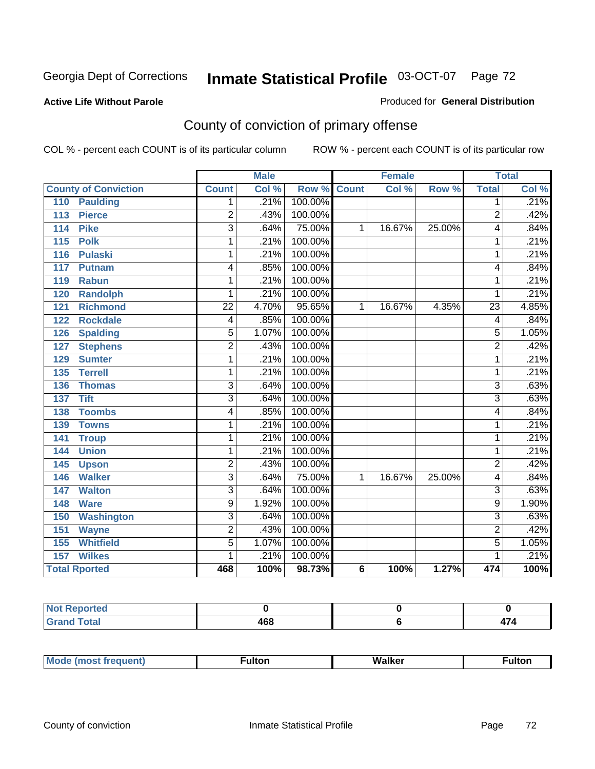Georgia Dept of Corrections **Inmate Statistical Profile** 03-OCT-07

**Active Life Without Parole** Produced for **General Distribution**

## County of conviction of primary offense

COL % - percent each COUNT is of its particular column ROW % - percent each COUNT is of its particular row

| | Male | | | Female | | | Total | |
|---|---|---|---|---|---|---|---|---|
| **County of Conviction** | **Count** | **Col %** | **Row %** | **Count** | **Col %** | **Row %** | **Total** | **Col %** |
| 110 Paulding | 1 | .21% | 100.00% | | | | 1 | .21% |
| 113 Pierce | 2 | .43% | 100.00% | | | | 2 | .42% |
| 114 Pike | 3 | .64% | 75.00% | 1 | 16.67% | 25.00% | 4 | .84% |
| 115 Polk | 1 | .21% | 100.00% | | | | 1 | .21% |
| 116 Pulaski | 1 | .21% | 100.00% | | | | 1 | .21% |
| 117 Putnam | 4 | .85% | 100.00% | | | | 4 | .84% |
| 119 Rabun | 1 | .21% | 100.00% | | | | 1 | .21% |
| 120 Randolph | 1 | .21% | 100.00% | | | | 1 | .21% |
| 121 Richmond | 22 | 4.70% | 95.65% | 1 | 16.67% | 4.35% | 23 | 4.85% |
| 122 Rockdale | 4 | .85% | 100.00% | | | | 4 | .84% |
| 126 Spalding | 5 | 1.07% | 100.00% | | | | 5 | 1.05% |
| 127 Stephens | 2 | .43% | 100.00% | | | | 2 | .42% |
| 129 Sumter | 1 | .21% | 100.00% | | | | 1 | .21% |
| 135 Terrell | 1 | .21% | 100.00% | | | | 1 | .21% |
| 136 Thomas | 3 | .64% | 100.00% | | | | 3 | .63% |
| 137 Tift | 3 | .64% | 100.00% | | | | 3 | .63% |
| 138 Toombs | 4 | .85% | 100.00% | | | | 4 | .84% |
| 139 Towns | 1 | .21% | 100.00% | | | | 1 | .21% |
| 141 Troup | 1 | .21% | 100.00% | | | | 1 | .21% |
| 144 Union | 1 | .21% | 100.00% | | | | 1 | .21% |
| 145 Upson | 2 | .43% | 100.00% | | | | 2 | .42% |
| 146 Walker | 3 | .64% | 75.00% | 1 | 16.67% | 25.00% | 4 | .84% |
| 147 Walton | 3 | .64% | 100.00% | | | | 3 | .63% |
| 148 Ware | 9 | 1.92% | 100.00% | | | | 9 | 1.90% |
| 150 Washington | 3 | .64% | 100.00% | | | | 3 | .63% |
| 151 Wayne | 2 | .43% | 100.00% | | | | 2 | .42% |
| 155 Whitfield | 5 | 1.07% | 100.00% | | | | 5 | 1.05% |
| 157 Wilkes | 1 | .21% | 100.00% | | | | 1 | .21% |
| **Total Rported** | **468** | **100%** | **98.73%** | **6** | **100%** | **1.27%** | **474** | **100%** |

| | Male | Female | Total |
|---|---|---|---|
| Not Reported | 0 | 0 | 0 |
| Grand Total | 468 | 6 | 474 |

| | Male | Female | Total |
|---|---|---|---|
| Mode (most frequent) | Fulton | Walker | Fulton |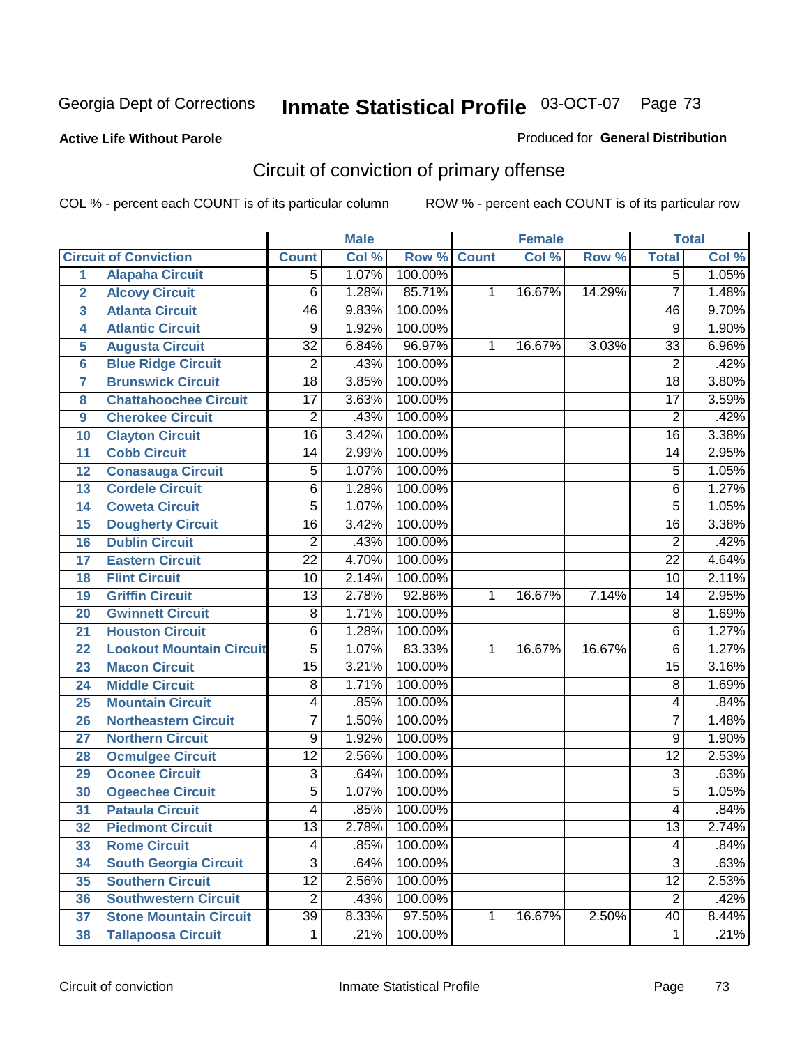Georgia Dept of Corrections **Inmate Statistical Profile** 03-OCT-07

**Active Life Without Parole**

Produced for **General Distribution**

## Circuit of conviction of primary offense

COL % - percent each COUNT is of its particular column ROW % - percent each COUNT is of its particular row

| | | Male | | | Female | | | Total | |
|---|---|---|---|---|---|---|---|---|---|
| | **Circuit of Conviction** | **Count** | **Col %** | **Row %** | **Count** | **Col %** | **Row %** | **Total** | **Col %** |
| 1 | **Alapaha Circuit** | 5 | 1.07% | 100.00% | | | | 5 | 1.05% |
| 2 | **Alcovy Circuit** | 6 | 1.28% | 85.71% | 1 | 16.67% | 14.29% | 7 | 1.48% |
| 3 | **Atlanta Circuit** | 46 | 9.83% | 100.00% | | | | 46 | 9.70% |
| 4 | **Atlantic Circuit** | 9 | 1.92% | 100.00% | | | | 9 | 1.90% |
| 5 | **Augusta Circuit** | 32 | 6.84% | 96.97% | 1 | 16.67% | 3.03% | 33 | 6.96% |
| 6 | **Blue Ridge Circuit** | 2 | .43% | 100.00% | | | | 2 | .42% |
| 7 | **Brunswick Circuit** | 18 | 3.85% | 100.00% | | | | 18 | 3.80% |
| 8 | **Chattahoochee Circuit** | 17 | 3.63% | 100.00% | | | | 17 | 3.59% |
| 9 | **Cherokee Circuit** | 2 | .43% | 100.00% | | | | 2 | .42% |
| 10 | **Clayton Circuit** | 16 | 3.42% | 100.00% | | | | 16 | 3.38% |
| 11 | **Cobb Circuit** | 14 | 2.99% | 100.00% | | | | 14 | 2.95% |
| 12 | **Conasauga Circuit** | 5 | 1.07% | 100.00% | | | | 5 | 1.05% |
| 13 | **Cordele Circuit** | 6 | 1.28% | 100.00% | | | | 6 | 1.27% |
| 14 | **Coweta Circuit** | 5 | 1.07% | 100.00% | | | | 5 | 1.05% |
| 15 | **Dougherty Circuit** | 16 | 3.42% | 100.00% | | | | 16 | 3.38% |
| 16 | **Dublin Circuit** | 2 | .43% | 100.00% | | | | 2 | .42% |
| 17 | **Eastern Circuit** | 22 | 4.70% | 100.00% | | | | 22 | 4.64% |
| 18 | **Flint Circuit** | 10 | 2.14% | 100.00% | | | | 10 | 2.11% |
| 19 | **Griffin Circuit** | 13 | 2.78% | 92.86% | 1 | 16.67% | 7.14% | 14 | 2.95% |
| 20 | **Gwinnett Circuit** | 8 | 1.71% | 100.00% | | | | 8 | 1.69% |
| 21 | **Houston Circuit** | 6 | 1.28% | 100.00% | | | | 6 | 1.27% |
| 22 | **Lookout Mountain Circuit** | 5 | 1.07% | 83.33% | 1 | 16.67% | 16.67% | 6 | 1.27% |
| 23 | **Macon Circuit** | 15 | 3.21% | 100.00% | | | | 15 | 3.16% |
| 24 | **Middle Circuit** | 8 | 1.71% | 100.00% | | | | 8 | 1.69% |
| 25 | **Mountain Circuit** | 4 | .85% | 100.00% | | | | 4 | .84% |
| 26 | **Northeastern Circuit** | 7 | 1.50% | 100.00% | | | | 7 | 1.48% |
| 27 | **Northern Circuit** | 9 | 1.92% | 100.00% | | | | 9 | 1.90% |
| 28 | **Ocmulgee Circuit** | 12 | 2.56% | 100.00% | | | | 12 | 2.53% |
| 29 | **Oconee Circuit** | 3 | .64% | 100.00% | | | | 3 | .63% |
| 30 | **Ogeechee Circuit** | 5 | 1.07% | 100.00% | | | | 5 | 1.05% |
| 31 | **Pataula Circuit** | 4 | .85% | 100.00% | | | | 4 | .84% |
| 32 | **Piedmont Circuit** | 13 | 2.78% | 100.00% | | | | 13 | 2.74% |
| 33 | **Rome Circuit** | 4 | .85% | 100.00% | | | | 4 | .84% |
| 34 | **South Georgia Circuit** | 3 | .64% | 100.00% | | | | 3 | .63% |
| 35 | **Southern Circuit** | 12 | 2.56% | 100.00% | | | | 12 | 2.53% |
| 36 | **Southwestern Circuit** | 2 | .43% | 100.00% | | | | 2 | .42% |
| 37 | **Stone Mountain Circuit** | 39 | 8.33% | 97.50% | 1 | 16.67% | 2.50% | 40 | 8.44% |
| 38 | **Tallapoosa Circuit** | 1 | .21% | 100.00% | | | | 1 | .21% |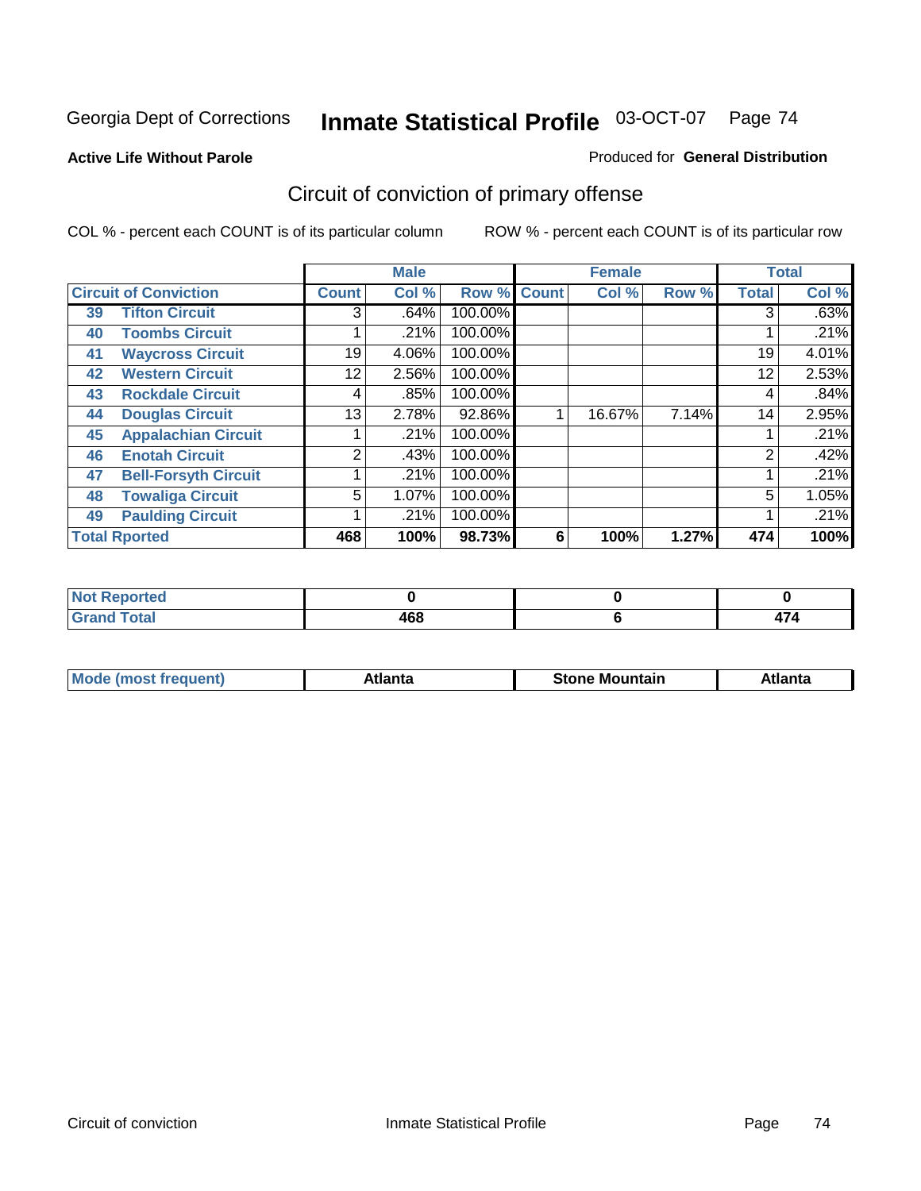Georgia Dept of Corrections **Inmate Statistical Profile** 03-OCT-07

**Active Life Without Parole**

Produced for **General Distribution**

## Circuit of conviction of primary offense

COL % - percent each COUNT is of its particular column

ROW % - percent each COUNT is of its particular row

| Circuit of Conviction | | Male | | | Female | | | Total | |
|---|---|---|---|---|---|---|---|---|---|
| | | Count | Col % | Row % | Count | Col % | Row % | Total | Col % |
| 39 | Tifton Circuit | 3 | .64% | 100.00% | | | | 3 | .63% |
| 40 | Toombs Circuit | 1 | .21% | 100.00% | | | | 1 | .21% |
| 41 | Waycross Circuit | 19 | 4.06% | 100.00% | | | | 19 | 4.01% |
| 42 | Western Circuit | 12 | 2.56% | 100.00% | | | | 12 | 2.53% |
| 43 | Rockdale Circuit | 4 | .85% | 100.00% | | | | 4 | .84% |
| 44 | Douglas Circuit | 13 | 2.78% | 92.86% | 1 | 16.67% | 7.14% | 14 | 2.95% |
| 45 | Appalachian Circuit | 1 | .21% | 100.00% | | | | 1 | .21% |
| 46 | Enotah Circuit | 2 | .43% | 100.00% | | | | 2 | .42% |
| 47 | Bell-Forsyth Circuit | 1 | .21% | 100.00% | | | | 1 | .21% |
| 48 | Towaliga Circuit | 5 | 1.07% | 100.00% | | | | 5 | 1.05% |
| 49 | Paulding Circuit | 1 | .21% | 100.00% | | | | 1 | .21% |
| **Total Rported** | | **468** | **100%** | **98.73%** | **6** | **100%** | **1.27%** | **474** | **100%** |

| | Male | Female | Total |
|---|---|---|---|
| Not Reported | **0** | **0** | **0** |
| Grand Total | **468** | **6** | **474** |

| | Male | Female | Total |
|---|---|---|---|
| Mode (most frequent) | **Atlanta** | **Stone Mountain** | **Atlanta** |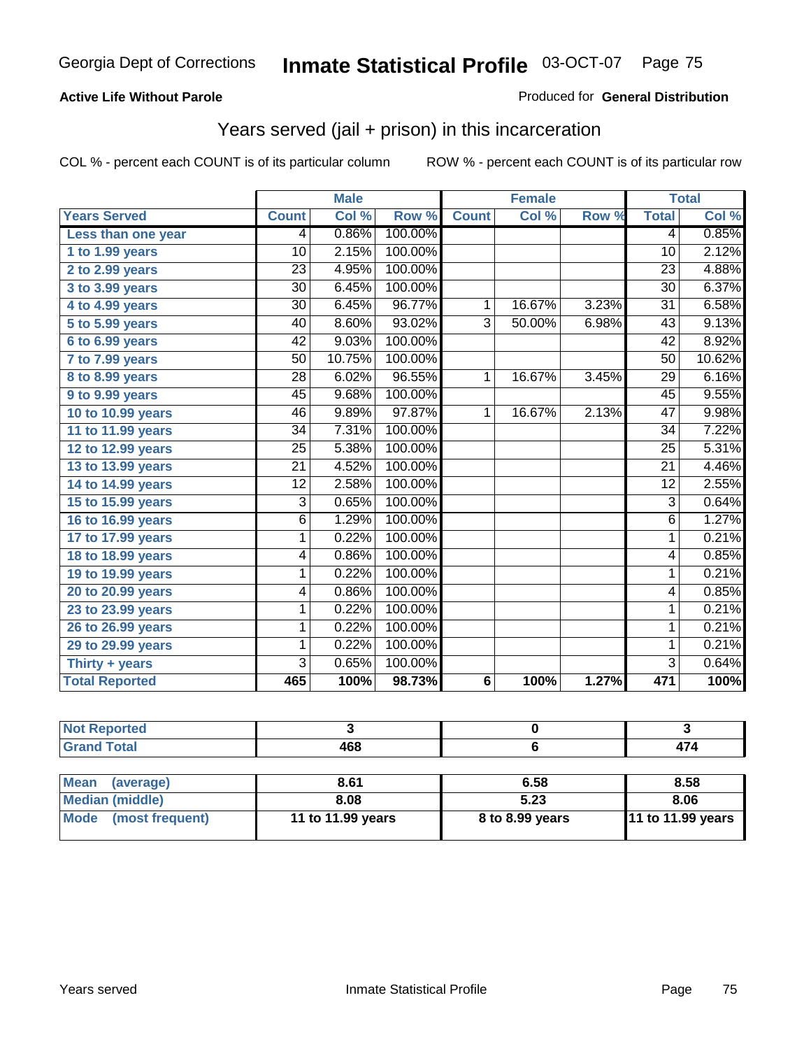Georgia Dept of Corrections **Inmate Statistical Profile** 03-OCT-07

**Active Life Without Parole**

Produced for **General Distribution**

## Years served (jail + prison) in this incarceration

COL % - percent each COUNT is of its particular column    ROW % - percent each COUNT is of its particular row

| | Male | | | Female | | | Total | |
|---|---|---|---|---|---|---|---|---|
| **Years Served** | **Count** | **Col %** | **Row %** | **Count** | **Col %** | **Row %** | **Total** | **Col %** |
| Less than one year | 4 | 0.86% | 100.00% | | | | 4 | 0.85% |
| 1 to 1.99 years | 10 | 2.15% | 100.00% | | | | 10 | 2.12% |
| 2 to 2.99 years | 23 | 4.95% | 100.00% | | | | 23 | 4.88% |
| 3 to 3.99 years | 30 | 6.45% | 100.00% | | | | 30 | 6.37% |
| 4 to 4.99 years | 30 | 6.45% | 96.77% | 1 | 16.67% | 3.23% | 31 | 6.58% |
| 5 to 5.99 years | 40 | 8.60% | 93.02% | 3 | 50.00% | 6.98% | 43 | 9.13% |
| 6 to 6.99 years | 42 | 9.03% | 100.00% | | | | 42 | 8.92% |
| 7 to 7.99 years | 50 | 10.75% | 100.00% | | | | 50 | 10.62% |
| 8 to 8.99 years | 28 | 6.02% | 96.55% | 1 | 16.67% | 3.45% | 29 | 6.16% |
| 9 to 9.99 years | 45 | 9.68% | 100.00% | | | | 45 | 9.55% |
| 10 to 10.99 years | 46 | 9.89% | 97.87% | 1 | 16.67% | 2.13% | 47 | 9.98% |
| 11 to 11.99 years | 34 | 7.31% | 100.00% | | | | 34 | 7.22% |
| 12 to 12.99 years | 25 | 5.38% | 100.00% | | | | 25 | 5.31% |
| 13 to 13.99 years | 21 | 4.52% | 100.00% | | | | 21 | 4.46% |
| 14 to 14.99 years | 12 | 2.58% | 100.00% | | | | 12 | 2.55% |
| 15 to 15.99 years | 3 | 0.65% | 100.00% | | | | 3 | 0.64% |
| 16 to 16.99 years | 6 | 1.29% | 100.00% | | | | 6 | 1.27% |
| 17 to 17.99 years | 1 | 0.22% | 100.00% | | | | 1 | 0.21% |
| 18 to 18.99 years | 4 | 0.86% | 100.00% | | | | 4 | 0.85% |
| 19 to 19.99 years | 1 | 0.22% | 100.00% | | | | 1 | 0.21% |
| 20 to 20.99 years | 4 | 0.86% | 100.00% | | | | 4 | 0.85% |
| 23 to 23.99 years | 1 | 0.22% | 100.00% | | | | 1 | 0.21% |
| 26 to 26.99 years | 1 | 0.22% | 100.00% | | | | 1 | 0.21% |
| 29 to 29.99 years | 1 | 0.22% | 100.00% | | | | 1 | 0.21% |
| Thirty + years | 3 | 0.65% | 100.00% | | | | 3 | 0.64% |
| **Total Reported** | **465** | **100%** | **98.73%** | **6** | **100%** | **1.27%** | **471** | **100%** |

| | Male | Female | Total |
|---|---|---|---|
| Not Reported | 3 | 0 | 3 |
| Grand Total | 468 | 6 | 474 |

| | Male | Female | Total |
|---|---|---|---|
| Mean (average) | 8.61 | 6.58 | 8.58 |
| Median (middle) | 8.08 | 5.23 | 8.06 |
| Mode (most frequent) | 11 to 11.99 years | 8 to 8.99 years | 11 to 11.99 years |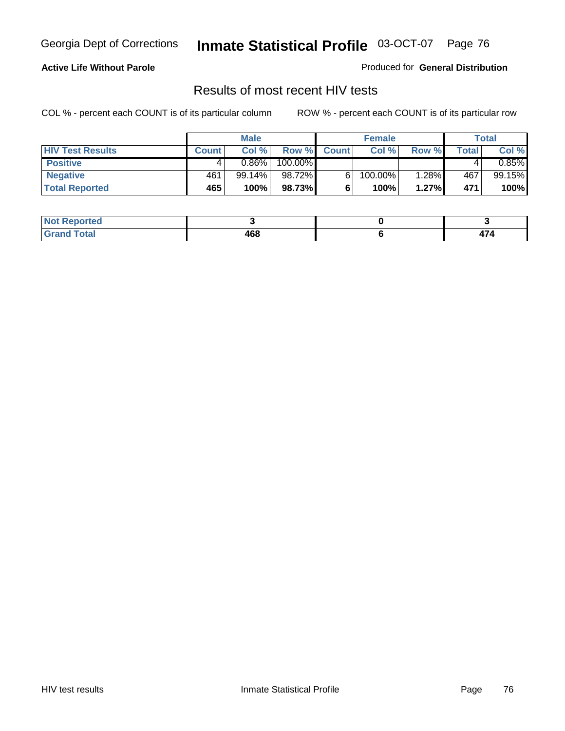Georgia Dept of Corrections **Inmate Statistical Profile** 03-OCT-07

**Active Life Without Parole**

Produced for **General Distribution**

## Results of most recent HIV tests

COL % - percent each COUNT is of its particular column    ROW % - percent each COUNT is of its particular row

| | Male | | | Female | | | Total | |
|---|---|---|---|---|---|---|---|---|
| **HIV Test Results** | **Count** | **Col %** | **Row %** | **Count** | **Col %** | **Row %** | **Total** | **Col %** |
| **Positive** | 4 | 0.86% | 100.00% | | | | 4 | 0.85% |
| **Negative** | 461 | 99.14% | 98.72% | 6 | 100.00% | 1.28% | 467 | 99.15% |
| **Total Reported** | **465** | **100%** | **98.73%** | **6** | **100%** | **1.27%** | **471** | **100%** |

| | Male | Female | Total |
|---|---|---|---|
| **Not Reported** | **3** | **0** | **3** |
| **Grand Total** | **468** | **6** | **474** |

HIV test results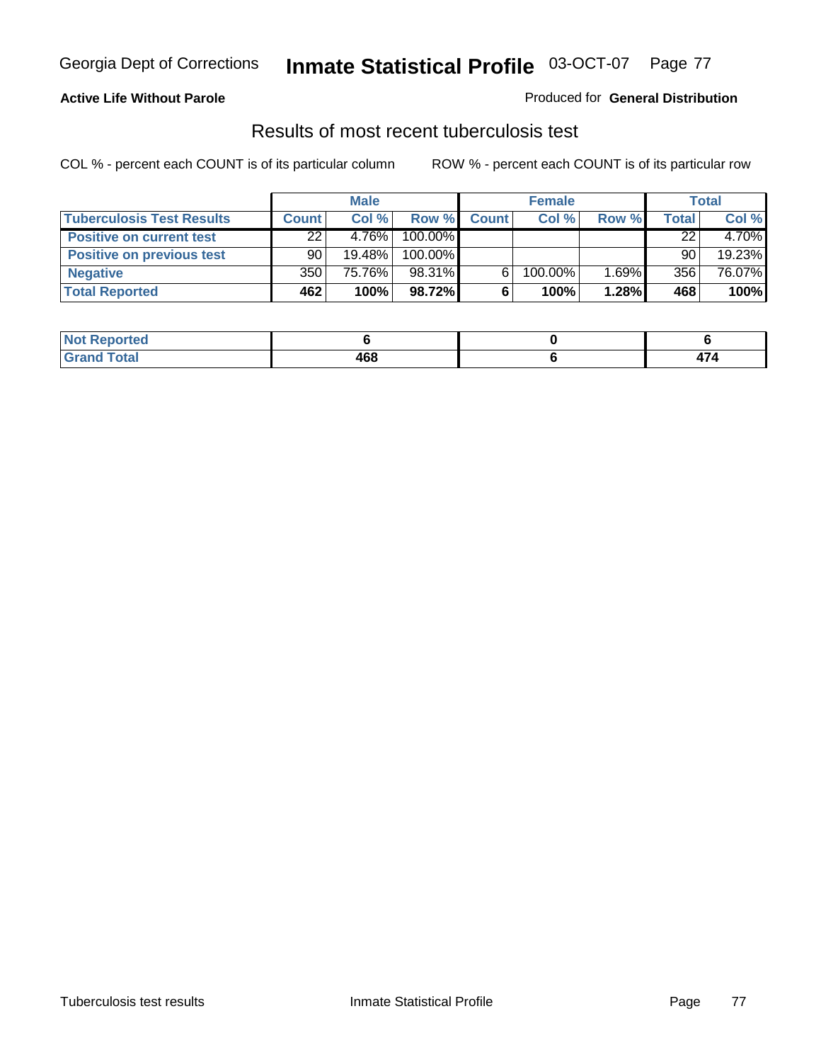Georgia Dept of Corrections **Inmate Statistical Profile** 03-OCT-07

**Active Life Without Parole**

Produced for **General Distribution**

## Results of most recent tuberculosis test

COL % - percent each COUNT is of its particular column ROW % - percent each COUNT is of its particular row

| | Male | | | Female | | | Total | |
|---|---|---|---|---|---|---|---|---|
| **Tuberculosis Test Results** | **Count** | **Col %** | **Row %** | **Count** | **Col %** | **Row %** | **Total** | **Col %** |
| **Positive on current test** | 22 | 4.76% | 100.00% | | | | 22 | 4.70% |
| **Positive on previous test** | 90 | 19.48% | 100.00% | | | | 90 | 19.23% |
| **Negative** | 350 | 75.76% | 98.31% | 6 | 100.00% | 1.69% | 356 | 76.07% |
| **Total Reported** | **462** | **100%** | **98.72%** | **6** | **100%** | **1.28%** | **468** | **100%** |

| | Male | Female | Total |
|---|---|---|---|
| **Not Reported** | **6** | **0** | **6** |
| **Grand Total** | **468** | **6** | **474** |

Tuberculosis test results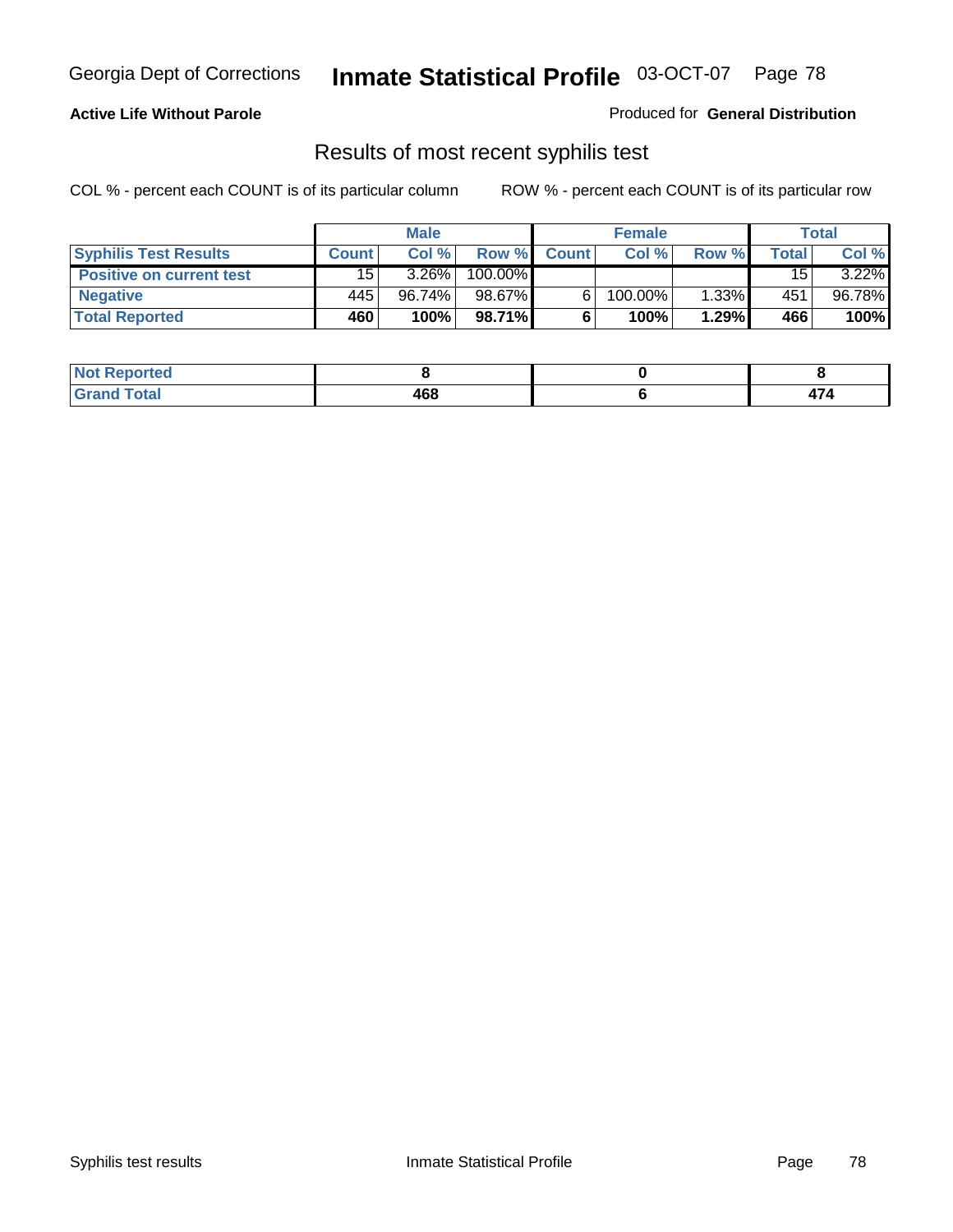Georgia Dept of Corrections **Inmate Statistical Profile** 03-OCT-07

**Active Life Without Parole**

Produced for **General Distribution**

## Results of most recent syphilis test

COL % - percent each COUNT is of its particular column    ROW % - percent each COUNT is of its particular row

| | Male | | | Female | | | Total | |
|---|---|---|---|---|---|---|---|---|
| **Syphilis Test Results** | **Count** | **Col %** | **Row %** | **Count** | **Col %** | **Row %** | **Total** | **Col %** |
| **Positive on current test** | 15 | 3.26% | 100.00% | | | | 15 | 3.22% |
| **Negative** | 445 | 96.74% | 98.67% | 6 | 100.00% | 1.33% | 451 | 96.78% |
| **Total Reported** | **460** | **100%** | **98.71%** | **6** | **100%** | **1.29%** | **466** | **100%** |

| | Male | Female | Total |
|---|---|---|---|
| **Not Reported** | **8** | **0** | **8** |
| **Grand Total** | **468** | **6** | **474** |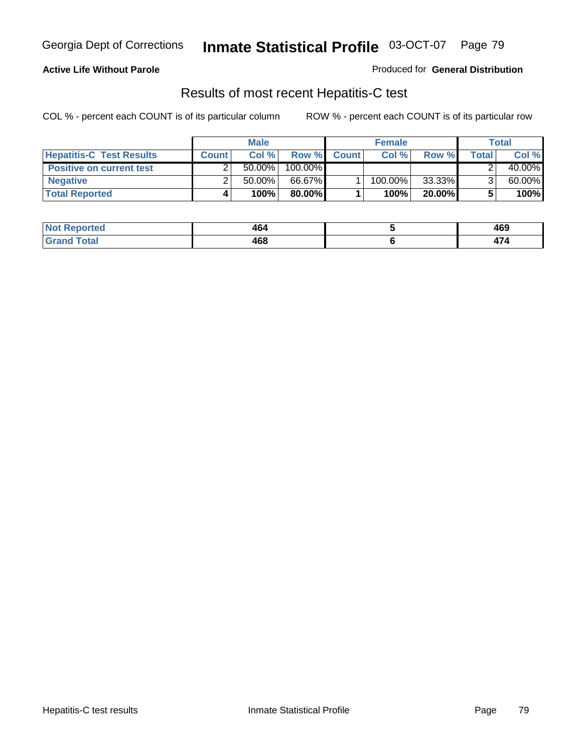Georgia Dept of Corrections **Inmate Statistical Profile** 03-OCT-07

**Active Life Without Parole**

Produced for **General Distribution**

## Results of most recent Hepatitis-C test

COL % - percent each COUNT is of its particular column

ROW % - percent each COUNT is of its particular row

| | Male | | | Female | | | Total | |
|---|---|---|---|---|---|---|---|---|
| **Hepatitis-C Test Results** | **Count** | **Col %** | **Row %** | **Count** | **Col %** | **Row %** | **Total** | **Col %** |
| **Positive on current test** | 2 | 50.00% | 100.00% | | | | 2 | 40.00% |
| **Negative** | 2 | 50.00% | 66.67% | 1 | 100.00% | 33.33% | 3 | 60.00% |
| **Total Reported** | **4** | **100%** | **80.00%** | **1** | **100%** | **20.00%** | **5** | **100%** |

| | Male | Female | Total |
|---|---|---|---|
| **Not Reported** | **464** | **5** | **469** |
| **Grand Total** | **468** | **6** | **474** |

Hepatitis-C test results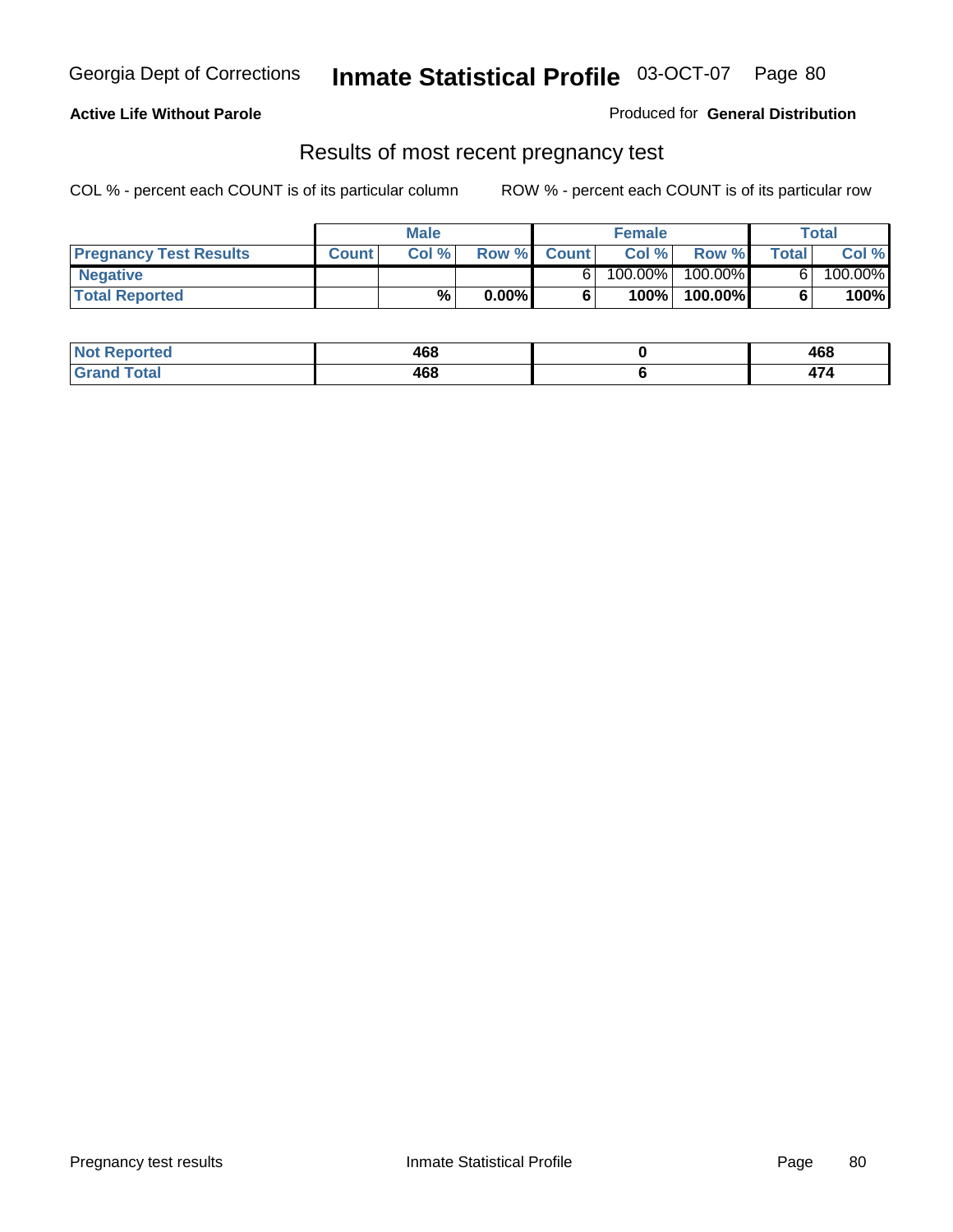Georgia Dept of Corrections **Inmate Statistical Profile** 03-OCT-07

**Active Life Without Parole**

Produced for **General Distribution**

## Results of most recent pregnancy test

COL % - percent each COUNT is of its particular column    ROW % - percent each COUNT is of its particular row

| | Male | | | Female | | | Total | |
|---|---|---|---|---|---|---|---|---|
| **Pregnancy Test Results** | **Count** | **Col %** | **Row %** | **Count** | **Col %** | **Row %** | **Total** | **Col %** |
| **Negative** | | | | 6 | 100.00% | 100.00% | 6 | 100.00% |
| **Total Reported** | | **%** | **0.00%** | **6** | **100%** | **100.00%** | **6** | **100%** |

| | Male | Female | Total |
|---|---|---|---|
| **Not Reported** | **468** | **0** | **468** |
| **Grand Total** | **468** | **6** | **474** |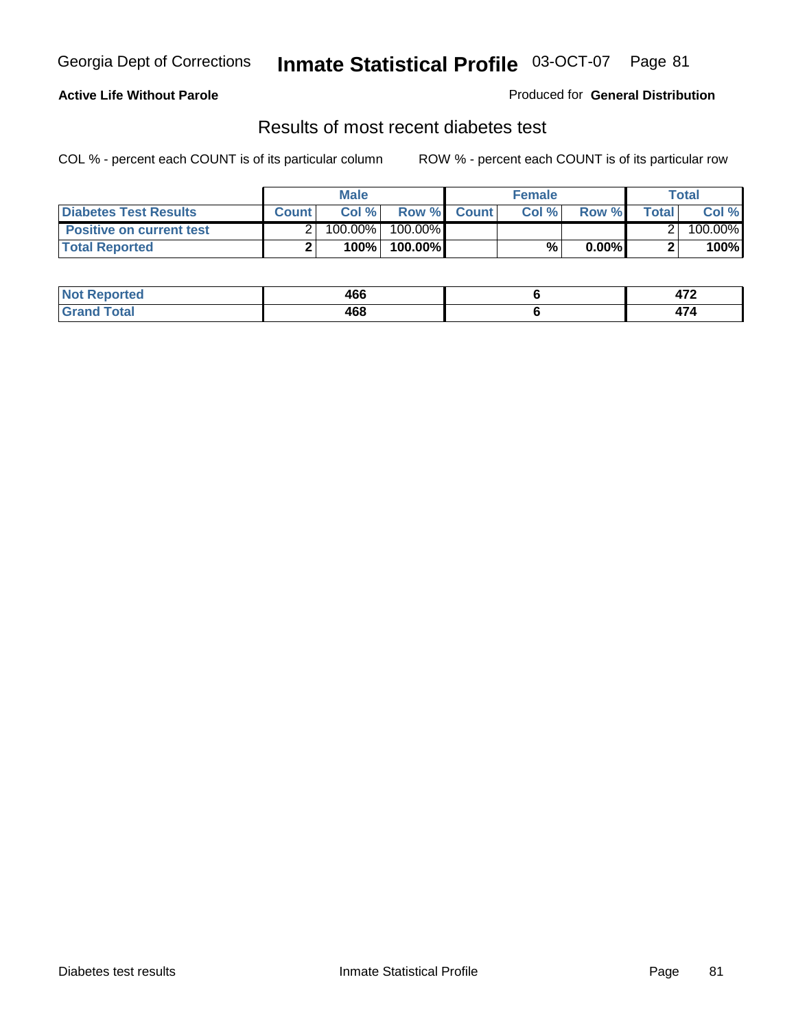Georgia Dept of Corrections **Inmate Statistical Profile** 03-OCT-07

**Active Life Without Parole**

Produced for **General Distribution**

## Results of most recent diabetes test

COL % - percent each COUNT is of its particular column        ROW % - percent each COUNT is of its particular row

| | Male | | | Female | | | Total | |
|---|---|---|---|---|---|---|---|---|
| **Diabetes Test Results** | **Count** | **Col %** | **Row %** | **Count** | **Col %** | **Row %** | **Total** | **Col %** |
| **Positive on current test** | 2 | 100.00% | 100.00% | | | | 2 | 100.00% |
| **Total Reported** | **2** | **100%** | **100.00%** | | **%** | **0.00%** | **2** | **100%** |

| | Male | Female | Total |
|---|---|---|---|
| **Not Reported** | **466** | **6** | **472** |
| **Grand Total** | **468** | **6** | **474** |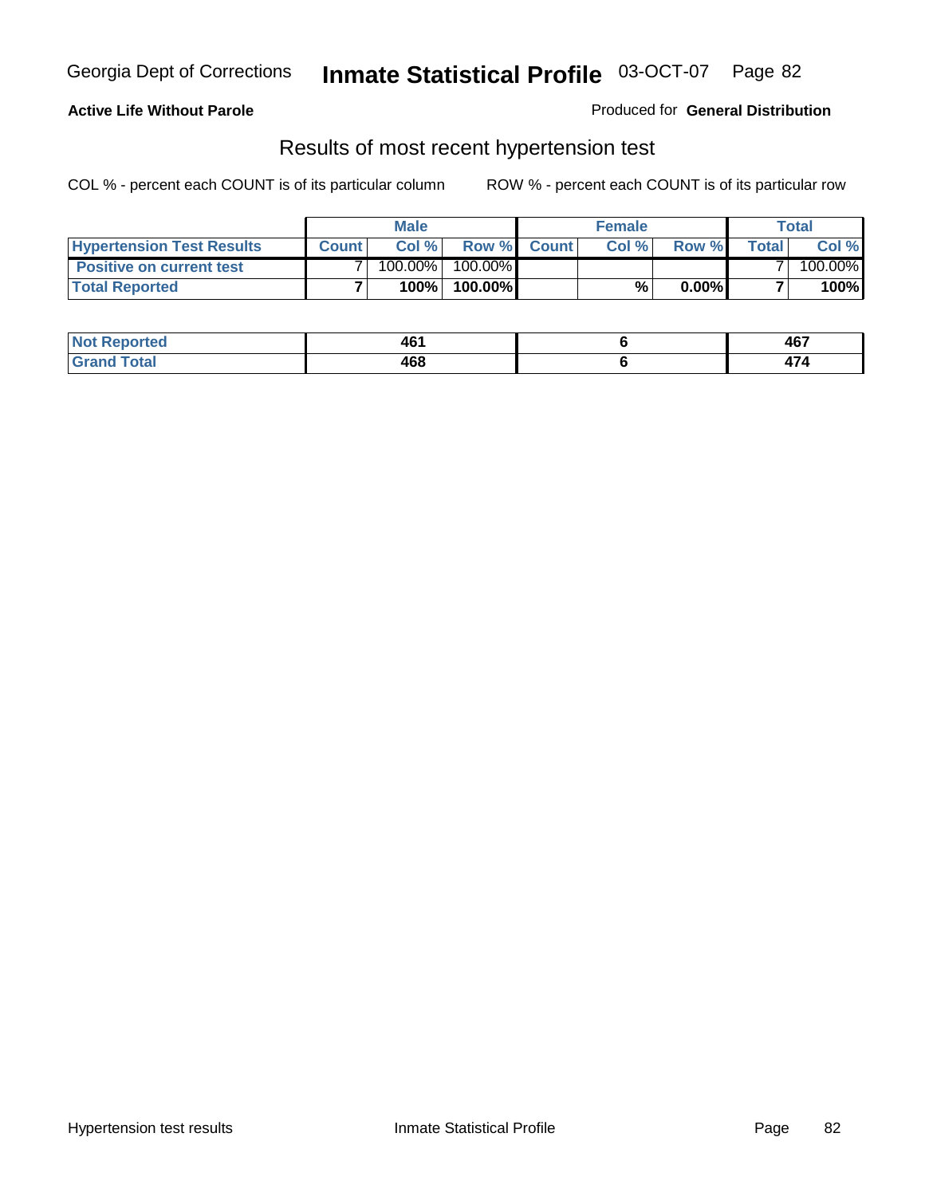**Active Life Without Parole**

Produced for **General Distribution**

## Results of most recent hypertension test

COL % - percent each COUNT is of its particular column

ROW % - percent each COUNT is of its particular row

| | Male | | | Female | | | Total | |
|---|---|---|---|---|---|---|---|---|
| **Hypertension Test Results** | **Count** | **Col %** | **Row %** | **Count** | **Col %** | **Row %** | **Total** | **Col %** |
| **Positive on current test** | 7 | 100.00% | 100.00% | | | | 7 | 100.00% |
| **Total Reported** | **7** | **100%** | **100.00%** | | **%** | **0.00%** | **7** | **100%** |

| | Male | Female | Total |
|---|---|---|---|
| **Not Reported** | **461** | **6** | **467** |
| **Grand Total** | **468** | **6** | **474** |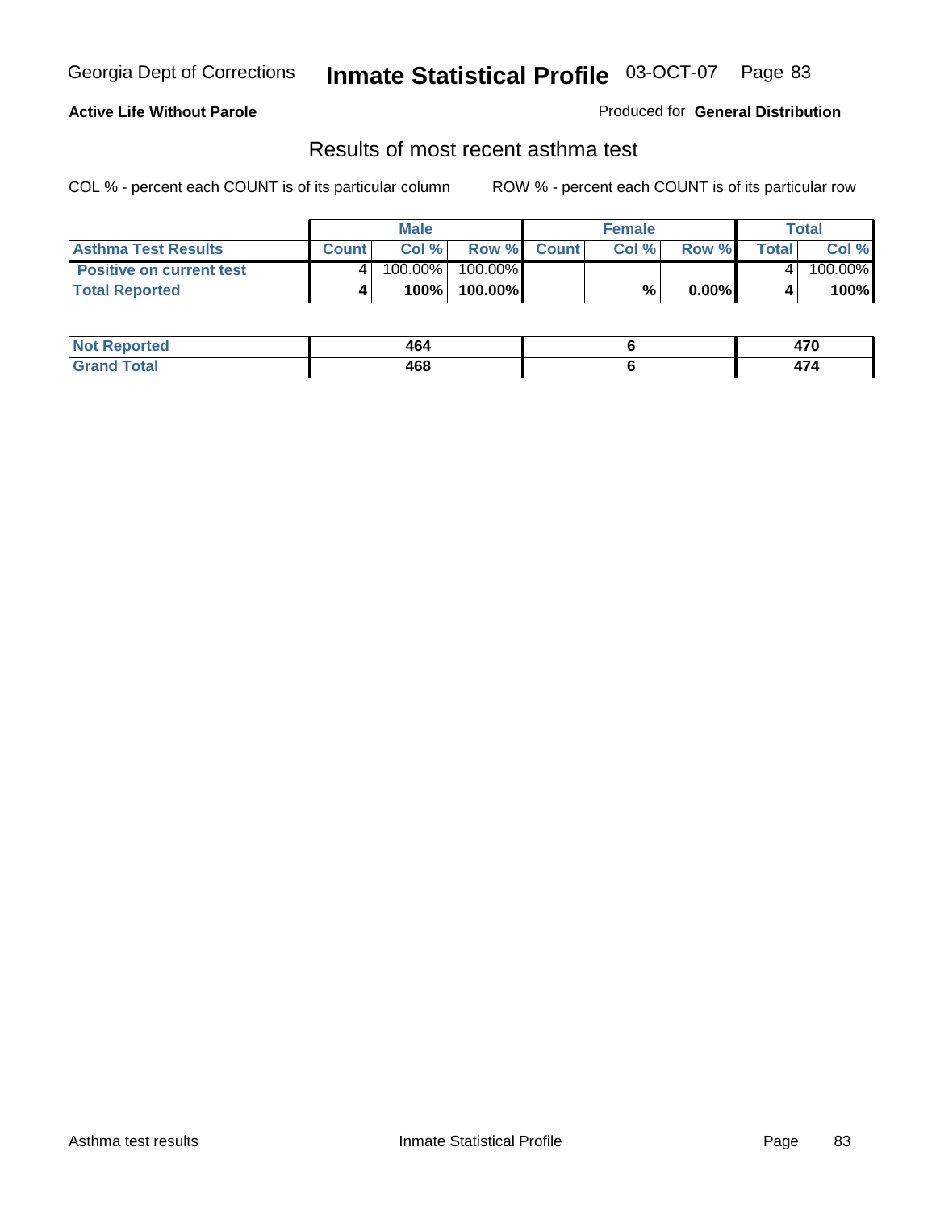Georgia Dept of Corrections **Inmate Statistical Profile** 03-OCT-07

**Active Life Without Parole**

Produced for **General Distribution**

## Results of most recent asthma test

COL % - percent each COUNT is of its particular column    ROW % - percent each COUNT is of its particular row

| | Male | | | Female | | | Total | |
|---|---|---|---|---|---|---|---|---|
| **Asthma Test Results** | **Count** | **Col %** | **Row %** | **Count** | **Col %** | **Row %** | **Total** | **Col %** |
| **Positive on current test** | 4 | 100.00% | 100.00% | | | | 4 | 100.00% |
| **Total Reported** | **4** | **100%** | **100.00%** | | **%** | **0.00%** | **4** | **100%** |

| | Male | Female | Total |
|---|---|---|---|
| **Not Reported** | **464** | **6** | **470** |
| **Grand Total** | **468** | **6** | **474** |

Asthma test results    Inmate Statistical Profile